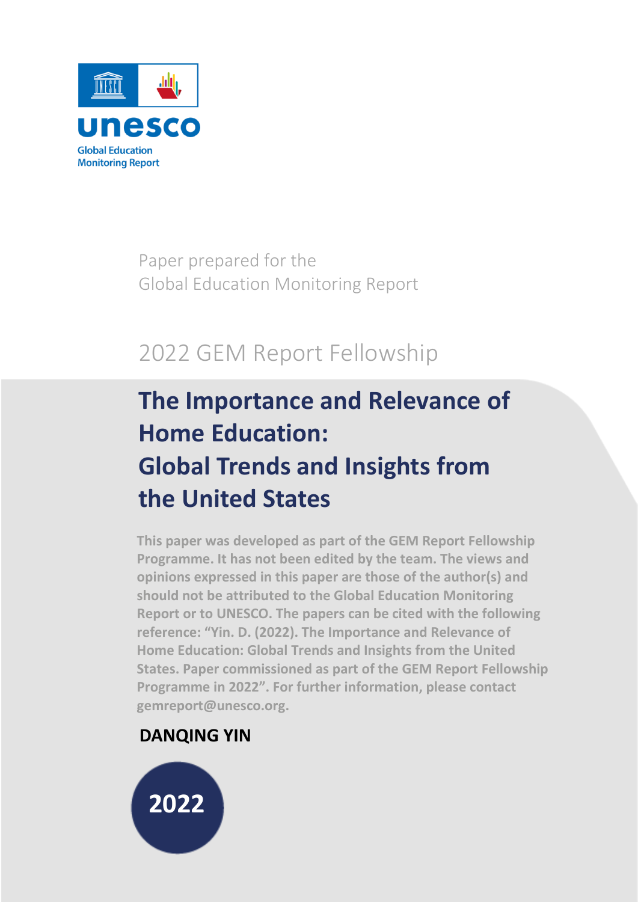unesco

Global Education Monitoring Report

Paper prepared for the
Global Education Monitoring Report

2022 GEM Report Fellowship

# The Importance and Relevance of Home Education: Global Trends and Insights from the United States

This paper was developed as part of the GEM Report Fellowship Programme. It has not been edited by the team. The views and opinions expressed in this paper are those of the author(s) and should not be attributed to the Global Education Monitoring Report or to UNESCO. The papers can be cited with the following reference: "Yin. D. (2022). The Importance and Relevance of Home Education: Global Trends and Insights from the United States. Paper commissioned as part of the GEM Report Fellowship Programme in 2022". For further information, please contact gemreport@unesco.org.

**DANQING YIN**

2022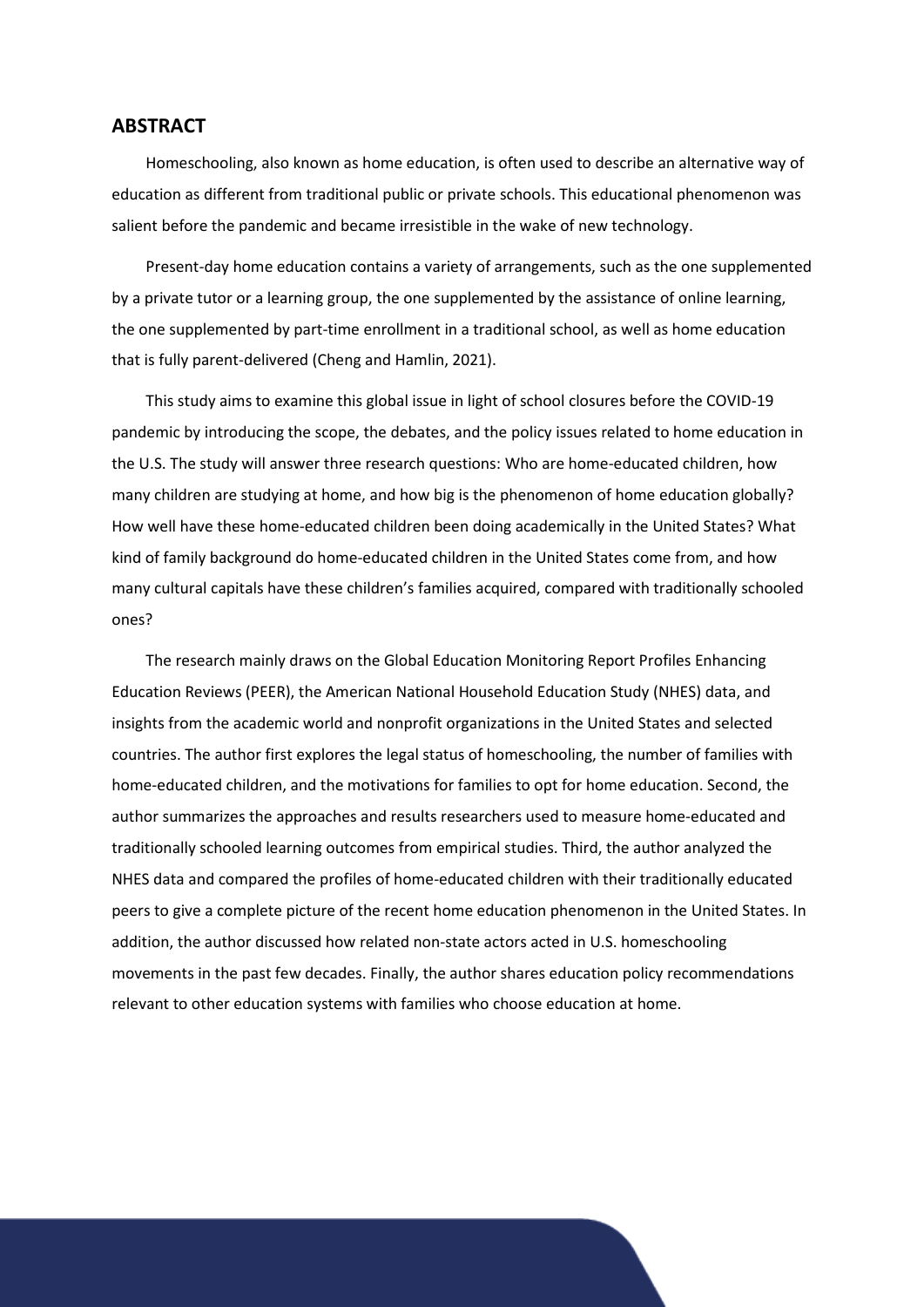## ABSTRACT

Homeschooling, also known as home education, is often used to describe an alternative way of education as different from traditional public or private schools. This educational phenomenon was salient before the pandemic and became irresistible in the wake of new technology.

Present-day home education contains a variety of arrangements, such as the one supplemented by a private tutor or a learning group, the one supplemented by the assistance of online learning, the one supplemented by part-time enrollment in a traditional school, as well as home education that is fully parent-delivered (Cheng and Hamlin, 2021).

This study aims to examine this global issue in light of school closures before the COVID-19 pandemic by introducing the scope, the debates, and the policy issues related to home education in the U.S. The study will answer three research questions: Who are home-educated children, how many children are studying at home, and how big is the phenomenon of home education globally? How well have these home-educated children been doing academically in the United States? What kind of family background do home-educated children in the United States come from, and how many cultural capitals have these children's families acquired, compared with traditionally schooled ones?

The research mainly draws on the Global Education Monitoring Report Profiles Enhancing Education Reviews (PEER), the American National Household Education Study (NHES) data, and insights from the academic world and nonprofit organizations in the United States and selected countries. The author first explores the legal status of homeschooling, the number of families with home-educated children, and the motivations for families to opt for home education. Second, the author summarizes the approaches and results researchers used to measure home-educated and traditionally schooled learning outcomes from empirical studies. Third, the author analyzed the NHES data and compared the profiles of home-educated children with their traditionally educated peers to give a complete picture of the recent home education phenomenon in the United States. In addition, the author discussed how related non-state actors acted in U.S. homeschooling movements in the past few decades. Finally, the author shares education policy recommendations relevant to other education systems with families who choose education at home.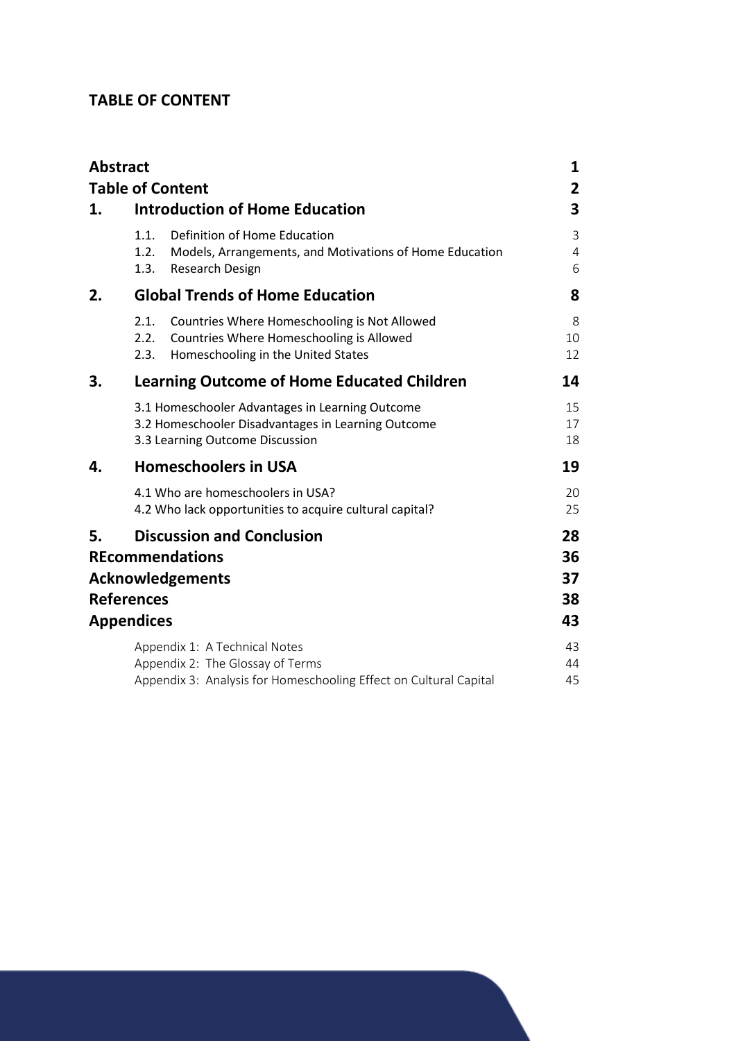## TABLE OF CONTENT

| | | |
|---|---|---|
| **Abstract** | | **1** |
| **Table of Content** | | **2** |
| **1.** | **Introduction of Home Education** | **3** |
| | 1.1. Definition of Home Education | 3 |
| | 1.2. Models, Arrangements, and Motivations of Home Education | 4 |
| | 1.3. Research Design | 6 |
| **2.** | **Global Trends of Home Education** | **8** |
| | 2.1. Countries Where Homeschooling is Not Allowed | 8 |
| | 2.2. Countries Where Homeschooling is Allowed | 10 |
| | 2.3. Homeschooling in the United States | 12 |
| **3.** | **Learning Outcome of Home Educated Children** | **14** |
| | 3.1 Homeschooler Advantages in Learning Outcome | 15 |
| | 3.2 Homeschooler Disadvantages in Learning Outcome | 17 |
| | 3.3 Learning Outcome Discussion | 18 |
| **4.** | **Homeschoolers in USA** | **19** |
| | 4.1 Who are homeschoolers in USA? | 20 |
| | 4.2 Who lack opportunities to acquire cultural capital? | 25 |
| **5.** | **Discussion and Conclusion** | **28** |
| **REcommendations** | | **36** |
| **Acknowledgements** | | **37** |
| **References** | | **38** |
| **Appendices** | | **43** |
| | Appendix 1: A Technical Notes | 43 |
| | Appendix 2: The Glossay of Terms | 44 |
| | Appendix 3: Analysis for Homeschooling Effect on Cultural Capital | 45 |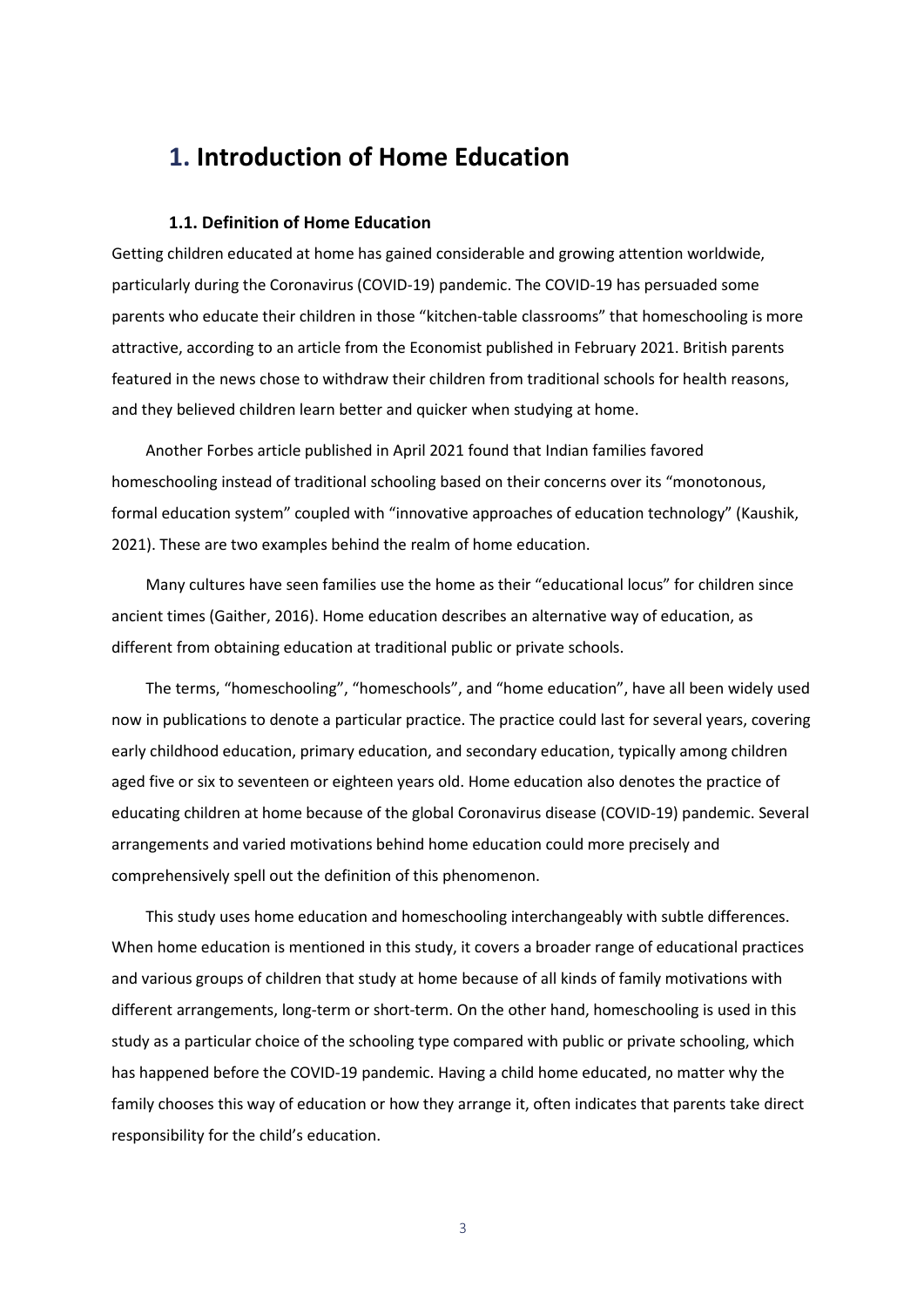# 1. Introduction of Home Education

### 1.1. Definition of Home Education

Getting children educated at home has gained considerable and growing attention worldwide, particularly during the Coronavirus (COVID-19) pandemic. The COVID-19 has persuaded some parents who educate their children in those "kitchen-table classrooms" that homeschooling is more attractive, according to an article from the Economist published in February 2021. British parents featured in the news chose to withdraw their children from traditional schools for health reasons, and they believed children learn better and quicker when studying at home.

Another Forbes article published in April 2021 found that Indian families favored homeschooling instead of traditional schooling based on their concerns over its "monotonous, formal education system" coupled with "innovative approaches of education technology" (Kaushik, 2021). These are two examples behind the realm of home education.

Many cultures have seen families use the home as their "educational locus" for children since ancient times (Gaither, 2016). Home education describes an alternative way of education, as different from obtaining education at traditional public or private schools.

The terms, "homeschooling", "homeschools", and "home education", have all been widely used now in publications to denote a particular practice. The practice could last for several years, covering early childhood education, primary education, and secondary education, typically among children aged five or six to seventeen or eighteen years old. Home education also denotes the practice of educating children at home because of the global Coronavirus disease (COVID-19) pandemic. Several arrangements and varied motivations behind home education could more precisely and comprehensively spell out the definition of this phenomenon.

This study uses home education and homeschooling interchangeably with subtle differences. When home education is mentioned in this study, it covers a broader range of educational practices and various groups of children that study at home because of all kinds of family motivations with different arrangements, long-term or short-term. On the other hand, homeschooling is used in this study as a particular choice of the schooling type compared with public or private schooling, which has happened before the COVID-19 pandemic. Having a child home educated, no matter why the family chooses this way of education or how they arrange it, often indicates that parents take direct responsibility for the child's education.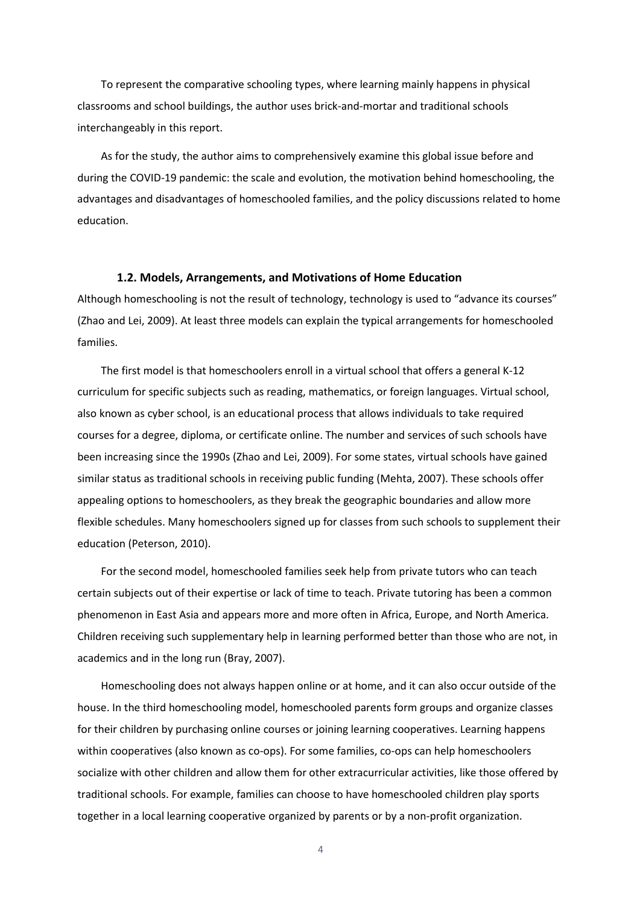To represent the comparative schooling types, where learning mainly happens in physical classrooms and school buildings, the author uses brick-and-mortar and traditional schools interchangeably in this report.

As for the study, the author aims to comprehensively examine this global issue before and during the COVID-19 pandemic: the scale and evolution, the motivation behind homeschooling, the advantages and disadvantages of homeschooled families, and the policy discussions related to home education.

### 1.2. Models, Arrangements, and Motivations of Home Education

Although homeschooling is not the result of technology, technology is used to "advance its courses" (Zhao and Lei, 2009). At least three models can explain the typical arrangements for homeschooled families.

The first model is that homeschoolers enroll in a virtual school that offers a general K-12 curriculum for specific subjects such as reading, mathematics, or foreign languages. Virtual school, also known as cyber school, is an educational process that allows individuals to take required courses for a degree, diploma, or certificate online. The number and services of such schools have been increasing since the 1990s (Zhao and Lei, 2009). For some states, virtual schools have gained similar status as traditional schools in receiving public funding (Mehta, 2007). These schools offer appealing options to homeschoolers, as they break the geographic boundaries and allow more flexible schedules. Many homeschoolers signed up for classes from such schools to supplement their education (Peterson, 2010).

For the second model, homeschooled families seek help from private tutors who can teach certain subjects out of their expertise or lack of time to teach. Private tutoring has been a common phenomenon in East Asia and appears more and more often in Africa, Europe, and North America. Children receiving such supplementary help in learning performed better than those who are not, in academics and in the long run (Bray, 2007).

Homeschooling does not always happen online or at home, and it can also occur outside of the house. In the third homeschooling model, homeschooled parents form groups and organize classes for their children by purchasing online courses or joining learning cooperatives. Learning happens within cooperatives (also known as co-ops). For some families, co-ops can help homeschoolers socialize with other children and allow them for other extracurricular activities, like those offered by traditional schools. For example, families can choose to have homeschooled children play sports together in a local learning cooperative organized by parents or by a non-profit organization.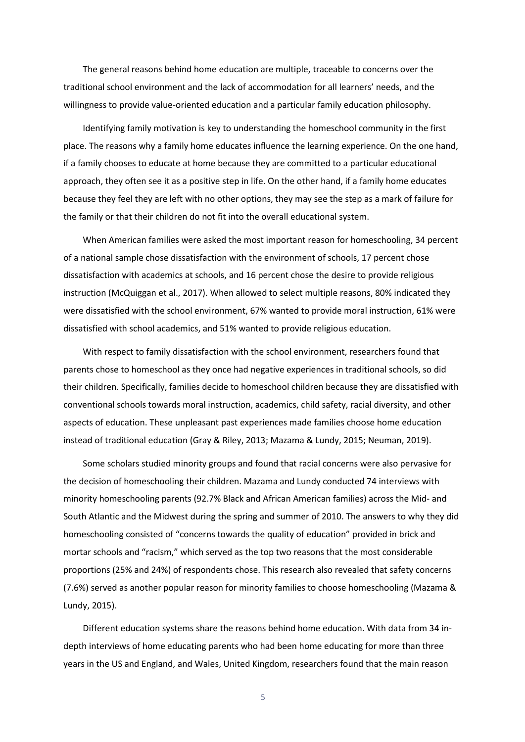The general reasons behind home education are multiple, traceable to concerns over the traditional school environment and the lack of accommodation for all learners' needs, and the willingness to provide value-oriented education and a particular family education philosophy.

Identifying family motivation is key to understanding the homeschool community in the first place. The reasons why a family home educates influence the learning experience. On the one hand, if a family chooses to educate at home because they are committed to a particular educational approach, they often see it as a positive step in life. On the other hand, if a family home educates because they feel they are left with no other options, they may see the step as a mark of failure for the family or that their children do not fit into the overall educational system.

When American families were asked the most important reason for homeschooling, 34 percent of a national sample chose dissatisfaction with the environment of schools, 17 percent chose dissatisfaction with academics at schools, and 16 percent chose the desire to provide religious instruction (McQuiggan et al., 2017). When allowed to select multiple reasons, 80% indicated they were dissatisfied with the school environment, 67% wanted to provide moral instruction, 61% were dissatisfied with school academics, and 51% wanted to provide religious education.

With respect to family dissatisfaction with the school environment, researchers found that parents chose to homeschool as they once had negative experiences in traditional schools, so did their children. Specifically, families decide to homeschool children because they are dissatisfied with conventional schools towards moral instruction, academics, child safety, racial diversity, and other aspects of education. These unpleasant past experiences made families choose home education instead of traditional education (Gray & Riley, 2013; Mazama & Lundy, 2015; Neuman, 2019).

Some scholars studied minority groups and found that racial concerns were also pervasive for the decision of homeschooling their children. Mazama and Lundy conducted 74 interviews with minority homeschooling parents (92.7% Black and African American families) across the Mid- and South Atlantic and the Midwest during the spring and summer of 2010. The answers to why they did homeschooling consisted of "concerns towards the quality of education" provided in brick and mortar schools and "racism," which served as the top two reasons that the most considerable proportions (25% and 24%) of respondents chose. This research also revealed that safety concerns (7.6%) served as another popular reason for minority families to choose homeschooling (Mazama & Lundy, 2015).

Different education systems share the reasons behind home education. With data from 34 in-depth interviews of home educating parents who had been home educating for more than three years in the US and England, and Wales, United Kingdom, researchers found that the main reason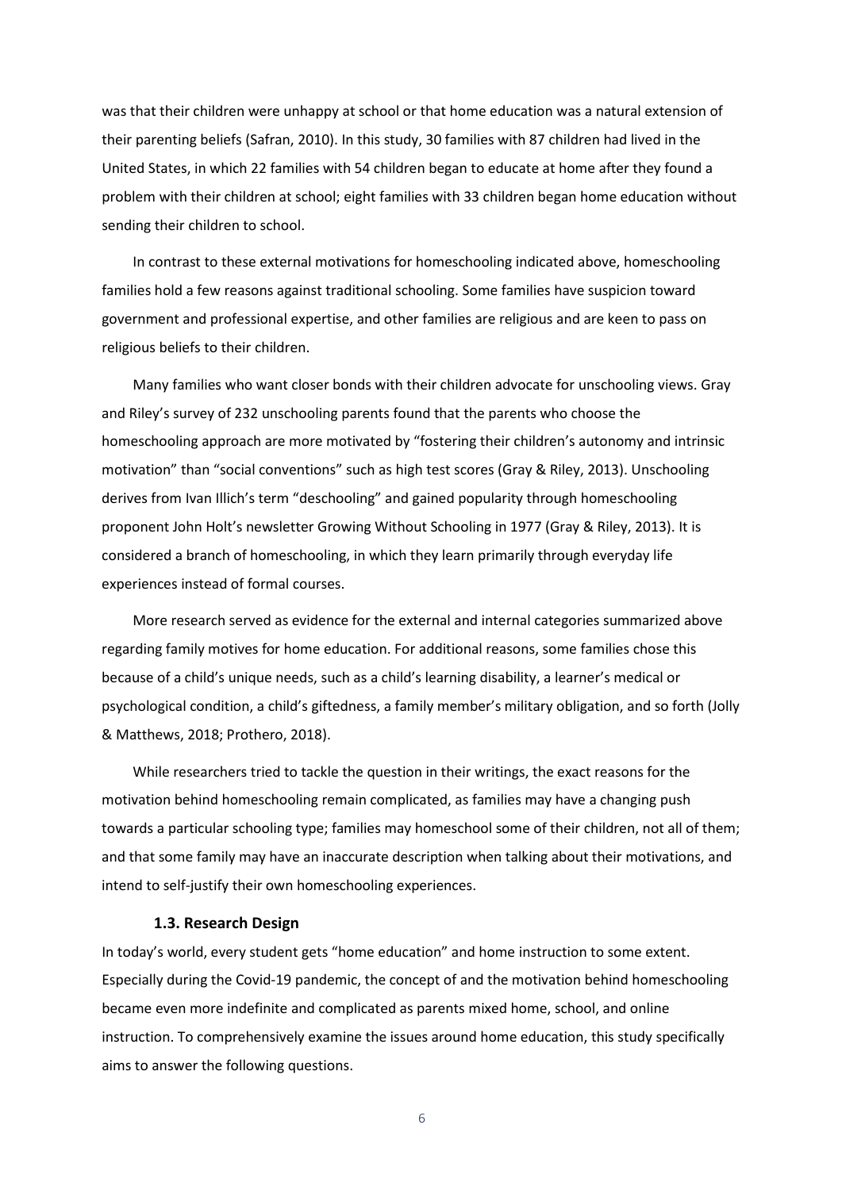was that their children were unhappy at school or that home education was a natural extension of their parenting beliefs (Safran, 2010). In this study, 30 families with 87 children had lived in the United States, in which 22 families with 54 children began to educate at home after they found a problem with their children at school; eight families with 33 children began home education without sending their children to school.

In contrast to these external motivations for homeschooling indicated above, homeschooling families hold a few reasons against traditional schooling. Some families have suspicion toward government and professional expertise, and other families are religious and are keen to pass on religious beliefs to their children.

Many families who want closer bonds with their children advocate for unschooling views. Gray and Riley's survey of 232 unschooling parents found that the parents who choose the homeschooling approach are more motivated by "fostering their children's autonomy and intrinsic motivation" than "social conventions" such as high test scores (Gray & Riley, 2013). Unschooling derives from Ivan Illich's term "deschooling" and gained popularity through homeschooling proponent John Holt's newsletter Growing Without Schooling in 1977 (Gray & Riley, 2013). It is considered a branch of homeschooling, in which they learn primarily through everyday life experiences instead of formal courses.

More research served as evidence for the external and internal categories summarized above regarding family motives for home education. For additional reasons, some families chose this because of a child's unique needs, such as a child's learning disability, a learner's medical or psychological condition, a child's giftedness, a family member's military obligation, and so forth (Jolly & Matthews, 2018; Prothero, 2018).

While researchers tried to tackle the question in their writings, the exact reasons for the motivation behind homeschooling remain complicated, as families may have a changing push towards a particular schooling type; families may homeschool some of their children, not all of them; and that some family may have an inaccurate description when talking about their motivations, and intend to self-justify their own homeschooling experiences.

### 1.3. Research Design

In today's world, every student gets "home education" and home instruction to some extent. Especially during the Covid-19 pandemic, the concept of and the motivation behind homeschooling became even more indefinite and complicated as parents mixed home, school, and online instruction. To comprehensively examine the issues around home education, this study specifically aims to answer the following questions.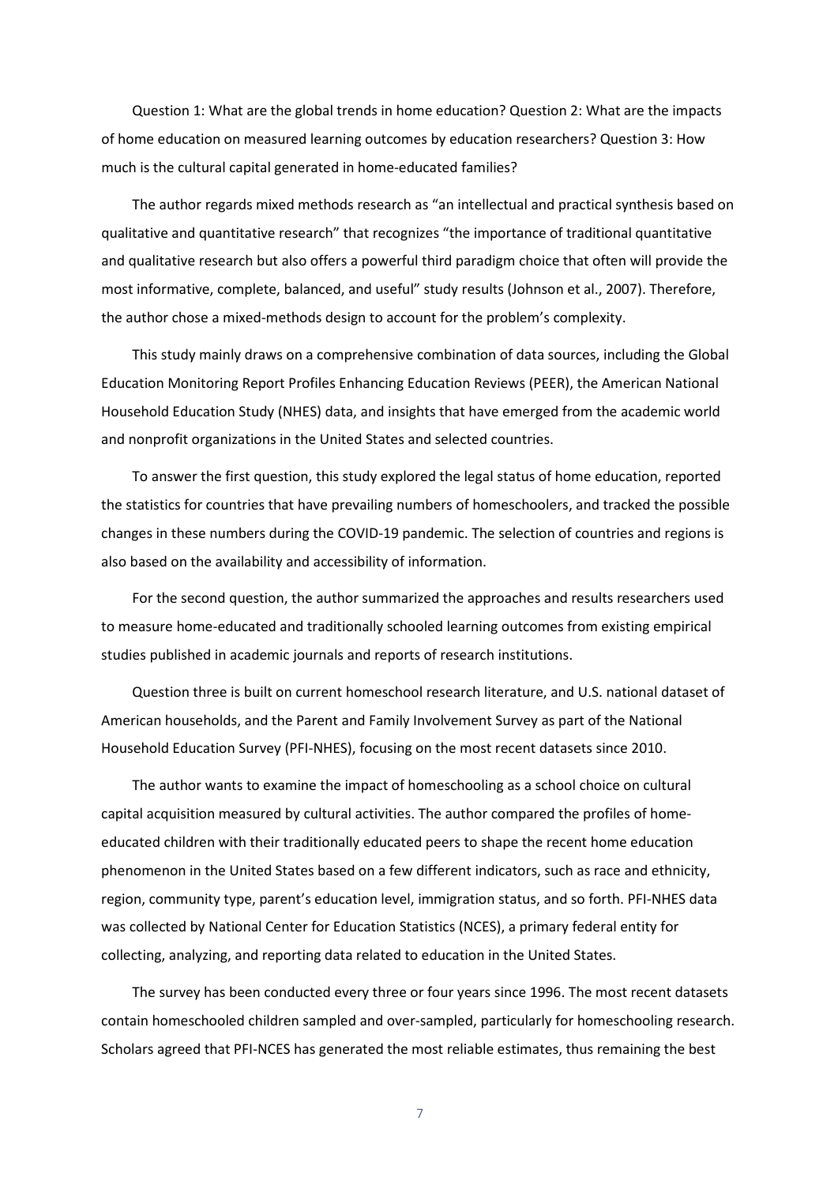Question 1: What are the global trends in home education? Question 2: What are the impacts of home education on measured learning outcomes by education researchers? Question 3: How much is the cultural capital generated in home-educated families?

The author regards mixed methods research as "an intellectual and practical synthesis based on qualitative and quantitative research" that recognizes "the importance of traditional quantitative and qualitative research but also offers a powerful third paradigm choice that often will provide the most informative, complete, balanced, and useful" study results (Johnson et al., 2007). Therefore, the author chose a mixed-methods design to account for the problem's complexity.

This study mainly draws on a comprehensive combination of data sources, including the Global Education Monitoring Report Profiles Enhancing Education Reviews (PEER), the American National Household Education Study (NHES) data, and insights that have emerged from the academic world and nonprofit organizations in the United States and selected countries.

To answer the first question, this study explored the legal status of home education, reported the statistics for countries that have prevailing numbers of homeschoolers, and tracked the possible changes in these numbers during the COVID-19 pandemic. The selection of countries and regions is also based on the availability and accessibility of information.

For the second question, the author summarized the approaches and results researchers used to measure home-educated and traditionally schooled learning outcomes from existing empirical studies published in academic journals and reports of research institutions.

Question three is built on current homeschool research literature, and U.S. national dataset of American households, and the Parent and Family Involvement Survey as part of the National Household Education Survey (PFI-NHES), focusing on the most recent datasets since 2010.

The author wants to examine the impact of homeschooling as a school choice on cultural capital acquisition measured by cultural activities. The author compared the profiles of home-educated children with their traditionally educated peers to shape the recent home education phenomenon in the United States based on a few different indicators, such as race and ethnicity, region, community type, parent's education level, immigration status, and so forth. PFI-NHES data was collected by National Center for Education Statistics (NCES), a primary federal entity for collecting, analyzing, and reporting data related to education in the United States.

The survey has been conducted every three or four years since 1996. The most recent datasets contain homeschooled children sampled and over-sampled, particularly for homeschooling research. Scholars agreed that PFI-NCES has generated the most reliable estimates, thus remaining the best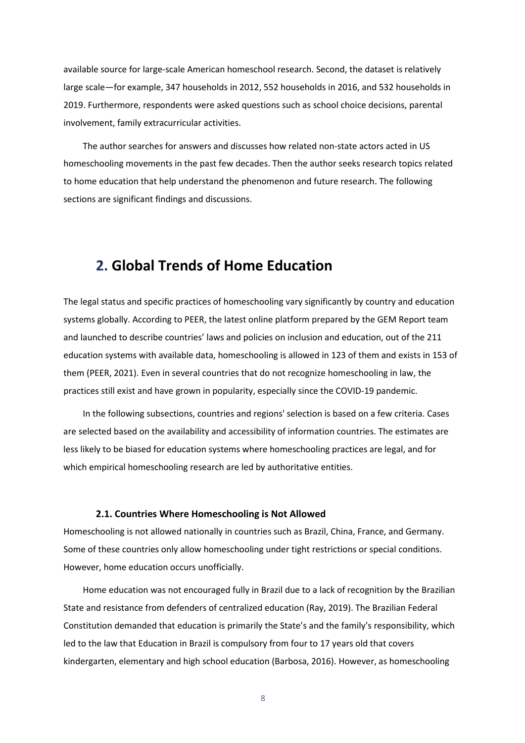available source for large-scale American homeschool research. Second, the dataset is relatively large scale—for example, 347 households in 2012, 552 households in 2016, and 532 households in 2019. Furthermore, respondents were asked questions such as school choice decisions, parental involvement, family extracurricular activities.

The author searches for answers and discusses how related non-state actors acted in US homeschooling movements in the past few decades. Then the author seeks research topics related to home education that help understand the phenomenon and future research. The following sections are significant findings and discussions.

# 2. Global Trends of Home Education

The legal status and specific practices of homeschooling vary significantly by country and education systems globally. According to PEER, the latest online platform prepared by the GEM Report team and launched to describe countries' laws and policies on inclusion and education, out of the 211 education systems with available data, homeschooling is allowed in 123 of them and exists in 153 of them (PEER, 2021). Even in several countries that do not recognize homeschooling in law, the practices still exist and have grown in popularity, especially since the COVID-19 pandemic.

In the following subsections, countries and regions' selection is based on a few criteria. Cases are selected based on the availability and accessibility of information countries. The estimates are less likely to be biased for education systems where homeschooling practices are legal, and for which empirical homeschooling research are led by authoritative entities.

## 2.1. Countries Where Homeschooling is Not Allowed

Homeschooling is not allowed nationally in countries such as Brazil, China, France, and Germany. Some of these countries only allow homeschooling under tight restrictions or special conditions. However, home education occurs unofficially.

Home education was not encouraged fully in Brazil due to a lack of recognition by the Brazilian State and resistance from defenders of centralized education (Ray, 2019). The Brazilian Federal Constitution demanded that education is primarily the State's and the family's responsibility, which led to the law that Education in Brazil is compulsory from four to 17 years old that covers kindergarten, elementary and high school education (Barbosa, 2016). However, as homeschooling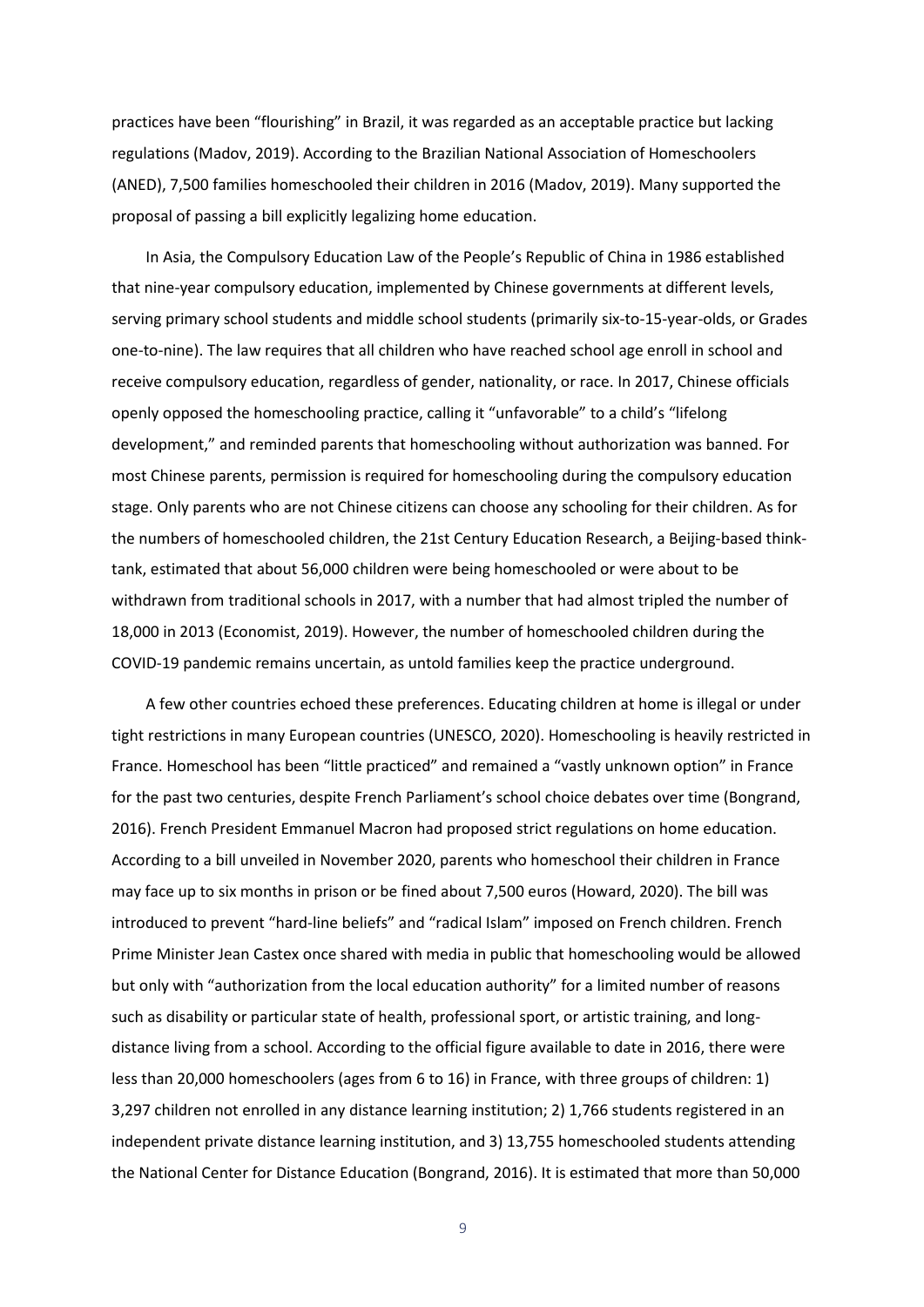practices have been "flourishing" in Brazil, it was regarded as an acceptable practice but lacking regulations (Madov, 2019). According to the Brazilian National Association of Homeschoolers (ANED), 7,500 families homeschooled their children in 2016 (Madov, 2019). Many supported the proposal of passing a bill explicitly legalizing home education.

In Asia, the Compulsory Education Law of the People's Republic of China in 1986 established that nine-year compulsory education, implemented by Chinese governments at different levels, serving primary school students and middle school students (primarily six-to-15-year-olds, or Grades one-to-nine). The law requires that all children who have reached school age enroll in school and receive compulsory education, regardless of gender, nationality, or race. In 2017, Chinese officials openly opposed the homeschooling practice, calling it "unfavorable" to a child's "lifelong development," and reminded parents that homeschooling without authorization was banned. For most Chinese parents, permission is required for homeschooling during the compulsory education stage. Only parents who are not Chinese citizens can choose any schooling for their children. As for the numbers of homeschooled children, the 21st Century Education Research, a Beijing-based think-tank, estimated that about 56,000 children were being homeschooled or were about to be withdrawn from traditional schools in 2017, with a number that had almost tripled the number of 18,000 in 2013 (Economist, 2019). However, the number of homeschooled children during the COVID-19 pandemic remains uncertain, as untold families keep the practice underground.

A few other countries echoed these preferences. Educating children at home is illegal or under tight restrictions in many European countries (UNESCO, 2020). Homeschooling is heavily restricted in France. Homeschool has been "little practiced" and remained a "vastly unknown option" in France for the past two centuries, despite French Parliament's school choice debates over time (Bongrand, 2016). French President Emmanuel Macron had proposed strict regulations on home education. According to a bill unveiled in November 2020, parents who homeschool their children in France may face up to six months in prison or be fined about 7,500 euros (Howard, 2020). The bill was introduced to prevent "hard-line beliefs" and "radical Islam" imposed on French children. French Prime Minister Jean Castex once shared with media in public that homeschooling would be allowed but only with "authorization from the local education authority" for a limited number of reasons such as disability or particular state of health, professional sport, or artistic training, and long-distance living from a school. According to the official figure available to date in 2016, there were less than 20,000 homeschoolers (ages from 6 to 16) in France, with three groups of children: 1) 3,297 children not enrolled in any distance learning institution; 2) 1,766 students registered in an independent private distance learning institution, and 3) 13,755 homeschooled students attending the National Center for Distance Education (Bongrand, 2016). It is estimated that more than 50,000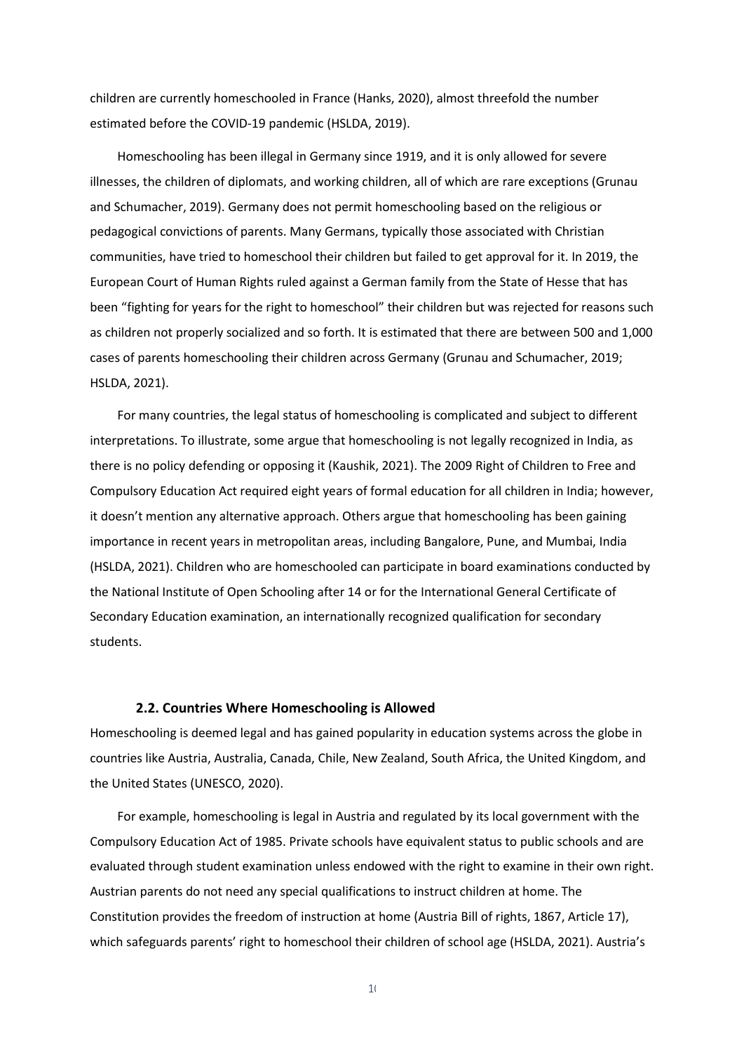children are currently homeschooled in France (Hanks, 2020), almost threefold the number estimated before the COVID-19 pandemic (HSLDA, 2019).

Homeschooling has been illegal in Germany since 1919, and it is only allowed for severe illnesses, the children of diplomats, and working children, all of which are rare exceptions (Grunau and Schumacher, 2019). Germany does not permit homeschooling based on the religious or pedagogical convictions of parents. Many Germans, typically those associated with Christian communities, have tried to homeschool their children but failed to get approval for it. In 2019, the European Court of Human Rights ruled against a German family from the State of Hesse that has been "fighting for years for the right to homeschool" their children but was rejected for reasons such as children not properly socialized and so forth. It is estimated that there are between 500 and 1,000 cases of parents homeschooling their children across Germany (Grunau and Schumacher, 2019; HSLDA, 2021).

For many countries, the legal status of homeschooling is complicated and subject to different interpretations. To illustrate, some argue that homeschooling is not legally recognized in India, as there is no policy defending or opposing it (Kaushik, 2021). The 2009 Right of Children to Free and Compulsory Education Act required eight years of formal education for all children in India; however, it doesn't mention any alternative approach. Others argue that homeschooling has been gaining importance in recent years in metropolitan areas, including Bangalore, Pune, and Mumbai, India (HSLDA, 2021). Children who are homeschooled can participate in board examinations conducted by the National Institute of Open Schooling after 14 or for the International General Certificate of Secondary Education examination, an internationally recognized qualification for secondary students.

### 2.2. Countries Where Homeschooling is Allowed

Homeschooling is deemed legal and has gained popularity in education systems across the globe in countries like Austria, Australia, Canada, Chile, New Zealand, South Africa, the United Kingdom, and the United States (UNESCO, 2020).

For example, homeschooling is legal in Austria and regulated by its local government with the Compulsory Education Act of 1985. Private schools have equivalent status to public schools and are evaluated through student examination unless endowed with the right to examine in their own right. Austrian parents do not need any special qualifications to instruct children at home. The Constitution provides the freedom of instruction at home (Austria Bill of rights, 1867, Article 17), which safeguards parents' right to homeschool their children of school age (HSLDA, 2021). Austria's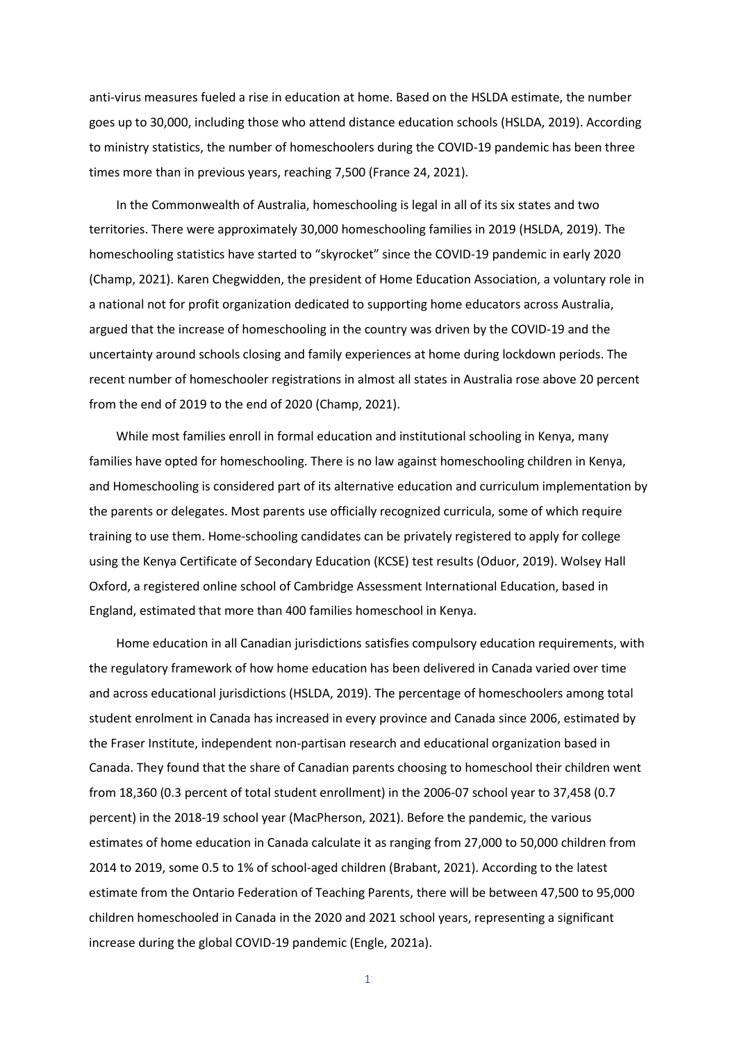anti-virus measures fueled a rise in education at home. Based on the HSLDA estimate, the number goes up to 30,000, including those who attend distance education schools (HSLDA, 2019). According to ministry statistics, the number of homeschoolers during the COVID-19 pandemic has been three times more than in previous years, reaching 7,500 (France 24, 2021).

In the Commonwealth of Australia, homeschooling is legal in all of its six states and two territories. There were approximately 30,000 homeschooling families in 2019 (HSLDA, 2019). The homeschooling statistics have started to "skyrocket" since the COVID-19 pandemic in early 2020 (Champ, 2021). Karen Chegwidden, the president of Home Education Association, a voluntary role in a national not for profit organization dedicated to supporting home educators across Australia, argued that the increase of homeschooling in the country was driven by the COVID-19 and the uncertainty around schools closing and family experiences at home during lockdown periods. The recent number of homeschooler registrations in almost all states in Australia rose above 20 percent from the end of 2019 to the end of 2020 (Champ, 2021).

While most families enroll in formal education and institutional schooling in Kenya, many families have opted for homeschooling. There is no law against homeschooling children in Kenya, and Homeschooling is considered part of its alternative education and curriculum implementation by the parents or delegates. Most parents use officially recognized curricula, some of which require training to use them. Home-schooling candidates can be privately registered to apply for college using the Kenya Certificate of Secondary Education (KCSE) test results (Oduor, 2019). Wolsey Hall Oxford, a registered online school of Cambridge Assessment International Education, based in England, estimated that more than 400 families homeschool in Kenya.

Home education in all Canadian jurisdictions satisfies compulsory education requirements, with the regulatory framework of how home education has been delivered in Canada varied over time and across educational jurisdictions (HSLDA, 2019). The percentage of homeschoolers among total student enrolment in Canada has increased in every province and Canada since 2006, estimated by the Fraser Institute, independent non-partisan research and educational organization based in Canada. They found that the share of Canadian parents choosing to homeschool their children went from 18,360 (0.3 percent of total student enrollment) in the 2006-07 school year to 37,458 (0.7 percent) in the 2018-19 school year (MacPherson, 2021). Before the pandemic, the various estimates of home education in Canada calculate it as ranging from 27,000 to 50,000 children from 2014 to 2019, some 0.5 to 1% of school-aged children (Brabant, 2021). According to the latest estimate from the Ontario Federation of Teaching Parents, there will be between 47,500 to 95,000 children homeschooled in Canada in the 2020 and 2021 school years, representing a significant increase during the global COVID-19 pandemic (Engle, 2021a).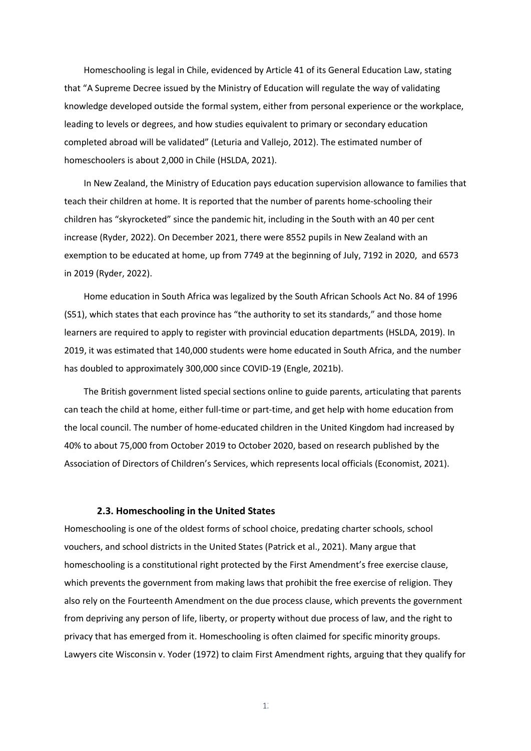Homeschooling is legal in Chile, evidenced by Article 41 of its General Education Law, stating that "A Supreme Decree issued by the Ministry of Education will regulate the way of validating knowledge developed outside the formal system, either from personal experience or the workplace, leading to levels or degrees, and how studies equivalent to primary or secondary education completed abroad will be validated" (Leturia and Vallejo, 2012). The estimated number of homeschoolers is about 2,000 in Chile (HSLDA, 2021).

In New Zealand, the Ministry of Education pays education supervision allowance to families that teach their children at home. It is reported that the number of parents home-schooling their children has "skyrocketed" since the pandemic hit, including in the South with an 40 per cent increase (Ryder, 2022). On December 2021, there were 8552 pupils in New Zealand with an exemption to be educated at home, up from 7749 at the beginning of July, 7192 in 2020, and 6573 in 2019 (Ryder, 2022).

Home education in South Africa was legalized by the South African Schools Act No. 84 of 1996 (S51), which states that each province has "the authority to set its standards," and those home learners are required to apply to register with provincial education departments (HSLDA, 2019). In 2019, it was estimated that 140,000 students were home educated in South Africa, and the number has doubled to approximately 300,000 since COVID-19 (Engle, 2021b).

The British government listed special sections online to guide parents, articulating that parents can teach the child at home, either full-time or part-time, and get help with home education from the local council. The number of home-educated children in the United Kingdom had increased by 40% to about 75,000 from October 2019 to October 2020, based on research published by the Association of Directors of Children's Services, which represents local officials (Economist, 2021).

### 2.3. Homeschooling in the United States

Homeschooling is one of the oldest forms of school choice, predating charter schools, school vouchers, and school districts in the United States (Patrick et al., 2021). Many argue that homeschooling is a constitutional right protected by the First Amendment's free exercise clause, which prevents the government from making laws that prohibit the free exercise of religion. They also rely on the Fourteenth Amendment on the due process clause, which prevents the government from depriving any person of life, liberty, or property without due process of law, and the right to privacy that has emerged from it. Homeschooling is often claimed for specific minority groups. Lawyers cite Wisconsin v. Yoder (1972) to claim First Amendment rights, arguing that they qualify for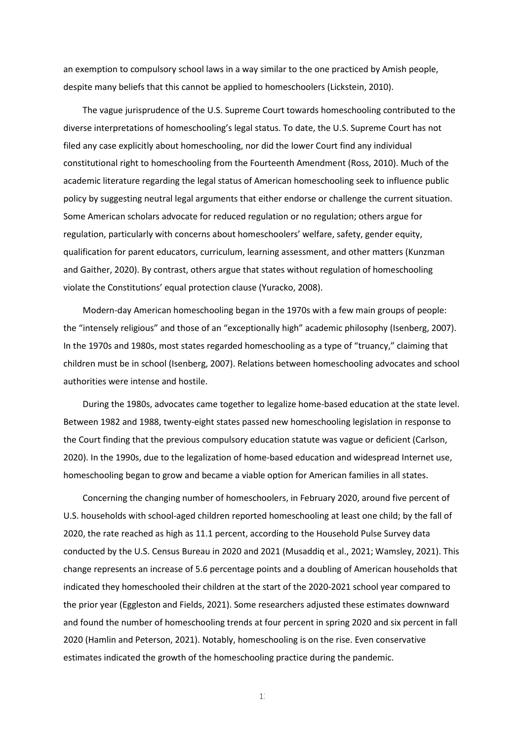an exemption to compulsory school laws in a way similar to the one practiced by Amish people, despite many beliefs that this cannot be applied to homeschoolers (Lickstein, 2010).

The vague jurisprudence of the U.S. Supreme Court towards homeschooling contributed to the diverse interpretations of homeschooling's legal status. To date, the U.S. Supreme Court has not filed any case explicitly about homeschooling, nor did the lower Court find any individual constitutional right to homeschooling from the Fourteenth Amendment (Ross, 2010). Much of the academic literature regarding the legal status of American homeschooling seek to influence public policy by suggesting neutral legal arguments that either endorse or challenge the current situation. Some American scholars advocate for reduced regulation or no regulation; others argue for regulation, particularly with concerns about homeschoolers' welfare, safety, gender equity, qualification for parent educators, curriculum, learning assessment, and other matters (Kunzman and Gaither, 2020). By contrast, others argue that states without regulation of homeschooling violate the Constitutions' equal protection clause (Yuracko, 2008).

Modern-day American homeschooling began in the 1970s with a few main groups of people: the "intensely religious" and those of an "exceptionally high" academic philosophy (Isenberg, 2007). In the 1970s and 1980s, most states regarded homeschooling as a type of "truancy," claiming that children must be in school (Isenberg, 2007). Relations between homeschooling advocates and school authorities were intense and hostile.

During the 1980s, advocates came together to legalize home-based education at the state level. Between 1982 and 1988, twenty-eight states passed new homeschooling legislation in response to the Court finding that the previous compulsory education statute was vague or deficient (Carlson, 2020). In the 1990s, due to the legalization of home-based education and widespread Internet use, homeschooling began to grow and became a viable option for American families in all states.

Concerning the changing number of homeschoolers, in February 2020, around five percent of U.S. households with school-aged children reported homeschooling at least one child; by the fall of 2020, the rate reached as high as 11.1 percent, according to the Household Pulse Survey data conducted by the U.S. Census Bureau in 2020 and 2021 (Musaddiq et al., 2021; Wamsley, 2021). This change represents an increase of 5.6 percentage points and a doubling of American households that indicated they homeschooled their children at the start of the 2020-2021 school year compared to the prior year (Eggleston and Fields, 2021). Some researchers adjusted these estimates downward and found the number of homeschooling trends at four percent in spring 2020 and six percent in fall 2020 (Hamlin and Peterson, 2021). Notably, homeschooling is on the rise. Even conservative estimates indicated the growth of the homeschooling practice during the pandemic.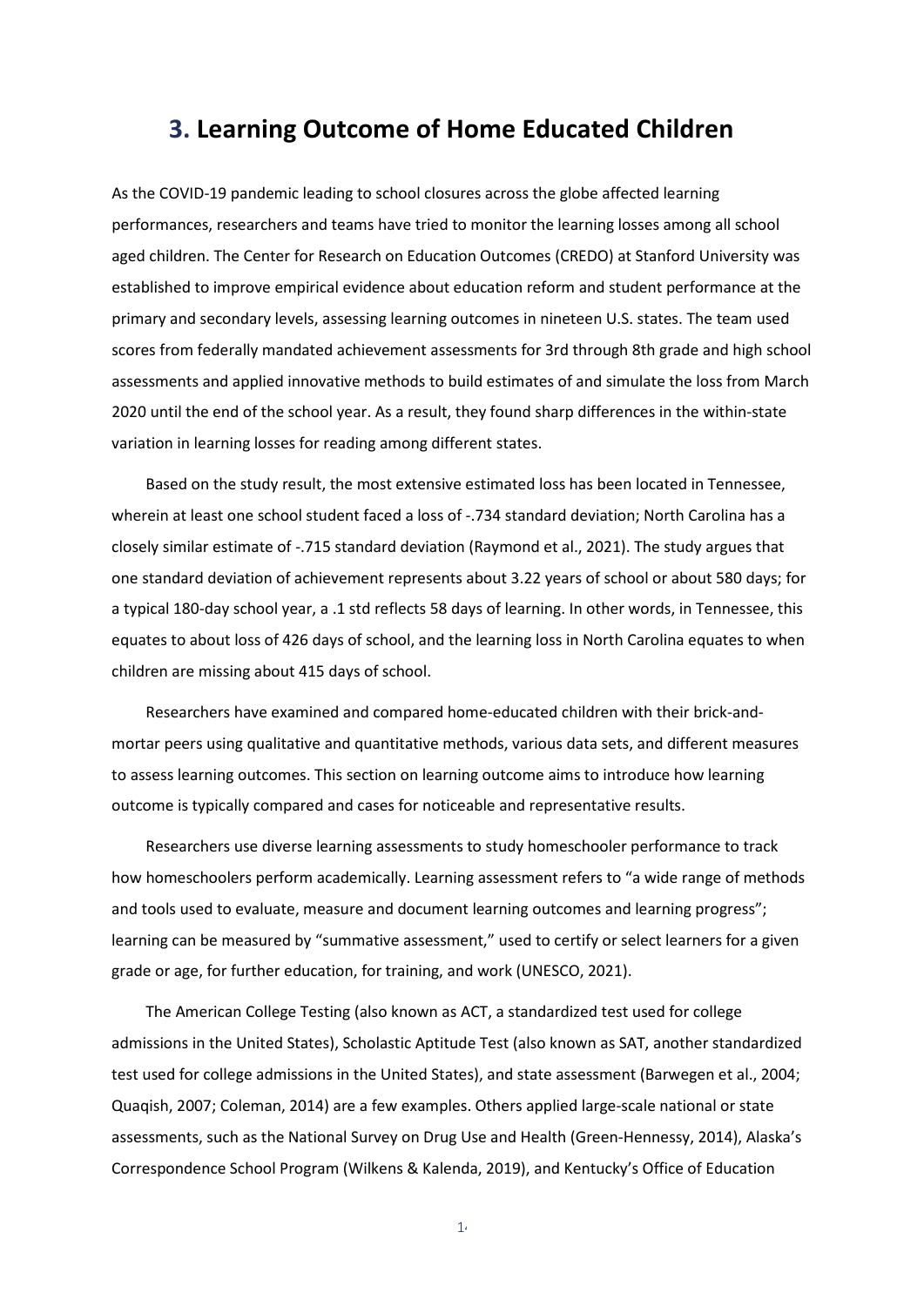# 3. Learning Outcome of Home Educated Children

As the COVID-19 pandemic leading to school closures across the globe affected learning performances, researchers and teams have tried to monitor the learning losses among all school aged children. The Center for Research on Education Outcomes (CREDO) at Stanford University was established to improve empirical evidence about education reform and student performance at the primary and secondary levels, assessing learning outcomes in nineteen U.S. states. The team used scores from federally mandated achievement assessments for 3rd through 8th grade and high school assessments and applied innovative methods to build estimates of and simulate the loss from March 2020 until the end of the school year. As a result, they found sharp differences in the within-state variation in learning losses for reading among different states.

Based on the study result, the most extensive estimated loss has been located in Tennessee, wherein at least one school student faced a loss of -.734 standard deviation; North Carolina has a closely similar estimate of -.715 standard deviation (Raymond et al., 2021). The study argues that one standard deviation of achievement represents about 3.22 years of school or about 580 days; for a typical 180-day school year, a .1 std reflects 58 days of learning. In other words, in Tennessee, this equates to about loss of 426 days of school, and the learning loss in North Carolina equates to when children are missing about 415 days of school.

Researchers have examined and compared home-educated children with their brick-and-mortar peers using qualitative and quantitative methods, various data sets, and different measures to assess learning outcomes. This section on learning outcome aims to introduce how learning outcome is typically compared and cases for noticeable and representative results.

Researchers use diverse learning assessments to study homeschooler performance to track how homeschoolers perform academically. Learning assessment refers to "a wide range of methods and tools used to evaluate, measure and document learning outcomes and learning progress"; learning can be measured by "summative assessment," used to certify or select learners for a given grade or age, for further education, for training, and work (UNESCO, 2021).

The American College Testing (also known as ACT, a standardized test used for college admissions in the United States), Scholastic Aptitude Test (also known as SAT, another standardized test used for college admissions in the United States), and state assessment (Barwegen et al., 2004; Quaqish, 2007; Coleman, 2014) are a few examples. Others applied large-scale national or state assessments, such as the National Survey on Drug Use and Health (Green-Hennessy, 2014), Alaska's Correspondence School Program (Wilkens & Kalenda, 2019), and Kentucky's Office of Education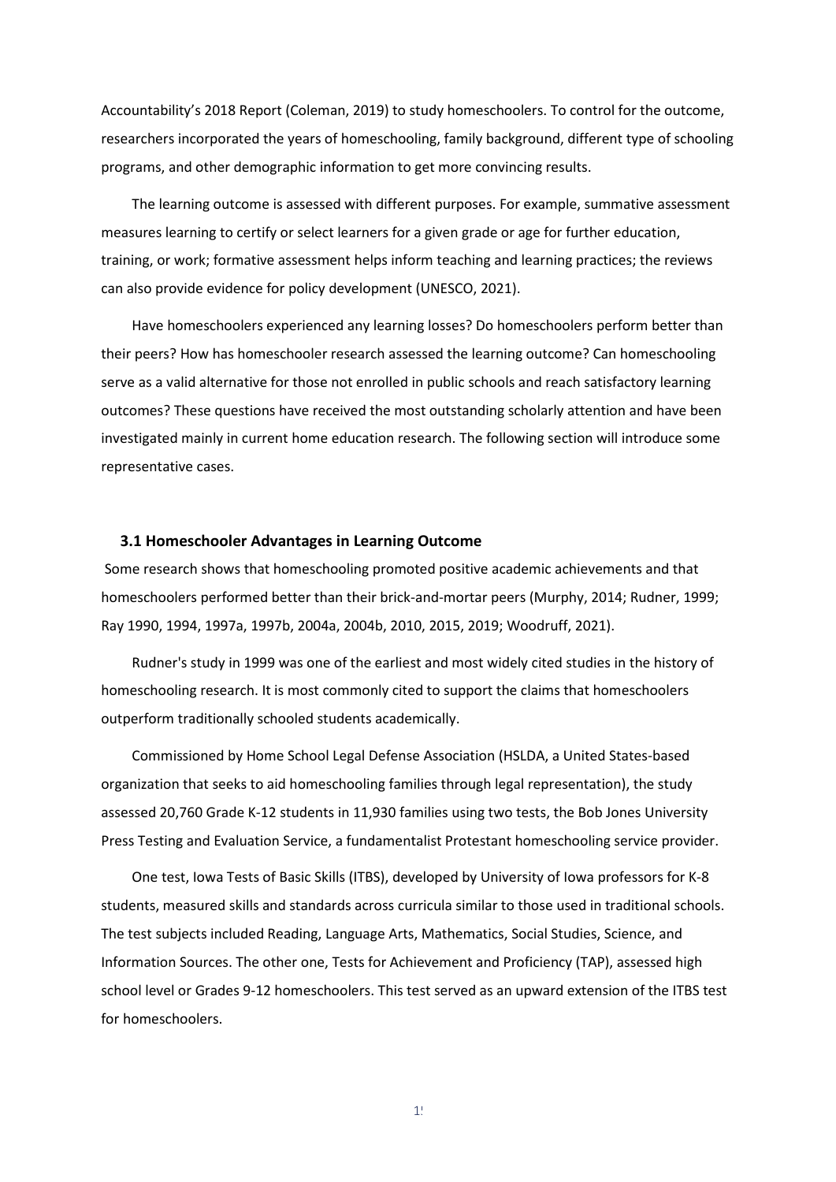Accountability's 2018 Report (Coleman, 2019) to study homeschoolers. To control for the outcome, researchers incorporated the years of homeschooling, family background, different type of schooling programs, and other demographic information to get more convincing results.

The learning outcome is assessed with different purposes. For example, summative assessment measures learning to certify or select learners for a given grade or age for further education, training, or work; formative assessment helps inform teaching and learning practices; the reviews can also provide evidence for policy development (UNESCO, 2021).

Have homeschoolers experienced any learning losses? Do homeschoolers perform better than their peers? How has homeschooler research assessed the learning outcome? Can homeschooling serve as a valid alternative for those not enrolled in public schools and reach satisfactory learning outcomes? These questions have received the most outstanding scholarly attention and have been investigated mainly in current home education research. The following section will introduce some representative cases.

### 3.1 Homeschooler Advantages in Learning Outcome

Some research shows that homeschooling promoted positive academic achievements and that homeschoolers performed better than their brick-and-mortar peers (Murphy, 2014; Rudner, 1999; Ray 1990, 1994, 1997a, 1997b, 2004a, 2004b, 2010, 2015, 2019; Woodruff, 2021).

Rudner's study in 1999 was one of the earliest and most widely cited studies in the history of homeschooling research. It is most commonly cited to support the claims that homeschoolers outperform traditionally schooled students academically.

Commissioned by Home School Legal Defense Association (HSLDA, a United States-based organization that seeks to aid homeschooling families through legal representation), the study assessed 20,760 Grade K-12 students in 11,930 families using two tests, the Bob Jones University Press Testing and Evaluation Service, a fundamentalist Protestant homeschooling service provider.

One test, Iowa Tests of Basic Skills (ITBS), developed by University of Iowa professors for K-8 students, measured skills and standards across curricula similar to those used in traditional schools. The test subjects included Reading, Language Arts, Mathematics, Social Studies, Science, and Information Sources. The other one, Tests for Achievement and Proficiency (TAP), assessed high school level or Grades 9-12 homeschoolers. This test served as an upward extension of the ITBS test for homeschoolers.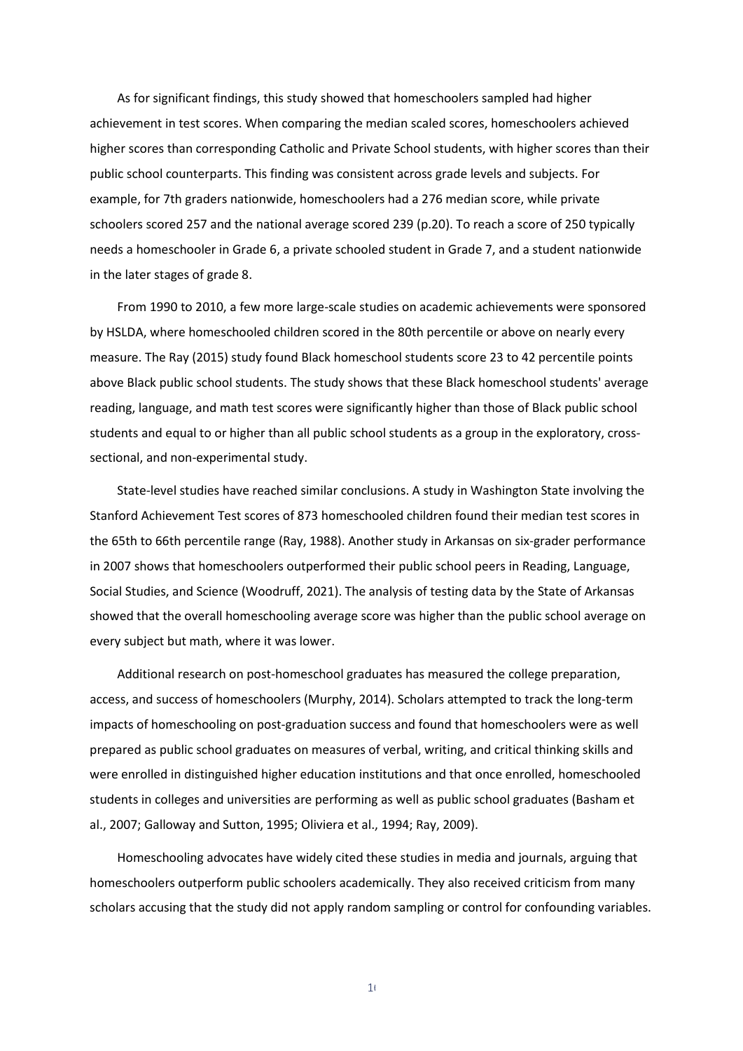As for significant findings, this study showed that homeschoolers sampled had higher achievement in test scores. When comparing the median scaled scores, homeschoolers achieved higher scores than corresponding Catholic and Private School students, with higher scores than their public school counterparts. This finding was consistent across grade levels and subjects. For example, for 7th graders nationwide, homeschoolers had a 276 median score, while private schoolers scored 257 and the national average scored 239 (p.20). To reach a score of 250 typically needs a homeschooler in Grade 6, a private schooled student in Grade 7, and a student nationwide in the later stages of grade 8.

From 1990 to 2010, a few more large-scale studies on academic achievements were sponsored by HSLDA, where homeschooled children scored in the 80th percentile or above on nearly every measure. The Ray (2015) study found Black homeschool students score 23 to 42 percentile points above Black public school students. The study shows that these Black homeschool students' average reading, language, and math test scores were significantly higher than those of Black public school students and equal to or higher than all public school students as a group in the exploratory, cross-sectional, and non-experimental study.

State-level studies have reached similar conclusions. A study in Washington State involving the Stanford Achievement Test scores of 873 homeschooled children found their median test scores in the 65th to 66th percentile range (Ray, 1988). Another study in Arkansas on six-grader performance in 2007 shows that homeschoolers outperformed their public school peers in Reading, Language, Social Studies, and Science (Woodruff, 2021). The analysis of testing data by the State of Arkansas showed that the overall homeschooling average score was higher than the public school average on every subject but math, where it was lower.

Additional research on post-homeschool graduates has measured the college preparation, access, and success of homeschoolers (Murphy, 2014). Scholars attempted to track the long-term impacts of homeschooling on post-graduation success and found that homeschoolers were as well prepared as public school graduates on measures of verbal, writing, and critical thinking skills and were enrolled in distinguished higher education institutions and that once enrolled, homeschooled students in colleges and universities are performing as well as public school graduates (Basham et al., 2007; Galloway and Sutton, 1995; Oliviera et al., 1994; Ray, 2009).

Homeschooling advocates have widely cited these studies in media and journals, arguing that homeschoolers outperform public schoolers academically. They also received criticism from many scholars accusing that the study did not apply random sampling or control for confounding variables.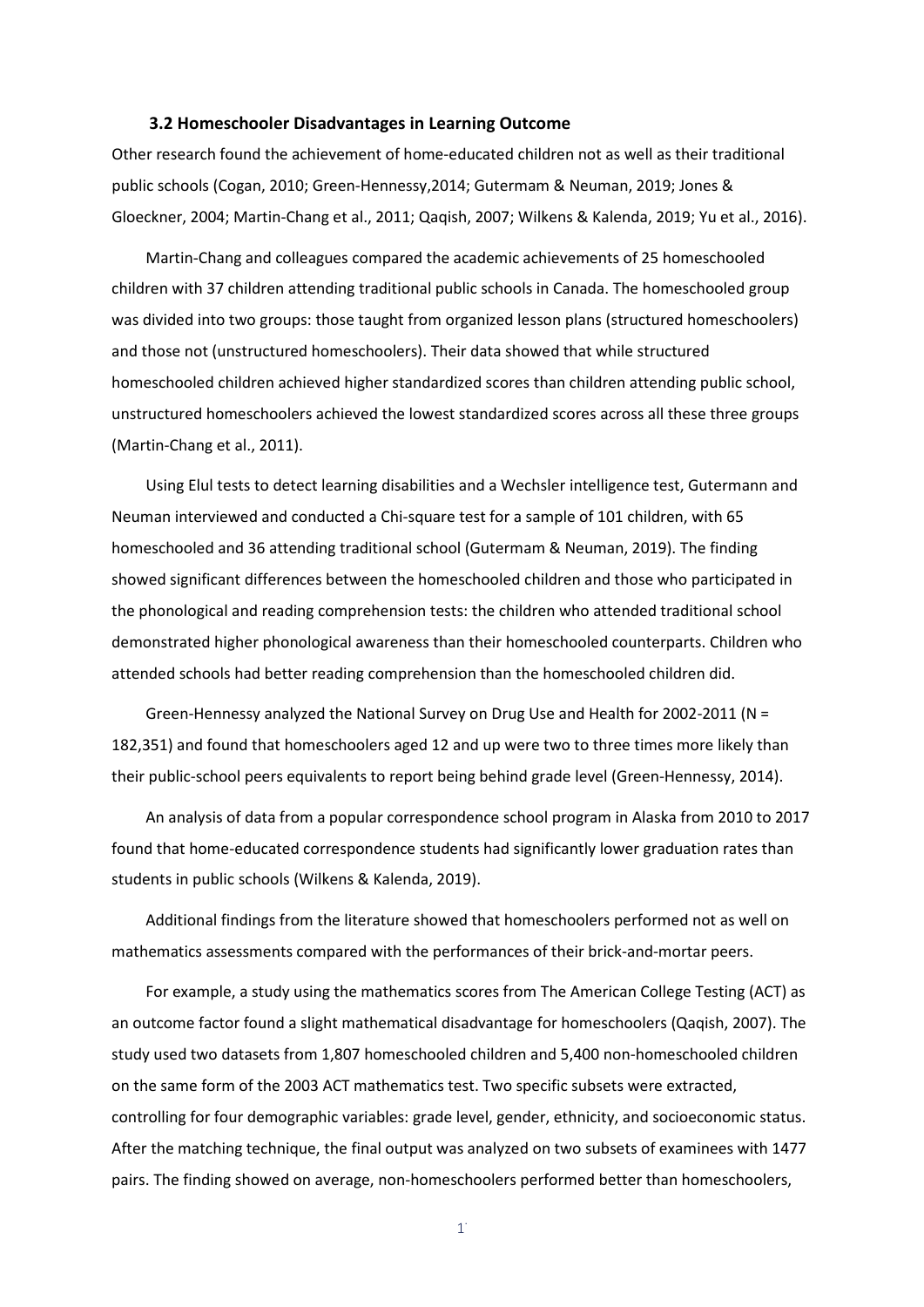### 3.2 Homeschooler Disadvantages in Learning Outcome

Other research found the achievement of home-educated children not as well as their traditional public schools (Cogan, 2010; Green-Hennessy,2014; Gutermam & Neuman, 2019; Jones & Gloeckner, 2004; Martin-Chang et al., 2011; Qaqish, 2007; Wilkens & Kalenda, 2019; Yu et al., 2016).

Martin-Chang and colleagues compared the academic achievements of 25 homeschooled children with 37 children attending traditional public schools in Canada. The homeschooled group was divided into two groups: those taught from organized lesson plans (structured homeschoolers) and those not (unstructured homeschoolers). Their data showed that while structured homeschooled children achieved higher standardized scores than children attending public school, unstructured homeschoolers achieved the lowest standardized scores across all these three groups (Martin-Chang et al., 2011).

Using Elul tests to detect learning disabilities and a Wechsler intelligence test, Gutermann and Neuman interviewed and conducted a Chi-square test for a sample of 101 children, with 65 homeschooled and 36 attending traditional school (Gutermam & Neuman, 2019). The finding showed significant differences between the homeschooled children and those who participated in the phonological and reading comprehension tests: the children who attended traditional school demonstrated higher phonological awareness than their homeschooled counterparts. Children who attended schools had better reading comprehension than the homeschooled children did.

Green-Hennessy analyzed the National Survey on Drug Use and Health for 2002-2011 (N = 182,351) and found that homeschoolers aged 12 and up were two to three times more likely than their public-school peers equivalents to report being behind grade level (Green-Hennessy, 2014).

An analysis of data from a popular correspondence school program in Alaska from 2010 to 2017 found that home-educated correspondence students had significantly lower graduation rates than students in public schools (Wilkens & Kalenda, 2019).

Additional findings from the literature showed that homeschoolers performed not as well on mathematics assessments compared with the performances of their brick-and-mortar peers.

For example, a study using the mathematics scores from The American College Testing (ACT) as an outcome factor found a slight mathematical disadvantage for homeschoolers (Qaqish, 2007). The study used two datasets from 1,807 homeschooled children and 5,400 non-homeschooled children on the same form of the 2003 ACT mathematics test. Two specific subsets were extracted, controlling for four demographic variables: grade level, gender, ethnicity, and socioeconomic status. After the matching technique, the final output was analyzed on two subsets of examinees with 1477 pairs. The finding showed on average, non-homeschoolers performed better than homeschoolers,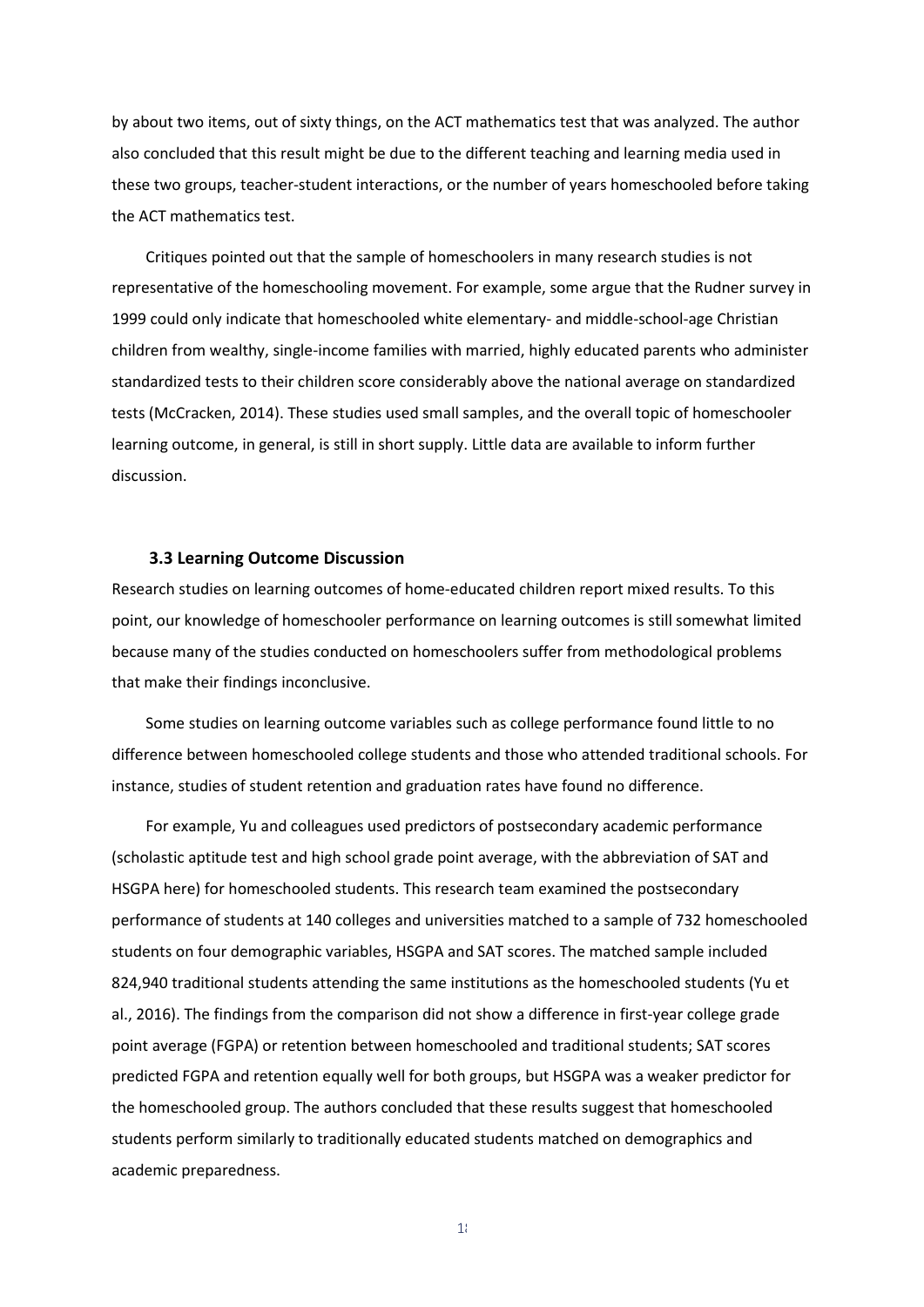by about two items, out of sixty things, on the ACT mathematics test that was analyzed. The author also concluded that this result might be due to the different teaching and learning media used in these two groups, teacher-student interactions, or the number of years homeschooled before taking the ACT mathematics test.

Critiques pointed out that the sample of homeschoolers in many research studies is not representative of the homeschooling movement. For example, some argue that the Rudner survey in 1999 could only indicate that homeschooled white elementary- and middle-school-age Christian children from wealthy, single-income families with married, highly educated parents who administer standardized tests to their children score considerably above the national average on standardized tests (McCracken, 2014). These studies used small samples, and the overall topic of homeschooler learning outcome, in general, is still in short supply. Little data are available to inform further discussion.

### 3.3 Learning Outcome Discussion

Research studies on learning outcomes of home-educated children report mixed results. To this point, our knowledge of homeschooler performance on learning outcomes is still somewhat limited because many of the studies conducted on homeschoolers suffer from methodological problems that make their findings inconclusive.

Some studies on learning outcome variables such as college performance found little to no difference between homeschooled college students and those who attended traditional schools. For instance, studies of student retention and graduation rates have found no difference.

For example, Yu and colleagues used predictors of postsecondary academic performance (scholastic aptitude test and high school grade point average, with the abbreviation of SAT and HSGPA here) for homeschooled students. This research team examined the postsecondary performance of students at 140 colleges and universities matched to a sample of 732 homeschooled students on four demographic variables, HSGPA and SAT scores. The matched sample included 824,940 traditional students attending the same institutions as the homeschooled students (Yu et al., 2016). The findings from the comparison did not show a difference in first-year college grade point average (FGPA) or retention between homeschooled and traditional students; SAT scores predicted FGPA and retention equally well for both groups, but HSGPA was a weaker predictor for the homeschooled group. The authors concluded that these results suggest that homeschooled students perform similarly to traditionally educated students matched on demographics and academic preparedness.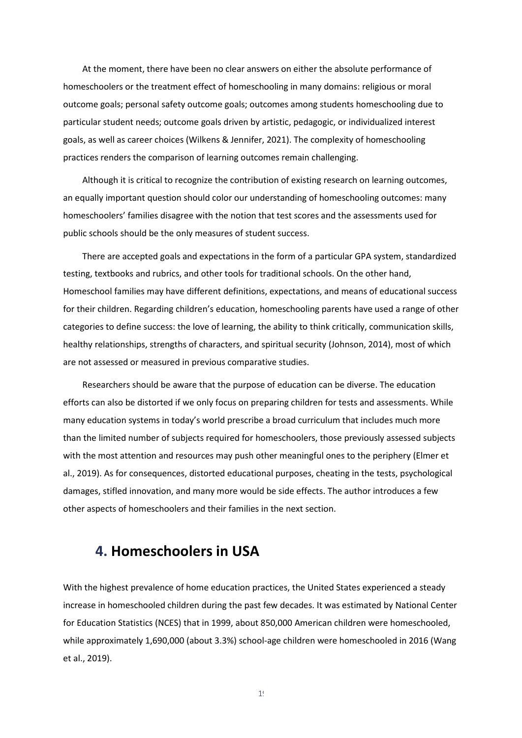At the moment, there have been no clear answers on either the absolute performance of homeschoolers or the treatment effect of homeschooling in many domains: religious or moral outcome goals; personal safety outcome goals; outcomes among students homeschooling due to particular student needs; outcome goals driven by artistic, pedagogic, or individualized interest goals, as well as career choices (Wilkens & Jennifer, 2021). The complexity of homeschooling practices renders the comparison of learning outcomes remain challenging.

Although it is critical to recognize the contribution of existing research on learning outcomes, an equally important question should color our understanding of homeschooling outcomes: many homeschoolers' families disagree with the notion that test scores and the assessments used for public schools should be the only measures of student success.

There are accepted goals and expectations in the form of a particular GPA system, standardized testing, textbooks and rubrics, and other tools for traditional schools. On the other hand, Homeschool families may have different definitions, expectations, and means of educational success for their children. Regarding children's education, homeschooling parents have used a range of other categories to define success: the love of learning, the ability to think critically, communication skills, healthy relationships, strengths of characters, and spiritual security (Johnson, 2014), most of which are not assessed or measured in previous comparative studies.

Researchers should be aware that the purpose of education can be diverse. The education efforts can also be distorted if we only focus on preparing children for tests and assessments. While many education systems in today's world prescribe a broad curriculum that includes much more than the limited number of subjects required for homeschoolers, those previously assessed subjects with the most attention and resources may push other meaningful ones to the periphery (Elmer et al., 2019). As for consequences, distorted educational purposes, cheating in the tests, psychological damages, stifled innovation, and many more would be side effects. The author introduces a few other aspects of homeschoolers and their families in the next section.

# 4. Homeschoolers in USA

With the highest prevalence of home education practices, the United States experienced a steady increase in homeschooled children during the past few decades. It was estimated by National Center for Education Statistics (NCES) that in 1999, about 850,000 American children were homeschooled, while approximately 1,690,000 (about 3.3%) school-age children were homeschooled in 2016 (Wang et al., 2019).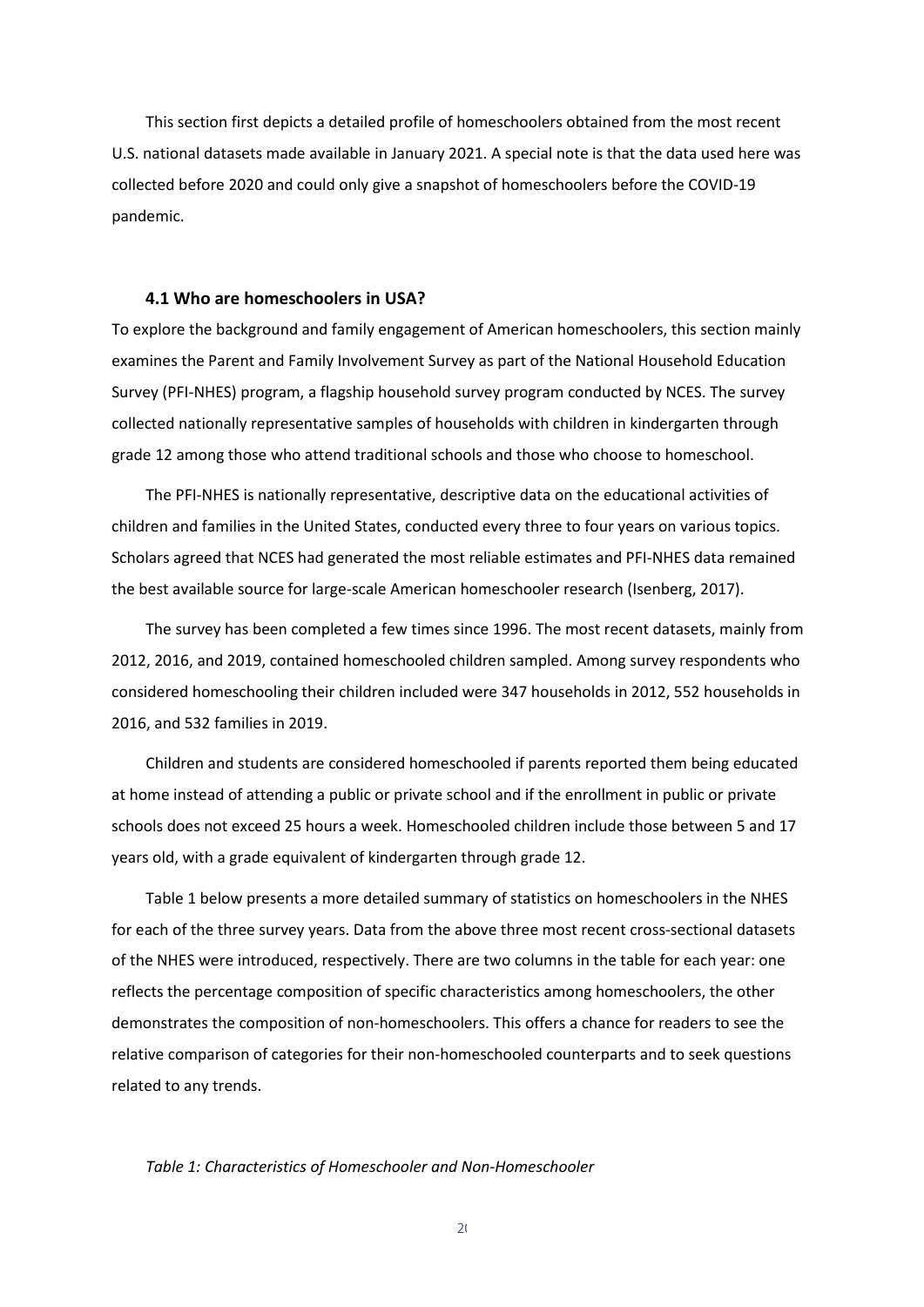This section first depicts a detailed profile of homeschoolers obtained from the most recent U.S. national datasets made available in January 2021. A special note is that the data used here was collected before 2020 and could only give a snapshot of homeschoolers before the COVID-19 pandemic.

### 4.1 Who are homeschoolers in USA?

To explore the background and family engagement of American homeschoolers, this section mainly examines the Parent and Family Involvement Survey as part of the National Household Education Survey (PFI-NHES) program, a flagship household survey program conducted by NCES. The survey collected nationally representative samples of households with children in kindergarten through grade 12 among those who attend traditional schools and those who choose to homeschool.

The PFI-NHES is nationally representative, descriptive data on the educational activities of children and families in the United States, conducted every three to four years on various topics. Scholars agreed that NCES had generated the most reliable estimates and PFI-NHES data remained the best available source for large-scale American homeschooler research (Isenberg, 2017).

The survey has been completed a few times since 1996. The most recent datasets, mainly from 2012, 2016, and 2019, contained homeschooled children sampled. Among survey respondents who considered homeschooling their children included were 347 households in 2012, 552 households in 2016, and 532 families in 2019.

Children and students are considered homeschooled if parents reported them being educated at home instead of attending a public or private school and if the enrollment in public or private schools does not exceed 25 hours a week. Homeschooled children include those between 5 and 17 years old, with a grade equivalent of kindergarten through grade 12.

Table 1 below presents a more detailed summary of statistics on homeschoolers in the NHES for each of the three survey years. Data from the above three most recent cross-sectional datasets of the NHES were introduced, respectively. There are two columns in the table for each year: one reflects the percentage composition of specific characteristics among homeschoolers, the other demonstrates the composition of non-homeschoolers. This offers a chance for readers to see the relative comparison of categories for their non-homeschooled counterparts and to seek questions related to any trends.

*Table 1: Characteristics of Homeschooler and Non-Homeschooler*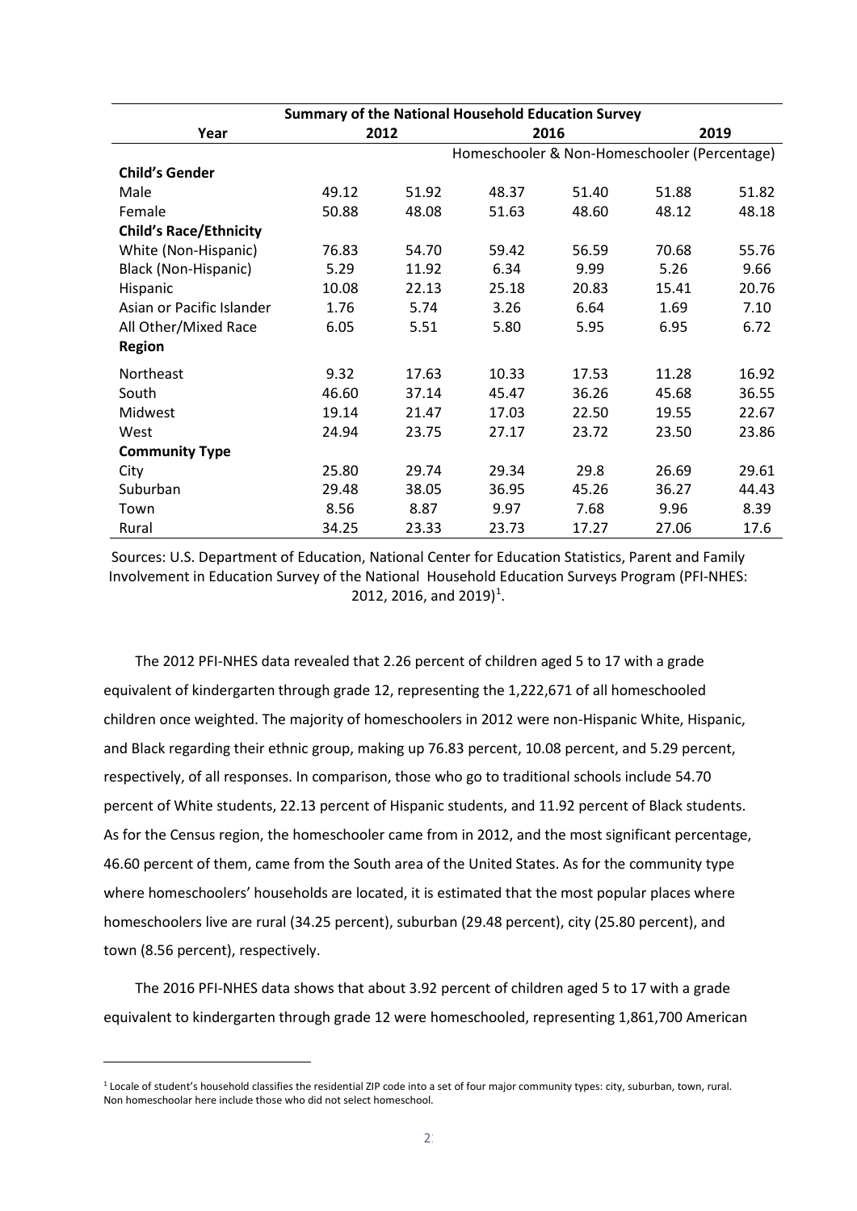| Summary of the National Household Education Survey | | | | | | |
|---|---|---|---|---|---|---|
| **Year** | **2012** | | **2016** | | **2019** | |
| | Homeschooler & Non-Homeschooler (Percentage) | | | | | |
| **Child's Gender** | | | | | | |
| Male | 49.12 | 51.92 | 48.37 | 51.40 | 51.88 | 51.82 |
| Female | 50.88 | 48.08 | 51.63 | 48.60 | 48.12 | 48.18 |
| **Child's Race/Ethnicity** | | | | | | |
| White (Non-Hispanic) | 76.83 | 54.70 | 59.42 | 56.59 | 70.68 | 55.76 |
| Black (Non-Hispanic) | 5.29 | 11.92 | 6.34 | 9.99 | 5.26 | 9.66 |
| Hispanic | 10.08 | 22.13 | 25.18 | 20.83 | 15.41 | 20.76 |
| Asian or Pacific Islander | 1.76 | 5.74 | 3.26 | 6.64 | 1.69 | 7.10 |
| All Other/Mixed Race | 6.05 | 5.51 | 5.80 | 5.95 | 6.95 | 6.72 |
| **Region** | | | | | | |
| Northeast | 9.32 | 17.63 | 10.33 | 17.53 | 11.28 | 16.92 |
| South | 46.60 | 37.14 | 45.47 | 36.26 | 45.68 | 36.55 |
| Midwest | 19.14 | 21.47 | 17.03 | 22.50 | 19.55 | 22.67 |
| West | 24.94 | 23.75 | 27.17 | 23.72 | 23.50 | 23.86 |
| **Community Type** | | | | | | |
| City | 25.80 | 29.74 | 29.34 | 29.8 | 26.69 | 29.61 |
| Suburban | 29.48 | 38.05 | 36.95 | 45.26 | 36.27 | 44.43 |
| Town | 8.56 | 8.87 | 9.97 | 7.68 | 9.96 | 8.39 |
| Rural | 34.25 | 23.33 | 23.73 | 17.27 | 27.06 | 17.6 |

Sources: U.S. Department of Education, National Center for Education Statistics, Parent and Family Involvement in Education Survey of the National Household Education Surveys Program (PFI-NHES: 2012, 2016, and 2019)[1].

The 2012 PFI-NHES data revealed that 2.26 percent of children aged 5 to 17 with a grade equivalent of kindergarten through grade 12, representing the 1,222,671 of all homeschooled children once weighted. The majority of homeschoolers in 2012 were non-Hispanic White, Hispanic, and Black regarding their ethnic group, making up 76.83 percent, 10.08 percent, and 5.29 percent, respectively, of all responses. In comparison, those who go to traditional schools include 54.70 percent of White students, 22.13 percent of Hispanic students, and 11.92 percent of Black students. As for the Census region, the homeschooler came from in 2012, and the most significant percentage, 46.60 percent of them, came from the South area of the United States. As for the community type where homeschoolers' households are located, it is estimated that the most popular places where homeschoolers live are rural (34.25 percent), suburban (29.48 percent), city (25.80 percent), and town (8.56 percent), respectively.

The 2016 PFI-NHES data shows that about 3.92 percent of children aged 5 to 17 with a grade equivalent to kindergarten through grade 12 were homeschooled, representing 1,861,700 American

[1] Locale of student's household classifies the residential ZIP code into a set of four major community types: city, suburban, town, rural. Non homeschoolar here include those who did not select homeschool.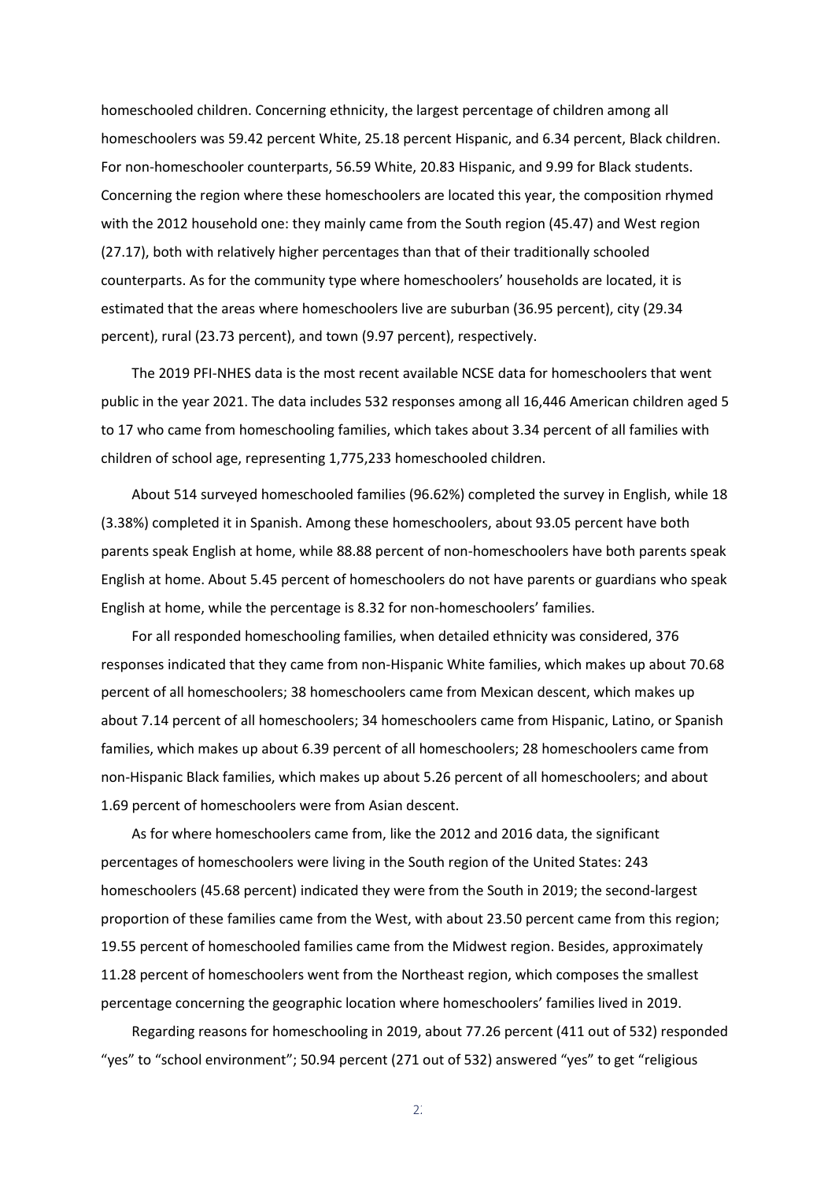homeschooled children. Concerning ethnicity, the largest percentage of children among all homeschoolers was 59.42 percent White, 25.18 percent Hispanic, and 6.34 percent, Black children. For non-homeschooler counterparts, 56.59 White, 20.83 Hispanic, and 9.99 for Black students. Concerning the region where these homeschoolers are located this year, the composition rhymed with the 2012 household one: they mainly came from the South region (45.47) and West region (27.17), both with relatively higher percentages than that of their traditionally schooled counterparts. As for the community type where homeschoolers' households are located, it is estimated that the areas where homeschoolers live are suburban (36.95 percent), city (29.34 percent), rural (23.73 percent), and town (9.97 percent), respectively.

The 2019 PFI-NHES data is the most recent available NCSE data for homeschoolers that went public in the year 2021. The data includes 532 responses among all 16,446 American children aged 5 to 17 who came from homeschooling families, which takes about 3.34 percent of all families with children of school age, representing 1,775,233 homeschooled children.

About 514 surveyed homeschooled families (96.62%) completed the survey in English, while 18 (3.38%) completed it in Spanish. Among these homeschoolers, about 93.05 percent have both parents speak English at home, while 88.88 percent of non-homeschoolers have both parents speak English at home. About 5.45 percent of homeschoolers do not have parents or guardians who speak English at home, while the percentage is 8.32 for non-homeschoolers' families.

For all responded homeschooling families, when detailed ethnicity was considered, 376 responses indicated that they came from non-Hispanic White families, which makes up about 70.68 percent of all homeschoolers; 38 homeschoolers came from Mexican descent, which makes up about 7.14 percent of all homeschoolers; 34 homeschoolers came from Hispanic, Latino, or Spanish families, which makes up about 6.39 percent of all homeschoolers; 28 homeschoolers came from non-Hispanic Black families, which makes up about 5.26 percent of all homeschoolers; and about 1.69 percent of homeschoolers were from Asian descent.

As for where homeschoolers came from, like the 2012 and 2016 data, the significant percentages of homeschoolers were living in the South region of the United States: 243 homeschoolers (45.68 percent) indicated they were from the South in 2019; the second-largest proportion of these families came from the West, with about 23.50 percent came from this region; 19.55 percent of homeschooled families came from the Midwest region. Besides, approximately 11.28 percent of homeschoolers went from the Northeast region, which composes the smallest percentage concerning the geographic location where homeschoolers' families lived in 2019.

Regarding reasons for homeschooling in 2019, about 77.26 percent (411 out of 532) responded "yes" to "school environment"; 50.94 percent (271 out of 532) answered "yes" to get "religious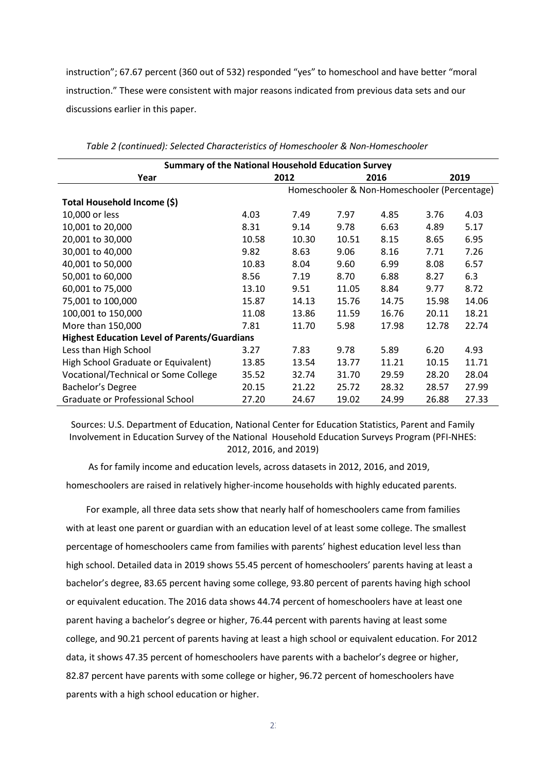instruction"; 67.67 percent (360 out of 532) responded "yes" to homeschool and have better "moral instruction." These were consistent with major reasons indicated from previous data sets and our discussions earlier in this paper.

*Table 2 (continued): Selected Characteristics of Homeschooler & Non-Homeschooler*

| Summary of the National Household Education Survey | | | | | | |
|---|---|---|---|---|---|---|
| Year | 2012 | | 2016 | | 2019 | |
| | Homeschooler & Non-Homeschooler (Percentage) | | | | | |
| **Total Household Income ($)** | | | | | | |
| 10,000 or less | 4.03 | 7.49 | 7.97 | 4.85 | 3.76 | 4.03 |
| 10,001 to 20,000 | 8.31 | 9.14 | 9.78 | 6.63 | 4.89 | 5.17 |
| 20,001 to 30,000 | 10.58 | 10.30 | 10.51 | 8.15 | 8.65 | 6.95 |
| 30,001 to 40,000 | 9.82 | 8.63 | 9.06 | 8.16 | 7.71 | 7.26 |
| 40,001 to 50,000 | 10.83 | 8.04 | 9.60 | 6.99 | 8.08 | 6.57 |
| 50,001 to 60,000 | 8.56 | 7.19 | 8.70 | 6.88 | 8.27 | 6.3 |
| 60,001 to 75,000 | 13.10 | 9.51 | 11.05 | 8.84 | 9.77 | 8.72 |
| 75,001 to 100,000 | 15.87 | 14.13 | 15.76 | 14.75 | 15.98 | 14.06 |
| 100,001 to 150,000 | 11.08 | 13.86 | 11.59 | 16.76 | 20.11 | 18.21 |
| More than 150,000 | 7.81 | 11.70 | 5.98 | 17.98 | 12.78 | 22.74 |
| **Highest Education Level of Parents/Guardians** | | | | | | |
| Less than High School | 3.27 | 7.83 | 9.78 | 5.89 | 6.20 | 4.93 |
| High School Graduate or Equivalent) | 13.85 | 13.54 | 13.77 | 11.21 | 10.15 | 11.71 |
| Vocational/Technical or Some College | 35.52 | 32.74 | 31.70 | 29.59 | 28.20 | 28.04 |
| Bachelor's Degree | 20.15 | 21.22 | 25.72 | 28.32 | 28.57 | 27.99 |
| Graduate or Professional School | 27.20 | 24.67 | 19.02 | 24.99 | 26.88 | 27.33 |

Sources: U.S. Department of Education, National Center for Education Statistics, Parent and Family Involvement in Education Survey of the National Household Education Surveys Program (PFI-NHES: 2012, 2016, and 2019)

As for family income and education levels, across datasets in 2012, 2016, and 2019, homeschoolers are raised in relatively higher-income households with highly educated parents.

For example, all three data sets show that nearly half of homeschoolers came from families with at least one parent or guardian with an education level of at least some college. The smallest percentage of homeschoolers came from families with parents' highest education level less than high school. Detailed data in 2019 shows 55.45 percent of homeschoolers' parents having at least a bachelor's degree, 83.65 percent having some college, 93.80 percent of parents having high school or equivalent education. The 2016 data shows 44.74 percent of homeschoolers have at least one parent having a bachelor's degree or higher, 76.44 percent with parents having at least some college, and 90.21 percent of parents having at least a high school or equivalent education. For 2012 data, it shows 47.35 percent of homeschoolers have parents with a bachelor's degree or higher, 82.87 percent have parents with some college or higher, 96.72 percent of homeschoolers have parents with a high school education or higher.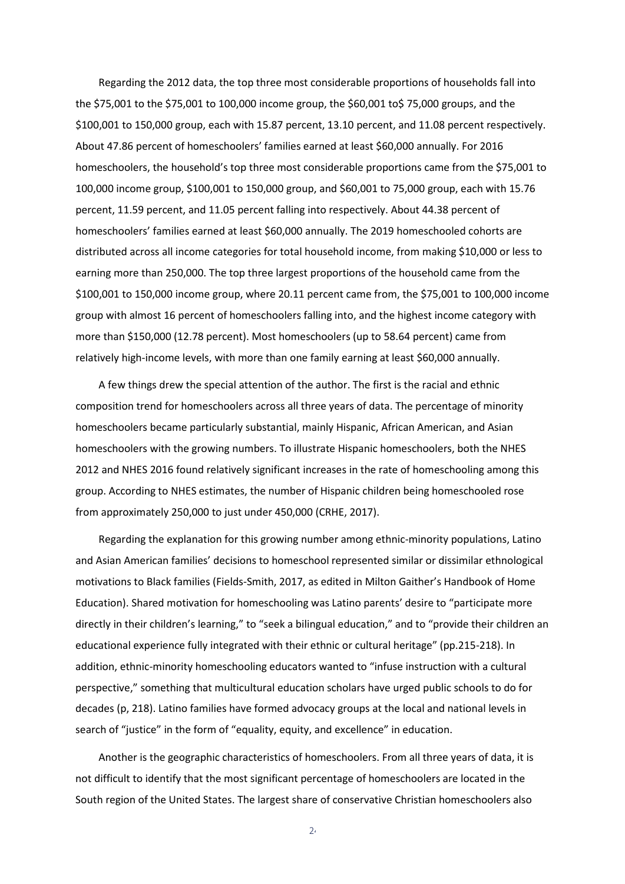Regarding the 2012 data, the top three most considerable proportions of households fall into the $75,001 to the $75,001 to 100,000 income group, the $60,001 to$ 75,000 groups, and the $100,001 to 150,000 group, each with 15.87 percent, 13.10 percent, and 11.08 percent respectively. About 47.86 percent of homeschoolers' families earned at least $60,000 annually. For 2016 homeschoolers, the household's top three most considerable proportions came from the $75,001 to 100,000 income group, $100,001 to 150,000 group, and $60,001 to 75,000 group, each with 15.76 percent, 11.59 percent, and 11.05 percent falling into respectively. About 44.38 percent of homeschoolers' families earned at least $60,000 annually. The 2019 homeschooled cohorts are distributed across all income categories for total household income, from making $10,000 or less to earning more than 250,000. The top three largest proportions of the household came from the $100,001 to 150,000 income group, where 20.11 percent came from, the $75,001 to 100,000 income group with almost 16 percent of homeschoolers falling into, and the highest income category with more than $150,000 (12.78 percent). Most homeschoolers (up to 58.64 percent) came from relatively high-income levels, with more than one family earning at least $60,000 annually.

A few things drew the special attention of the author. The first is the racial and ethnic composition trend for homeschoolers across all three years of data. The percentage of minority homeschoolers became particularly substantial, mainly Hispanic, African American, and Asian homeschoolers with the growing numbers. To illustrate Hispanic homeschoolers, both the NHES 2012 and NHES 2016 found relatively significant increases in the rate of homeschooling among this group. According to NHES estimates, the number of Hispanic children being homeschooled rose from approximately 250,000 to just under 450,000 (CRHE, 2017).

Regarding the explanation for this growing number among ethnic-minority populations, Latino and Asian American families' decisions to homeschool represented similar or dissimilar ethnological motivations to Black families (Fields-Smith, 2017, as edited in Milton Gaither's Handbook of Home Education). Shared motivation for homeschooling was Latino parents' desire to "participate more directly in their children's learning," to "seek a bilingual education," and to "provide their children an educational experience fully integrated with their ethnic or cultural heritage" (pp.215-218). In addition, ethnic-minority homeschooling educators wanted to "infuse instruction with a cultural perspective," something that multicultural education scholars have urged public schools to do for decades (p, 218). Latino families have formed advocacy groups at the local and national levels in search of "justice" in the form of "equality, equity, and excellence" in education.

Another is the geographic characteristics of homeschoolers. From all three years of data, it is not difficult to identify that the most significant percentage of homeschoolers are located in the South region of the United States. The largest share of conservative Christian homeschoolers also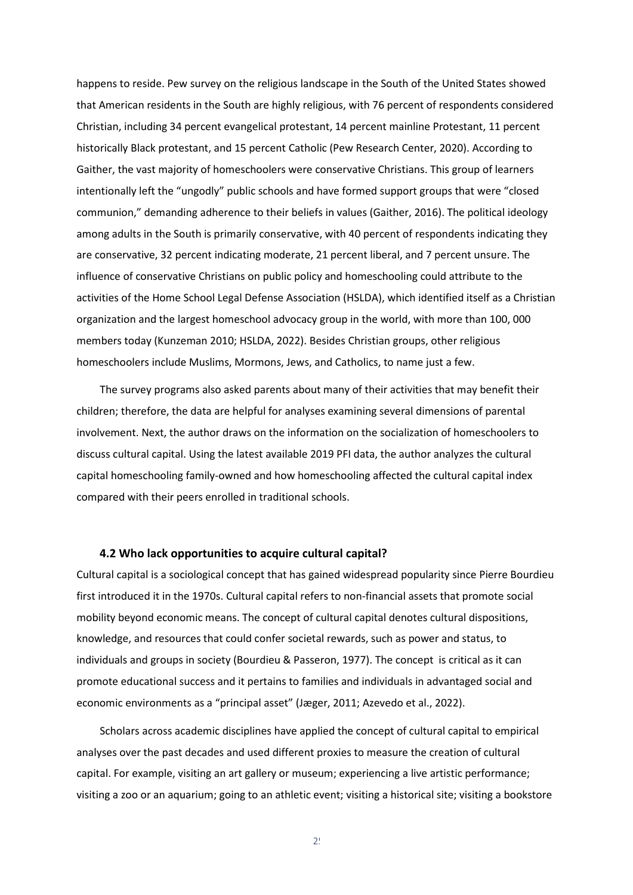happens to reside. Pew survey on the religious landscape in the South of the United States showed that American residents in the South are highly religious, with 76 percent of respondents considered Christian, including 34 percent evangelical protestant, 14 percent mainline Protestant, 11 percent historically Black protestant, and 15 percent Catholic (Pew Research Center, 2020). According to Gaither, the vast majority of homeschoolers were conservative Christians. This group of learners intentionally left the "ungodly" public schools and have formed support groups that were "closed communion," demanding adherence to their beliefs in values (Gaither, 2016). The political ideology among adults in the South is primarily conservative, with 40 percent of respondents indicating they are conservative, 32 percent indicating moderate, 21 percent liberal, and 7 percent unsure. The influence of conservative Christians on public policy and homeschooling could attribute to the activities of the Home School Legal Defense Association (HSLDA), which identified itself as a Christian organization and the largest homeschool advocacy group in the world, with more than 100, 000 members today (Kunzeman 2010; HSLDA, 2022). Besides Christian groups, other religious homeschoolers include Muslims, Mormons, Jews, and Catholics, to name just a few.

The survey programs also asked parents about many of their activities that may benefit their children; therefore, the data are helpful for analyses examining several dimensions of parental involvement. Next, the author draws on the information on the socialization of homeschoolers to discuss cultural capital. Using the latest available 2019 PFI data, the author analyzes the cultural capital homeschooling family-owned and how homeschooling affected the cultural capital index compared with their peers enrolled in traditional schools.

### 4.2 Who lack opportunities to acquire cultural capital?

Cultural capital is a sociological concept that has gained widespread popularity since Pierre Bourdieu first introduced it in the 1970s. Cultural capital refers to non-financial assets that promote social mobility beyond economic means. The concept of cultural capital denotes cultural dispositions, knowledge, and resources that could confer societal rewards, such as power and status, to individuals and groups in society (Bourdieu & Passeron, 1977). The concept is critical as it can promote educational success and it pertains to families and individuals in advantaged social and economic environments as a "principal asset" (Jæger, 2011; Azevedo et al., 2022).

Scholars across academic disciplines have applied the concept of cultural capital to empirical analyses over the past decades and used different proxies to measure the creation of cultural capital. For example, visiting an art gallery or museum; experiencing a live artistic performance; visiting a zoo or an aquarium; going to an athletic event; visiting a historical site; visiting a bookstore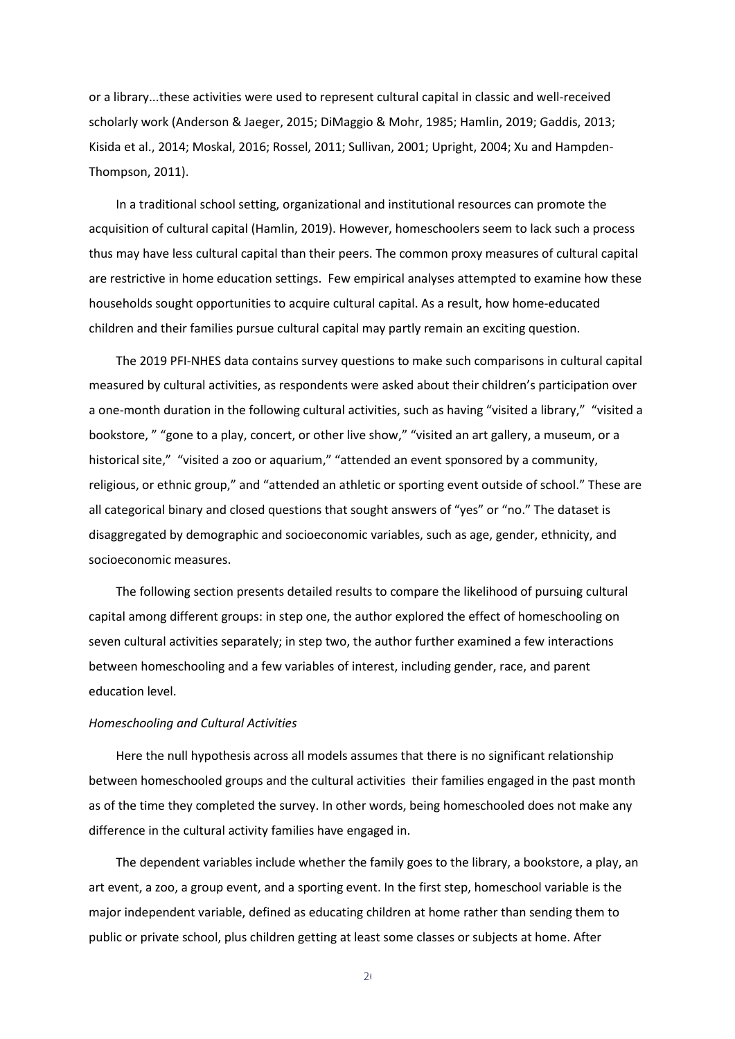or a library...these activities were used to represent cultural capital in classic and well-received scholarly work (Anderson & Jaeger, 2015; DiMaggio & Mohr, 1985; Hamlin, 2019; Gaddis, 2013; Kisida et al., 2014; Moskal, 2016; Rossel, 2011; Sullivan, 2001; Upright, 2004; Xu and Hampden-Thompson, 2011).

In a traditional school setting, organizational and institutional resources can promote the acquisition of cultural capital (Hamlin, 2019). However, homeschoolers seem to lack such a process thus may have less cultural capital than their peers. The common proxy measures of cultural capital are restrictive in home education settings. Few empirical analyses attempted to examine how these households sought opportunities to acquire cultural capital. As a result, how home-educated children and their families pursue cultural capital may partly remain an exciting question.

The 2019 PFI-NHES data contains survey questions to make such comparisons in cultural capital measured by cultural activities, as respondents were asked about their children's participation over a one-month duration in the following cultural activities, such as having "visited a library," "visited a bookstore, " "gone to a play, concert, or other live show," "visited an art gallery, a museum, or a historical site," "visited a zoo or aquarium," "attended an event sponsored by a community, religious, or ethnic group," and "attended an athletic or sporting event outside of school." These are all categorical binary and closed questions that sought answers of "yes" or "no." The dataset is disaggregated by demographic and socioeconomic variables, such as age, gender, ethnicity, and socioeconomic measures.

The following section presents detailed results to compare the likelihood of pursuing cultural capital among different groups: in step one, the author explored the effect of homeschooling on seven cultural activities separately; in step two, the author further examined a few interactions between homeschooling and a few variables of interest, including gender, race, and parent education level.

*Homeschooling and Cultural Activities*

Here the null hypothesis across all models assumes that there is no significant relationship between homeschooled groups and the cultural activities their families engaged in the past month as of the time they completed the survey. In other words, being homeschooled does not make any difference in the cultural activity families have engaged in.

The dependent variables include whether the family goes to the library, a bookstore, a play, an art event, a zoo, a group event, and a sporting event. In the first step, homeschool variable is the major independent variable, defined as educating children at home rather than sending them to public or private school, plus children getting at least some classes or subjects at home. After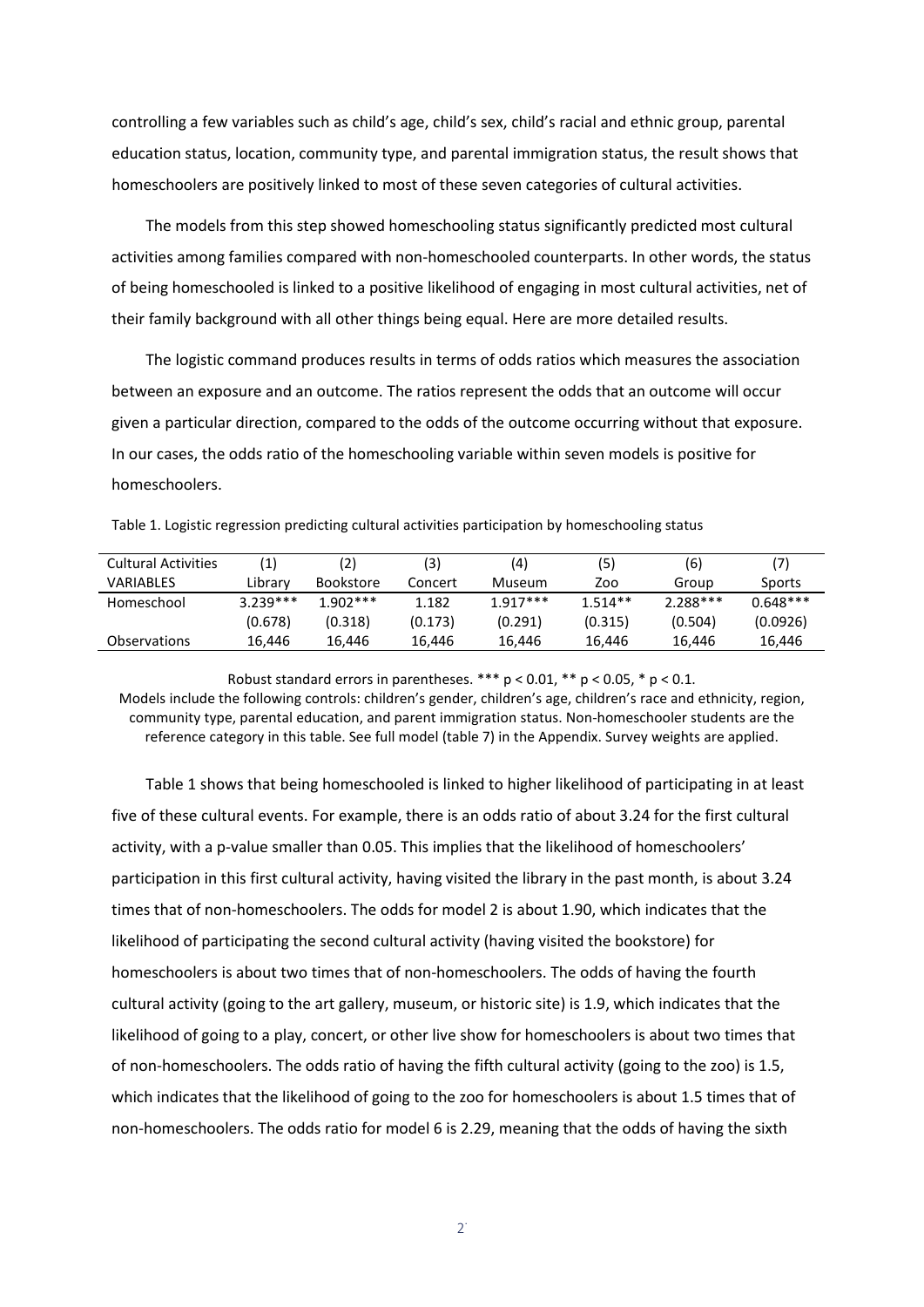controlling a few variables such as child's age, child's sex, child's racial and ethnic group, parental education status, location, community type, and parental immigration status, the result shows that homeschoolers are positively linked to most of these seven categories of cultural activities.

The models from this step showed homeschooling status significantly predicted most cultural activities among families compared with non-homeschooled counterparts. In other words, the status of being homeschooled is linked to a positive likelihood of engaging in most cultural activities, net of their family background with all other things being equal. Here are more detailed results.

The logistic command produces results in terms of odds ratios which measures the association between an exposure and an outcome. The ratios represent the odds that an outcome will occur given a particular direction, compared to the odds of the outcome occurring without that exposure. In our cases, the odds ratio of the homeschooling variable within seven models is positive for homeschoolers.

Table 1. Logistic regression predicting cultural activities participation by homeschooling status

| Cultural Activities | (1) | (2) | (3) | (4) | (5) | (6) | (7) |
|---|---|---|---|---|---|---|---|
| VARIABLES | Library | Bookstore | Concert | Museum | Zoo | Group | Sports |
| Homeschool | 3.239*** | 1.902*** | 1.182 | 1.917*** | 1.514** | 2.288*** | 0.648*** |
| | (0.678) | (0.318) | (0.173) | (0.291) | (0.315) | (0.504) | (0.0926) |
| Observations | 16,446 | 16,446 | 16,446 | 16,446 | 16,446 | 16,446 | 16,446 |

Robust standard errors in parentheses. *** $p < 0.01$, ** $p < 0.05$, * $p < 0.1$.
Models include the following controls: children's gender, children's age, children's race and ethnicity, region, community type, parental education, and parent immigration status. Non-homeschooler students are the reference category in this table. See full model (table 7) in the Appendix. Survey weights are applied.

Table 1 shows that being homeschooled is linked to higher likelihood of participating in at least five of these cultural events. For example, there is an odds ratio of about 3.24 for the first cultural activity, with a p-value smaller than 0.05. This implies that the likelihood of homeschoolers' participation in this first cultural activity, having visited the library in the past month, is about 3.24 times that of non-homeschoolers. The odds for model 2 is about 1.90, which indicates that the likelihood of participating the second cultural activity (having visited the bookstore) for homeschoolers is about two times that of non-homeschoolers. The odds of having the fourth cultural activity (going to the art gallery, museum, or historic site) is 1.9, which indicates that the likelihood of going to a play, concert, or other live show for homeschoolers is about two times that of non-homeschoolers. The odds ratio of having the fifth cultural activity (going to the zoo) is 1.5, which indicates that the likelihood of going to the zoo for homeschoolers is about 1.5 times that of non-homeschoolers. The odds ratio for model 6 is 2.29, meaning that the odds of having the sixth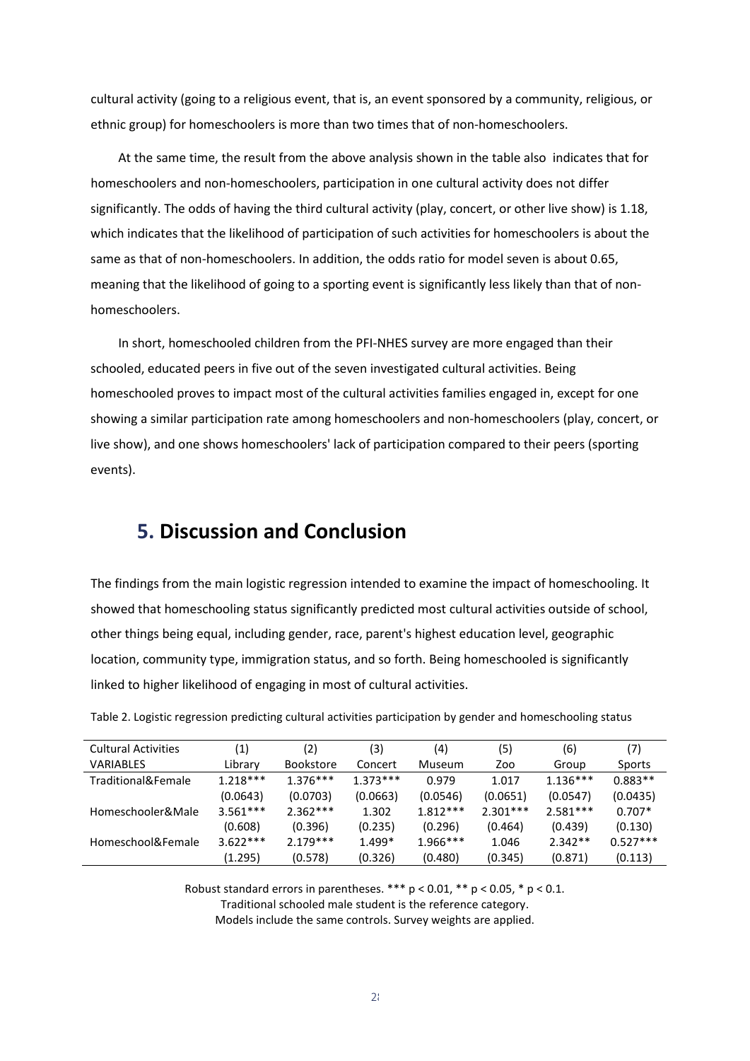cultural activity (going to a religious event, that is, an event sponsored by a community, religious, or ethnic group) for homeschoolers is more than two times that of non-homeschoolers.

At the same time, the result from the above analysis shown in the table also indicates that for homeschoolers and non-homeschoolers, participation in one cultural activity does not differ significantly. The odds of having the third cultural activity (play, concert, or other live show) is 1.18, which indicates that the likelihood of participation of such activities for homeschoolers is about the same as that of non-homeschoolers. In addition, the odds ratio for model seven is about 0.65, meaning that the likelihood of going to a sporting event is significantly less likely than that of non-homeschoolers.

In short, homeschooled children from the PFI-NHES survey are more engaged than their schooled, educated peers in five out of the seven investigated cultural activities. Being homeschooled proves to impact most of the cultural activities families engaged in, except for one showing a similar participation rate among homeschoolers and non-homeschoolers (play, concert, or live show), and one shows homeschoolers' lack of participation compared to their peers (sporting events).

## 5. Discussion and Conclusion

The findings from the main logistic regression intended to examine the impact of homeschooling. It showed that homeschooling status significantly predicted most cultural activities outside of school, other things being equal, including gender, race, parent's highest education level, geographic location, community type, immigration status, and so forth. Being homeschooled is significantly linked to higher likelihood of engaging in most of cultural activities.

Table 2. Logistic regression predicting cultural activities participation by gender and homeschooling status

| Cultural Activities | (1) | (2) | (3) | (4) | (5) | (6) | (7) |
|---|---|---|---|---|---|---|---|
| VARIABLES | Library | Bookstore | Concert | Museum | Zoo | Group | Sports |
| Traditional&Female | 1.218*** | 1.376*** | 1.373*** | 0.979 | 1.017 | 1.136*** | 0.883** |
| | (0.0643) | (0.0703) | (0.0663) | (0.0546) | (0.0651) | (0.0547) | (0.0435) |
| Homeschooler&Male | 3.561*** | 2.362*** | 1.302 | 1.812*** | 2.301*** | 2.581*** | 0.707* |
| | (0.608) | (0.396) | (0.235) | (0.296) | (0.464) | (0.439) | (0.130) |
| Homeschool&Female | 3.622*** | 2.179*** | 1.499* | 1.966*** | 1.046 | 2.342** | 0.527*** |
| | (1.295) | (0.578) | (0.326) | (0.480) | (0.345) | (0.871) | (0.113) |

Robust standard errors in parentheses. *** $p < 0.01$, ** $p < 0.05$, * $p < 0.1$.
Traditional schooled male student is the reference category.
Models include the same controls. Survey weights are applied.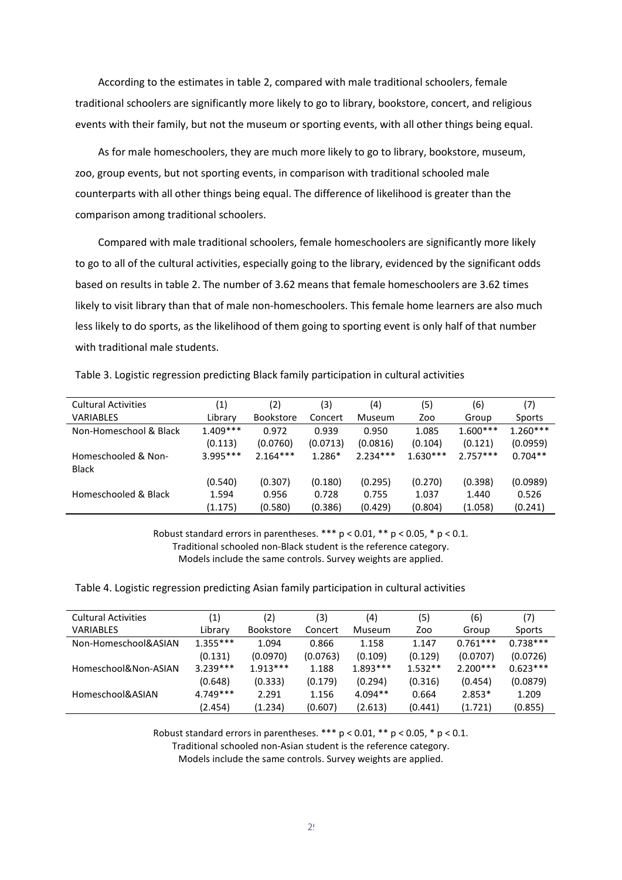According to the estimates in table 2, compared with male traditional schoolers, female traditional schoolers are significantly more likely to go to library, bookstore, concert, and religious events with their family, but not the museum or sporting events, with all other things being equal.

As for male homeschoolers, they are much more likely to go to library, bookstore, museum, zoo, group events, but not sporting events, in comparison with traditional schooled male counterparts with all other things being equal. The difference of likelihood is greater than the comparison among traditional schoolers.

Compared with male traditional schoolers, female homeschoolers are significantly more likely to go to all of the cultural activities, especially going to the library, evidenced by the significant odds based on results in table 2. The number of 3.62 means that female homeschoolers are 3.62 times likely to visit library than that of male non-homeschoolers. This female home learners are also much less likely to do sports, as the likelihood of them going to sporting event is only half of that number with traditional male students.

Table 3. Logistic regression predicting Black family participation in cultural activities

| Cultural Activities | (1) | (2) | (3) | (4) | (5) | (6) | (7) |
|---|---|---|---|---|---|---|---|
| VARIABLES | Library | Bookstore | Concert | Museum | Zoo | Group | Sports |
| Non-Homeschool & Black | 1.409*** | 0.972 | 0.939 | 0.950 | 1.085 | 1.600*** | 1.260*** |
| | (0.113) | (0.0760) | (0.0713) | (0.0816) | (0.104) | (0.121) | (0.0959) |
| Homeschooled & Non-Black | 3.995*** | 2.164*** | 1.286* | 2.234*** | 1.630*** | 2.757*** | 0.704** |
| | (0.540) | (0.307) | (0.180) | (0.295) | (0.270) | (0.398) | (0.0989) |
| Homeschooled & Black | 1.594 | 0.956 | 0.728 | 0.755 | 1.037 | 1.440 | 0.526 |
| | (1.175) | (0.580) | (0.386) | (0.429) | (0.804) | (1.058) | (0.241) |

Robust standard errors in parentheses. *** $p < 0.01$, ** $p < 0.05$, * $p < 0.1$.
Traditional schooled non-Black student is the reference category.
Models include the same controls. Survey weights are applied.

Table 4. Logistic regression predicting Asian family participation in cultural activities

| Cultural Activities | (1) | (2) | (3) | (4) | (5) | (6) | (7) |
|---|---|---|---|---|---|---|---|
| VARIABLES | Library | Bookstore | Concert | Museum | Zoo | Group | Sports |
| Non-Homeschool&ASIAN | 1.355*** | 1.094 | 0.866 | 1.158 | 1.147 | 0.761*** | 0.738*** |
| | (0.131) | (0.0970) | (0.0763) | (0.109) | (0.129) | (0.0707) | (0.0726) |
| Homeschool&Non-ASIAN | 3.239*** | 1.913*** | 1.188 | 1.893*** | 1.532** | 2.200*** | 0.623*** |
| | (0.648) | (0.333) | (0.179) | (0.294) | (0.316) | (0.454) | (0.0879) |
| Homeschool&ASIAN | 4.749*** | 2.291 | 1.156 | 4.094** | 0.664 | 2.853* | 1.209 |
| | (2.454) | (1.234) | (0.607) | (2.613) | (0.441) | (1.721) | (0.855) |

Robust standard errors in parentheses. *** $p < 0.01$, ** $p < 0.05$, * $p < 0.1$.
Traditional schooled non-Asian student is the reference category.
Models include the same controls. Survey weights are applied.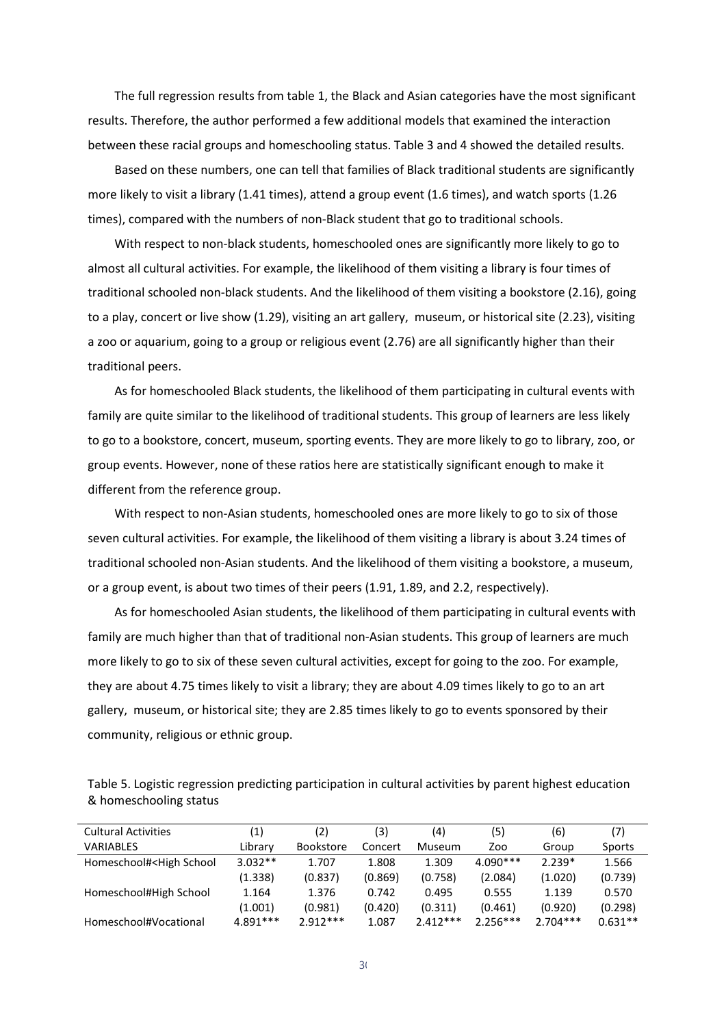The full regression results from table 1, the Black and Asian categories have the most significant results. Therefore, the author performed a few additional models that examined the interaction between these racial groups and homeschooling status. Table 3 and 4 showed the detailed results.

Based on these numbers, one can tell that families of Black traditional students are significantly more likely to visit a library (1.41 times), attend a group event (1.6 times), and watch sports (1.26 times), compared with the numbers of non-Black student that go to traditional schools.

With respect to non-black students, homeschooled ones are significantly more likely to go to almost all cultural activities. For example, the likelihood of them visiting a library is four times of traditional schooled non-black students. And the likelihood of them visiting a bookstore (2.16), going to a play, concert or live show (1.29), visiting an art gallery, museum, or historical site (2.23), visiting a zoo or aquarium, going to a group or religious event (2.76) are all significantly higher than their traditional peers.

As for homeschooled Black students, the likelihood of them participating in cultural events with family are quite similar to the likelihood of traditional students. This group of learners are less likely to go to a bookstore, concert, museum, sporting events. They are more likely to go to library, zoo, or group events. However, none of these ratios here are statistically significant enough to make it different from the reference group.

With respect to non-Asian students, homeschooled ones are more likely to go to six of those seven cultural activities. For example, the likelihood of them visiting a library is about 3.24 times of traditional schooled non-Asian students. And the likelihood of them visiting a bookstore, a museum, or a group event, is about two times of their peers (1.91, 1.89, and 2.2, respectively).

As for homeschooled Asian students, the likelihood of them participating in cultural events with family are much higher than that of traditional non-Asian students. This group of learners are much more likely to go to six of these seven cultural activities, except for going to the zoo. For example, they are about 4.75 times likely to visit a library; they are about 4.09 times likely to go to an art gallery, museum, or historical site; they are 2.85 times likely to go to events sponsored by their community, religious or ethnic group.

Table 5. Logistic regression predicting participation in cultural activities by parent highest education & homeschooling status

| Cultural Activities | (1) | (2) | (3) | (4) | (5) | (6) | (7) |
|---|---|---|---|---|---|---|---|
| VARIABLES | Library | Bookstore | Concert | Museum | Zoo | Group | Sports |
| Homeschool#<High School | 3.032** | 1.707 | 1.808 | 1.309 | 4.090*** | 2.239* | 1.566 |
| | (1.338) | (0.837) | (0.869) | (0.758) | (2.084) | (1.020) | (0.739) |
| Homeschool#High School | 1.164 | 1.376 | 0.742 | 0.495 | 0.555 | 1.139 | 0.570 |
| | (1.001) | (0.981) | (0.420) | (0.311) | (0.461) | (0.920) | (0.298) |
| Homeschool#Vocational | 4.891*** | 2.912*** | 1.087 | 2.412*** | 2.256*** | 2.704*** | 0.631** |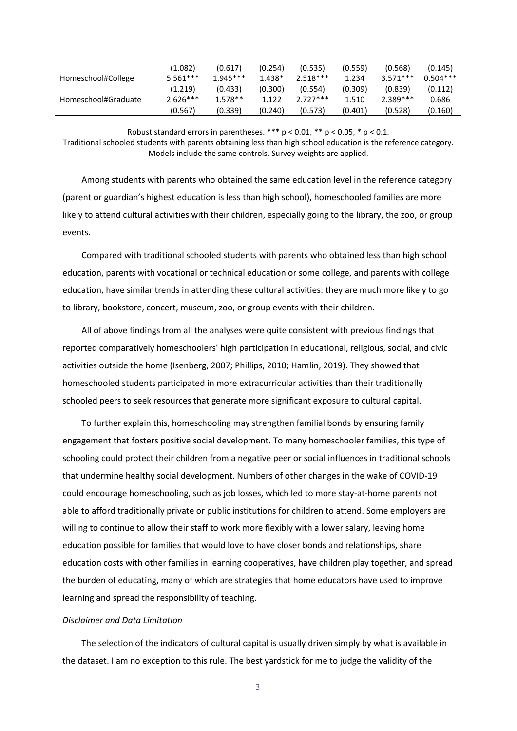| | | | | | | | |
|---|---|---|---|---|---|---|---|
| | (1.082) | (0.617) | (0.254) | (0.535) | (0.559) | (0.568) | (0.145) |
| Homeschool#College | 5.561*** | 1.945*** | 1.438* | 2.518*** | 1.234 | 3.571*** | 0.504*** |
| | (1.219) | (0.433) | (0.300) | (0.554) | (0.309) | (0.839) | (0.112) |
| Homeschool#Graduate | 2.626*** | 1.578** | 1.122 | 2.727*** | 1.510 | 2.389*** | 0.686 |
| | (0.567) | (0.339) | (0.240) | (0.573) | (0.401) | (0.528) | (0.160) |

Robust standard errors in parentheses. *** $p < 0.01$, ** $p < 0.05$, * $p < 0.1$.
Traditional schooled students with parents obtaining less than high school education is the reference category. Models include the same controls. Survey weights are applied.

Among students with parents who obtained the same education level in the reference category (parent or guardian's highest education is less than high school), homeschooled families are more likely to attend cultural activities with their children, especially going to the library, the zoo, or group events.

Compared with traditional schooled students with parents who obtained less than high school education, parents with vocational or technical education or some college, and parents with college education, have similar trends in attending these cultural activities: they are much more likely to go to library, bookstore, concert, museum, zoo, or group events with their children.

All of above findings from all the analyses were quite consistent with previous findings that reported comparatively homeschoolers' high participation in educational, religious, social, and civic activities outside the home (Isenberg, 2007; Phillips, 2010; Hamlin, 2019). They showed that homeschooled students participated in more extracurricular activities than their traditionally schooled peers to seek resources that generate more significant exposure to cultural capital.

To further explain this, homeschooling may strengthen familial bonds by ensuring family engagement that fosters positive social development. To many homeschooler families, this type of schooling could protect their children from a negative peer or social influences in traditional schools that undermine healthy social development. Numbers of other changes in the wake of COVID-19 could encourage homeschooling, such as job losses, which led to more stay-at-home parents not able to afford traditionally private or public institutions for children to attend. Some employers are willing to continue to allow their staff to work more flexibly with a lower salary, leaving home education possible for families that would love to have closer bonds and relationships, share education costs with other families in learning cooperatives, have children play together, and spread the burden of educating, many of which are strategies that home educators have used to improve learning and spread the responsibility of teaching.

*Disclaimer and Data Limitation*

The selection of the indicators of cultural capital is usually driven simply by what is available in the dataset. I am no exception to this rule. The best yardstick for me to judge the validity of the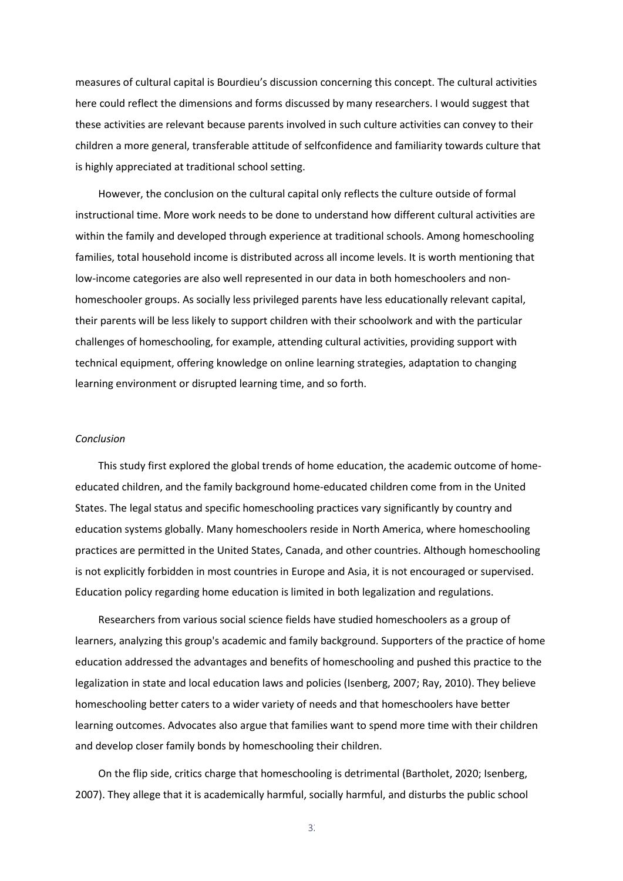measures of cultural capital is Bourdieu's discussion concerning this concept. The cultural activities here could reflect the dimensions and forms discussed by many researchers. I would suggest that these activities are relevant because parents involved in such culture activities can convey to their children a more general, transferable attitude of selfconfidence and familiarity towards culture that is highly appreciated at traditional school setting.

However, the conclusion on the cultural capital only reflects the culture outside of formal instructional time. More work needs to be done to understand how different cultural activities are within the family and developed through experience at traditional schools. Among homeschooling families, total household income is distributed across all income levels. It is worth mentioning that low-income categories are also well represented in our data in both homeschoolers and non-homeschooler groups. As socially less privileged parents have less educationally relevant capital, their parents will be less likely to support children with their schoolwork and with the particular challenges of homeschooling, for example, attending cultural activities, providing support with technical equipment, offering knowledge on online learning strategies, adaptation to changing learning environment or disrupted learning time, and so forth.

*Conclusion*

This study first explored the global trends of home education, the academic outcome of home-educated children, and the family background home-educated children come from in the United States. The legal status and specific homeschooling practices vary significantly by country and education systems globally. Many homeschoolers reside in North America, where homeschooling practices are permitted in the United States, Canada, and other countries. Although homeschooling is not explicitly forbidden in most countries in Europe and Asia, it is not encouraged or supervised. Education policy regarding home education is limited in both legalization and regulations.

Researchers from various social science fields have studied homeschoolers as a group of learners, analyzing this group's academic and family background. Supporters of the practice of home education addressed the advantages and benefits of homeschooling and pushed this practice to the legalization in state and local education laws and policies (Isenberg, 2007; Ray, 2010). They believe homeschooling better caters to a wider variety of needs and that homeschoolers have better learning outcomes. Advocates also argue that families want to spend more time with their children and develop closer family bonds by homeschooling their children.

On the flip side, critics charge that homeschooling is detrimental (Bartholet, 2020; Isenberg, 2007). They allege that it is academically harmful, socially harmful, and disturbs the public school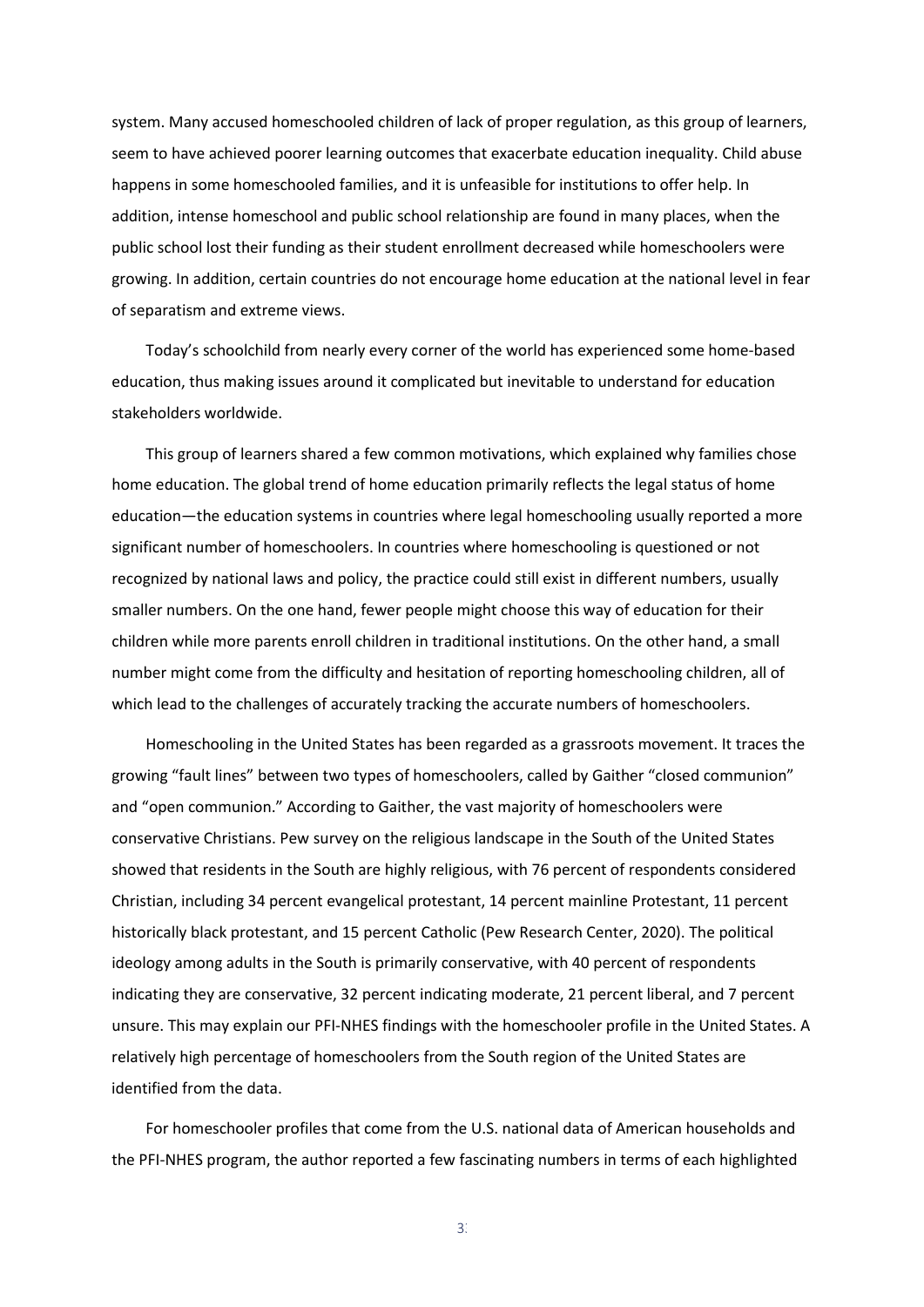system. Many accused homeschooled children of lack of proper regulation, as this group of learners, seem to have achieved poorer learning outcomes that exacerbate education inequality. Child abuse happens in some homeschooled families, and it is unfeasible for institutions to offer help. In addition, intense homeschool and public school relationship are found in many places, when the public school lost their funding as their student enrollment decreased while homeschoolers were growing. In addition, certain countries do not encourage home education at the national level in fear of separatism and extreme views.

Today's schoolchild from nearly every corner of the world has experienced some home-based education, thus making issues around it complicated but inevitable to understand for education stakeholders worldwide.

This group of learners shared a few common motivations, which explained why families chose home education. The global trend of home education primarily reflects the legal status of home education—the education systems in countries where legal homeschooling usually reported a more significant number of homeschoolers. In countries where homeschooling is questioned or not recognized by national laws and policy, the practice could still exist in different numbers, usually smaller numbers. On the one hand, fewer people might choose this way of education for their children while more parents enroll children in traditional institutions. On the other hand, a small number might come from the difficulty and hesitation of reporting homeschooling children, all of which lead to the challenges of accurately tracking the accurate numbers of homeschoolers.

Homeschooling in the United States has been regarded as a grassroots movement. It traces the growing "fault lines" between two types of homeschoolers, called by Gaither "closed communion" and "open communion." According to Gaither, the vast majority of homeschoolers were conservative Christians. Pew survey on the religious landscape in the South of the United States showed that residents in the South are highly religious, with 76 percent of respondents considered Christian, including 34 percent evangelical protestant, 14 percent mainline Protestant, 11 percent historically black protestant, and 15 percent Catholic (Pew Research Center, 2020). The political ideology among adults in the South is primarily conservative, with 40 percent of respondents indicating they are conservative, 32 percent indicating moderate, 21 percent liberal, and 7 percent unsure. This may explain our PFI-NHES findings with the homeschooler profile in the United States. A relatively high percentage of homeschoolers from the South region of the United States are identified from the data.

For homeschooler profiles that come from the U.S. national data of American households and the PFI-NHES program, the author reported a few fascinating numbers in terms of each highlighted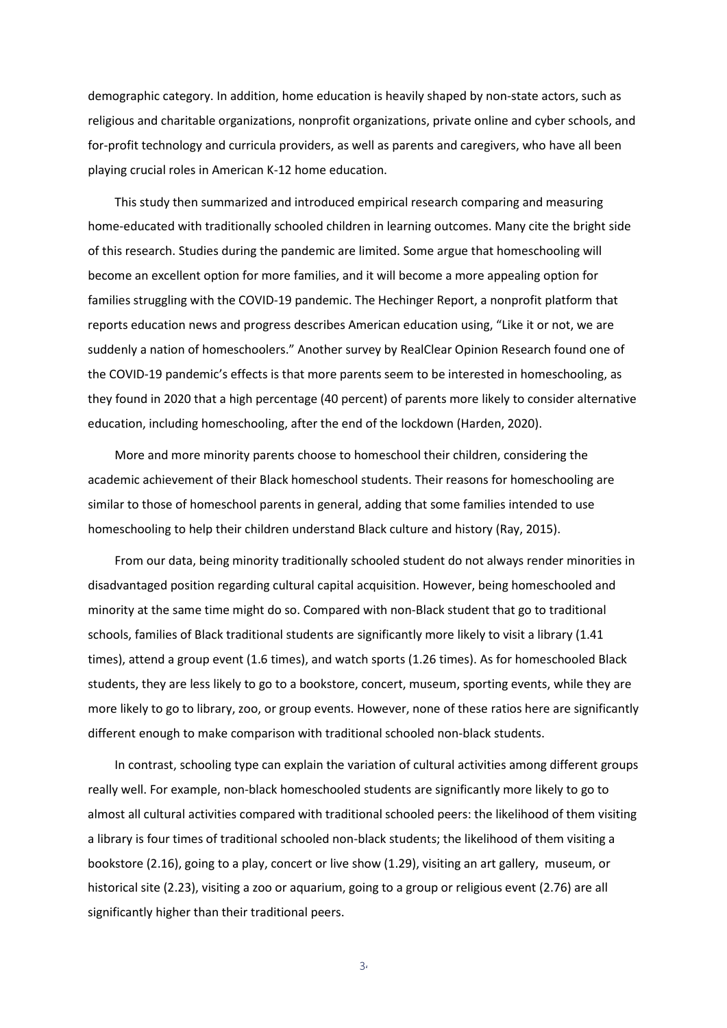demographic category. In addition, home education is heavily shaped by non-state actors, such as religious and charitable organizations, nonprofit organizations, private online and cyber schools, and for-profit technology and curricula providers, as well as parents and caregivers, who have all been playing crucial roles in American K-12 home education.

This study then summarized and introduced empirical research comparing and measuring home-educated with traditionally schooled children in learning outcomes. Many cite the bright side of this research. Studies during the pandemic are limited. Some argue that homeschooling will become an excellent option for more families, and it will become a more appealing option for families struggling with the COVID-19 pandemic. The Hechinger Report, a nonprofit platform that reports education news and progress describes American education using, "Like it or not, we are suddenly a nation of homeschoolers." Another survey by RealClear Opinion Research found one of the COVID-19 pandemic's effects is that more parents seem to be interested in homeschooling, as they found in 2020 that a high percentage (40 percent) of parents more likely to consider alternative education, including homeschooling, after the end of the lockdown (Harden, 2020).

More and more minority parents choose to homeschool their children, considering the academic achievement of their Black homeschool students. Their reasons for homeschooling are similar to those of homeschool parents in general, adding that some families intended to use homeschooling to help their children understand Black culture and history (Ray, 2015).

From our data, being minority traditionally schooled student do not always render minorities in disadvantaged position regarding cultural capital acquisition. However, being homeschooled and minority at the same time might do so. Compared with non-Black student that go to traditional schools, families of Black traditional students are significantly more likely to visit a library (1.41 times), attend a group event (1.6 times), and watch sports (1.26 times). As for homeschooled Black students, they are less likely to go to a bookstore, concert, museum, sporting events, while they are more likely to go to library, zoo, or group events. However, none of these ratios here are significantly different enough to make comparison with traditional schooled non-black students.

In contrast, schooling type can explain the variation of cultural activities among different groups really well. For example, non-black homeschooled students are significantly more likely to go to almost all cultural activities compared with traditional schooled peers: the likelihood of them visiting a library is four times of traditional schooled non-black students; the likelihood of them visiting a bookstore (2.16), going to a play, concert or live show (1.29), visiting an art gallery, museum, or historical site (2.23), visiting a zoo or aquarium, going to a group or religious event (2.76) are all significantly higher than their traditional peers.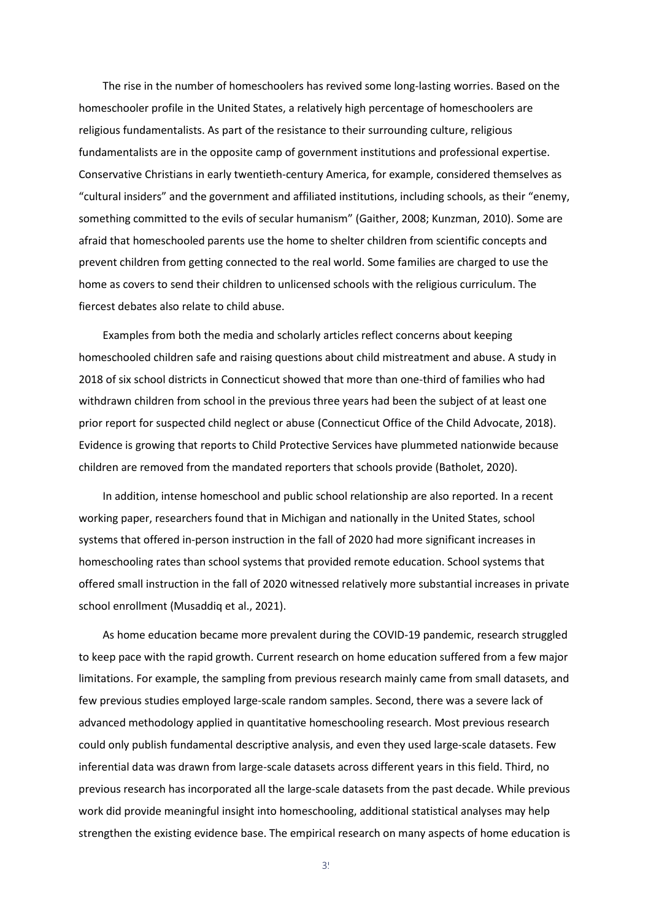The rise in the number of homeschoolers has revived some long-lasting worries. Based on the homeschooler profile in the United States, a relatively high percentage of homeschoolers are religious fundamentalists. As part of the resistance to their surrounding culture, religious fundamentalists are in the opposite camp of government institutions and professional expertise. Conservative Christians in early twentieth-century America, for example, considered themselves as "cultural insiders" and the government and affiliated institutions, including schools, as their "enemy, something committed to the evils of secular humanism" (Gaither, 2008; Kunzman, 2010). Some are afraid that homeschooled parents use the home to shelter children from scientific concepts and prevent children from getting connected to the real world. Some families are charged to use the home as covers to send their children to unlicensed schools with the religious curriculum. The fiercest debates also relate to child abuse.

Examples from both the media and scholarly articles reflect concerns about keeping homeschooled children safe and raising questions about child mistreatment and abuse. A study in 2018 of six school districts in Connecticut showed that more than one-third of families who had withdrawn children from school in the previous three years had been the subject of at least one prior report for suspected child neglect or abuse (Connecticut Office of the Child Advocate, 2018). Evidence is growing that reports to Child Protective Services have plummeted nationwide because children are removed from the mandated reporters that schools provide (Batholet, 2020).

In addition, intense homeschool and public school relationship are also reported. In a recent working paper, researchers found that in Michigan and nationally in the United States, school systems that offered in-person instruction in the fall of 2020 had more significant increases in homeschooling rates than school systems that provided remote education. School systems that offered small instruction in the fall of 2020 witnessed relatively more substantial increases in private school enrollment (Musaddiq et al., 2021).

As home education became more prevalent during the COVID-19 pandemic, research struggled to keep pace with the rapid growth. Current research on home education suffered from a few major limitations. For example, the sampling from previous research mainly came from small datasets, and few previous studies employed large-scale random samples. Second, there was a severe lack of advanced methodology applied in quantitative homeschooling research. Most previous research could only publish fundamental descriptive analysis, and even they used large-scale datasets. Few inferential data was drawn from large-scale datasets across different years in this field. Third, no previous research has incorporated all the large-scale datasets from the past decade. While previous work did provide meaningful insight into homeschooling, additional statistical analyses may help strengthen the existing evidence base. The empirical research on many aspects of home education is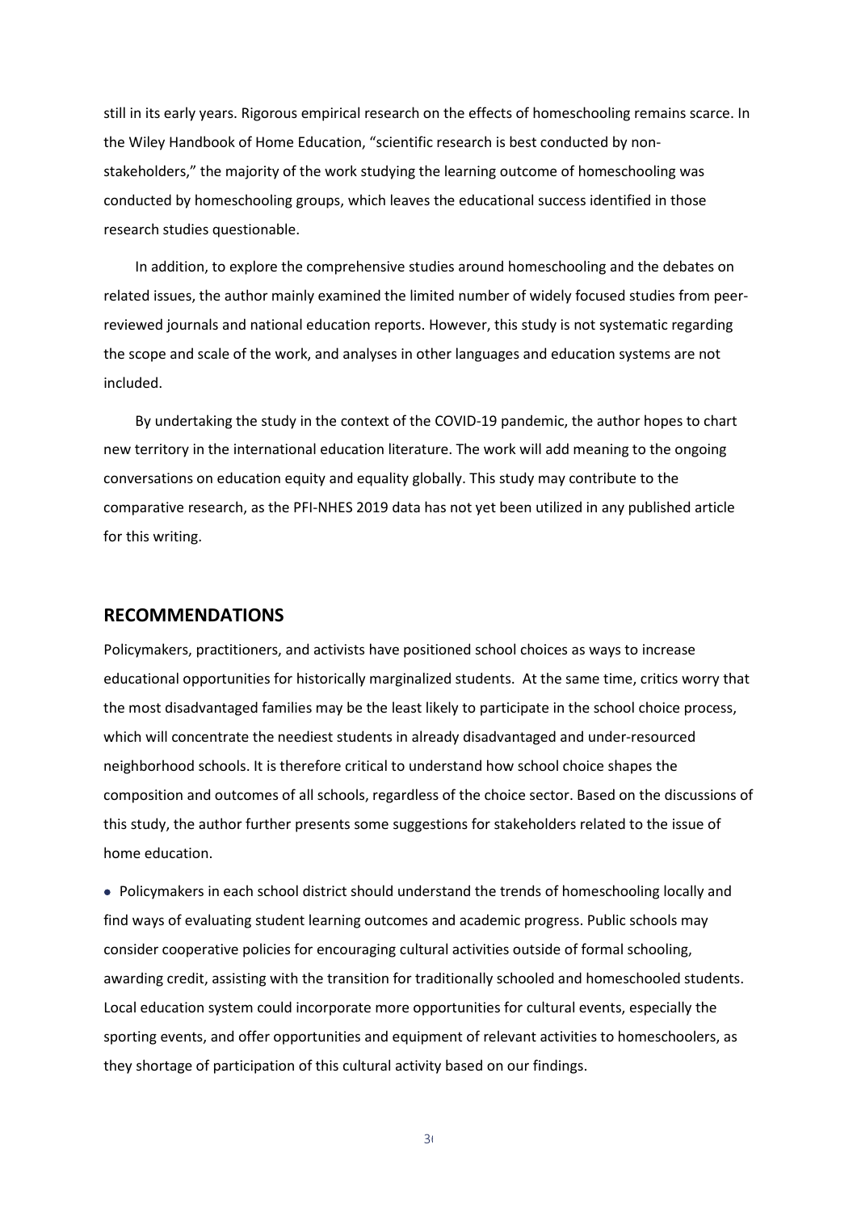still in its early years. Rigorous empirical research on the effects of homeschooling remains scarce. In the Wiley Handbook of Home Education, "scientific research is best conducted by non-stakeholders," the majority of the work studying the learning outcome of homeschooling was conducted by homeschooling groups, which leaves the educational success identified in those research studies questionable.

In addition, to explore the comprehensive studies around homeschooling and the debates on related issues, the author mainly examined the limited number of widely focused studies from peer-reviewed journals and national education reports. However, this study is not systematic regarding the scope and scale of the work, and analyses in other languages and education systems are not included.

By undertaking the study in the context of the COVID-19 pandemic, the author hopes to chart new territory in the international education literature. The work will add meaning to the ongoing conversations on education equity and equality globally. This study may contribute to the comparative research, as the PFI-NHES 2019 data has not yet been utilized in any published article for this writing.

## RECOMMENDATIONS

Policymakers, practitioners, and activists have positioned school choices as ways to increase educational opportunities for historically marginalized students. At the same time, critics worry that the most disadvantaged families may be the least likely to participate in the school choice process, which will concentrate the neediest students in already disadvantaged and under-resourced neighborhood schools. It is therefore critical to understand how school choice shapes the composition and outcomes of all schools, regardless of the choice sector. Based on the discussions of this study, the author further presents some suggestions for stakeholders related to the issue of home education.

- Policymakers in each school district should understand the trends of homeschooling locally and find ways of evaluating student learning outcomes and academic progress. Public schools may consider cooperative policies for encouraging cultural activities outside of formal schooling, awarding credit, assisting with the transition for traditionally schooled and homeschooled students. Local education system could incorporate more opportunities for cultural events, especially the sporting events, and offer opportunities and equipment of relevant activities to homeschoolers, as they shortage of participation of this cultural activity based on our findings.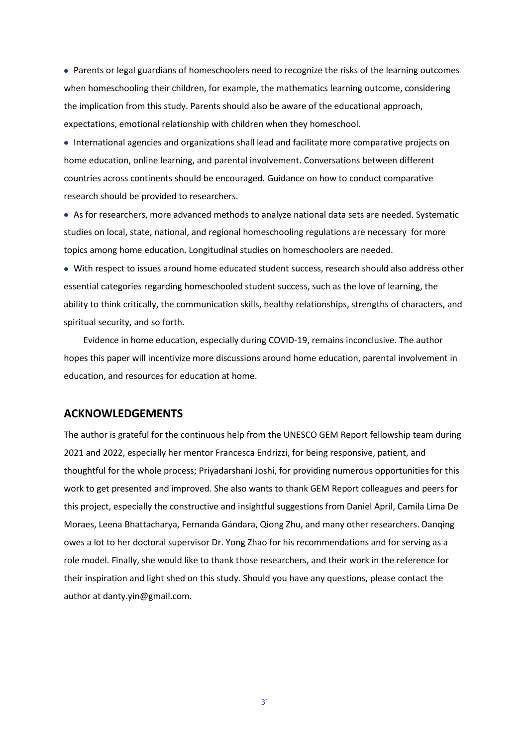- Parents or legal guardians of homeschoolers need to recognize the risks of the learning outcomes when homeschooling their children, for example, the mathematics learning outcome, considering the implication from this study. Parents should also be aware of the educational approach, expectations, emotional relationship with children when they homeschool.
- International agencies and organizations shall lead and facilitate more comparative projects on home education, online learning, and parental involvement. Conversations between different countries across continents should be encouraged. Guidance on how to conduct comparative research should be provided to researchers.
- As for researchers, more advanced methods to analyze national data sets are needed. Systematic studies on local, state, national, and regional homeschooling regulations are necessary for more topics among home education. Longitudinal studies on homeschoolers are needed.
- With respect to issues around home educated student success, research should also address other essential categories regarding homeschooled student success, such as the love of learning, the ability to think critically, the communication skills, healthy relationships, strengths of characters, and spiritual security, and so forth.

Evidence in home education, especially during COVID-19, remains inconclusive. The author hopes this paper will incentivize more discussions around home education, parental involvement in education, and resources for education at home.

## ACKNOWLEDGEMENTS

The author is grateful for the continuous help from the UNESCO GEM Report fellowship team during 2021 and 2022, especially her mentor Francesca Endrizzi, for being responsive, patient, and thoughtful for the whole process; Priyadarshani Joshi, for providing numerous opportunities for this work to get presented and improved. She also wants to thank GEM Report colleagues and peers for this project, especially the constructive and insightful suggestions from Daniel April, Camila Lima De Moraes, Leena Bhattacharya, Fernanda Gándara, Qiong Zhu, and many other researchers. Danqing owes a lot to her doctoral supervisor Dr. Yong Zhao for his recommendations and for serving as a role model. Finally, she would like to thank those researchers, and their work in the reference for their inspiration and light shed on this study. Should you have any questions, please contact the author at danty.yin@gmail.com.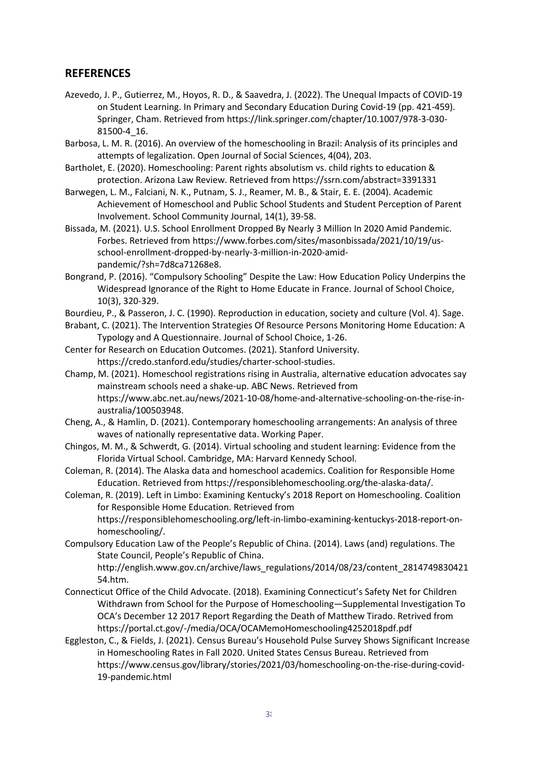## REFERENCES

Azevedo, J. P., Gutierrez, M., Hoyos, R. D., & Saavedra, J. (2022). The Unequal Impacts of COVID-19 on Student Learning. In Primary and Secondary Education During Covid-19 (pp. 421-459). Springer, Cham. Retrieved from https://link.springer.com/chapter/10.1007/978-3-030-81500-4_16.

Barbosa, L. M. R. (2016). An overview of the homeschooling in Brazil: Analysis of its principles and attempts of legalization. Open Journal of Social Sciences, 4(04), 203.

Bartholet, E. (2020). Homeschooling: Parent rights absolutism vs. child rights to education & protection. Arizona Law Review. Retrieved from https://ssrn.com/abstract=3391331

Barwegen, L. M., Falciani, N. K., Putnam, S. J., Reamer, M. B., & Stair, E. E. (2004). Academic Achievement of Homeschool and Public School Students and Student Perception of Parent Involvement. School Community Journal, 14(1), 39-58.

Bissada, M. (2021). U.S. School Enrollment Dropped By Nearly 3 Million In 2020 Amid Pandemic. Forbes. Retrieved from https://www.forbes.com/sites/masonbissada/2021/10/19/us-school-enrollment-dropped-by-nearly-3-million-in-2020-amid-pandemic/?sh=7d8ca71268e8.

Bongrand, P. (2016). "Compulsory Schooling" Despite the Law: How Education Policy Underpins the Widespread Ignorance of the Right to Home Educate in France. Journal of School Choice, 10(3), 320-329.

Bourdieu, P., & Passeron, J. C. (1990). Reproduction in education, society and culture (Vol. 4). Sage.

Brabant, C. (2021). The Intervention Strategies Of Resource Persons Monitoring Home Education: A Typology and A Questionnaire. Journal of School Choice, 1-26.

Center for Research on Education Outcomes. (2021). Stanford University. https://credo.stanford.edu/studies/charter-school-studies.

Champ, M. (2021). Homeschool registrations rising in Australia, alternative education advocates say mainstream schools need a shake-up. ABC News. Retrieved from https://www.abc.net.au/news/2021-10-08/home-and-alternative-schooling-on-the-rise-in-australia/100503948.

Cheng, A., & Hamlin, D. (2021). Contemporary homeschooling arrangements: An analysis of three waves of nationally representative data. Working Paper.

Chingos, M. M., & Schwerdt, G. (2014). Virtual schooling and student learning: Evidence from the Florida Virtual School. Cambridge, MA: Harvard Kennedy School.

Coleman, R. (2014). The Alaska data and homeschool academics. Coalition for Responsible Home Education. Retrieved from https://responsiblehomeschooling.org/the-alaska-data/.

Coleman, R. (2019). Left in Limbo: Examining Kentucky's 2018 Report on Homeschooling. Coalition for Responsible Home Education. Retrieved from https://responsiblehomeschooling.org/left-in-limbo-examining-kentuckys-2018-report-on-homeschooling/.

Compulsory Education Law of the People's Republic of China. (2014). Laws (and) regulations. The State Council, People's Republic of China. http://english.www.gov.cn/archive/laws_regulations/2014/08/23/content_281474983042154.htm.

Connecticut Office of the Child Advocate. (2018). Examining Connecticut's Safety Net for Children Withdrawn from School for the Purpose of Homeschooling—Supplemental Investigation To OCA's December 12 2017 Report Regarding the Death of Matthew Tirado. Retrived from https://portal.ct.gov/-/media/OCA/OCAMemoHomeschooling4252018pdf.pdf

Eggleston, C., & Fields, J. (2021). Census Bureau's Household Pulse Survey Shows Significant Increase in Homeschooling Rates in Fall 2020. United States Census Bureau. Retrieved from https://www.census.gov/library/stories/2021/03/homeschooling-on-the-rise-during-covid-19-pandemic.html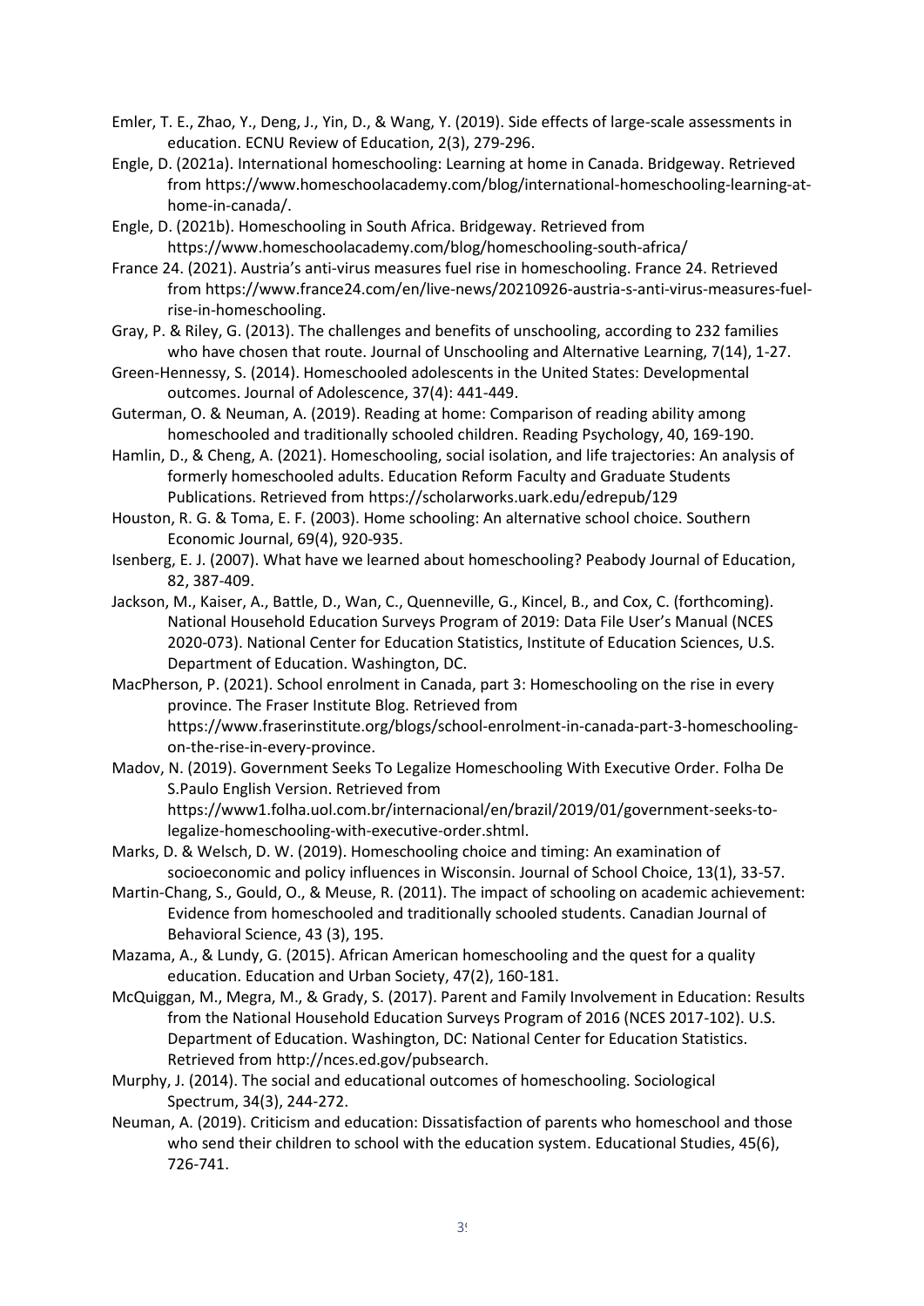Emler, T. E., Zhao, Y., Deng, J., Yin, D., & Wang, Y. (2019). Side effects of large-scale assessments in education. ECNU Review of Education, 2(3), 279-296.

Engle, D. (2021a). International homeschooling: Learning at home in Canada. Bridgeway. Retrieved from https://www.homeschoolacademy.com/blog/international-homeschooling-learning-at-home-in-canada/.

Engle, D. (2021b). Homeschooling in South Africa. Bridgeway. Retrieved from https://www.homeschoolacademy.com/blog/homeschooling-south-africa/

France 24. (2021). Austria's anti-virus measures fuel rise in homeschooling. France 24. Retrieved from https://www.france24.com/en/live-news/20210926-austria-s-anti-virus-measures-fuel-rise-in-homeschooling.

Gray, P. & Riley, G. (2013). The challenges and benefits of unschooling, according to 232 families who have chosen that route. Journal of Unschooling and Alternative Learning, 7(14), 1-27.

Green-Hennessy, S. (2014). Homeschooled adolescents in the United States: Developmental outcomes. Journal of Adolescence, 37(4): 441-449.

Guterman, O. & Neuman, A. (2019). Reading at home: Comparison of reading ability among homeschooled and traditionally schooled children. Reading Psychology, 40, 169-190.

Hamlin, D., & Cheng, A. (2021). Homeschooling, social isolation, and life trajectories: An analysis of formerly homeschooled adults. Education Reform Faculty and Graduate Students Publications. Retrieved from https://scholarworks.uark.edu/edrepub/129

Houston, R. G. & Toma, E. F. (2003). Home schooling: An alternative school choice. Southern Economic Journal, 69(4), 920-935.

Isenberg, E. J. (2007). What have we learned about homeschooling? Peabody Journal of Education, 82, 387-409.

Jackson, M., Kaiser, A., Battle, D., Wan, C., Quenneville, G., Kincel, B., and Cox, C. (forthcoming). National Household Education Surveys Program of 2019: Data File User's Manual (NCES 2020-073). National Center for Education Statistics, Institute of Education Sciences, U.S. Department of Education. Washington, DC.

MacPherson, P. (2021). School enrolment in Canada, part 3: Homeschooling on the rise in every province. The Fraser Institute Blog. Retrieved from https://www.fraserinstitute.org/blogs/school-enrolment-in-canada-part-3-homeschooling-on-the-rise-in-every-province.

Madov, N. (2019). Government Seeks To Legalize Homeschooling With Executive Order. Folha De S.Paulo English Version. Retrieved from https://www1.folha.uol.com.br/internacional/en/brazil/2019/01/government-seeks-to-legalize-homeschooling-with-executive-order.shtml.

Marks, D. & Welsch, D. W. (2019). Homeschooling choice and timing: An examination of socioeconomic and policy influences in Wisconsin. Journal of School Choice, 13(1), 33-57.

Martin-Chang, S., Gould, O., & Meuse, R. (2011). The impact of schooling on academic achievement: Evidence from homeschooled and traditionally schooled students. Canadian Journal of Behavioral Science, 43 (3), 195.

Mazama, A., & Lundy, G. (2015). African American homeschooling and the quest for a quality education. Education and Urban Society, 47(2), 160-181.

McQuiggan, M., Megra, M., & Grady, S. (2017). Parent and Family Involvement in Education: Results from the National Household Education Surveys Program of 2016 (NCES 2017-102). U.S. Department of Education. Washington, DC: National Center for Education Statistics. Retrieved from http://nces.ed.gov/pubsearch.

Murphy, J. (2014). The social and educational outcomes of homeschooling. Sociological Spectrum, 34(3), 244-272.

Neuman, A. (2019). Criticism and education: Dissatisfaction of parents who homeschool and those who send their children to school with the education system. Educational Studies, 45(6), 726-741.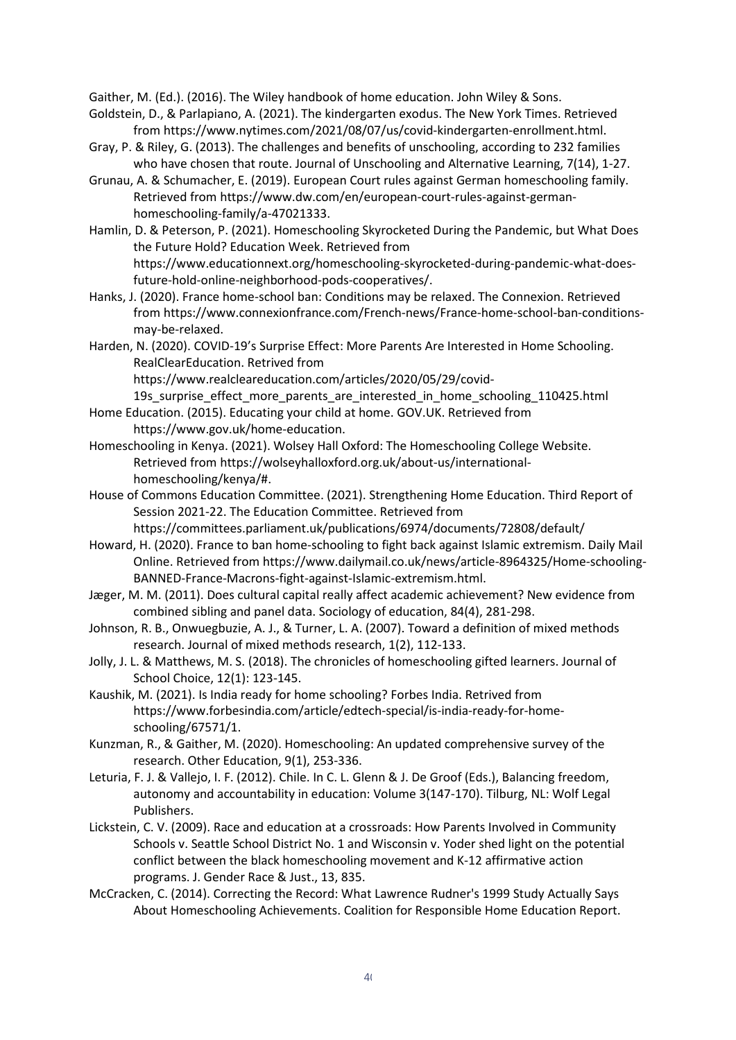Gaither, M. (Ed.). (2016). The Wiley handbook of home education. John Wiley & Sons.

Goldstein, D., & Parlapiano, A. (2021). The kindergarten exodus. The New York Times. Retrieved from https://www.nytimes.com/2021/08/07/us/covid-kindergarten-enrollment.html.

Gray, P. & Riley, G. (2013). The challenges and benefits of unschooling, according to 232 families who have chosen that route. Journal of Unschooling and Alternative Learning, 7(14), 1-27.

Grunau, A. & Schumacher, E. (2019). European Court rules against German homeschooling family. Retrieved from https://www.dw.com/en/european-court-rules-against-german-homeschooling-family/a-47021333.

Hamlin, D. & Peterson, P. (2021). Homeschooling Skyrocketed During the Pandemic, but What Does the Future Hold? Education Week. Retrieved from https://www.educationnext.org/homeschooling-skyrocketed-during-pandemic-what-does-future-hold-online-neighborhood-pods-cooperatives/.

Hanks, J. (2020). France home-school ban: Conditions may be relaxed. The Connexion. Retrieved from https://www.connexionfrance.com/French-news/France-home-school-ban-conditions-may-be-relaxed.

Harden, N. (2020). COVID-19's Surprise Effect: More Parents Are Interested in Home Schooling. RealClearEducation. Retrived from https://www.realcleareducation.com/articles/2020/05/29/covid-19s_surprise_effect_more_parents_are_interested_in_home_schooling_110425.html

Home Education. (2015). Educating your child at home. GOV.UK. Retrieved from https://www.gov.uk/home-education.

Homeschooling in Kenya. (2021). Wolsey Hall Oxford: The Homeschooling College Website. Retrieved from https://wolseyhalloxford.org.uk/about-us/international-homeschooling/kenya/#.

House of Commons Education Committee. (2021). Strengthening Home Education. Third Report of Session 2021-22. The Education Committee. Retrieved from https://committees.parliament.uk/publications/6974/documents/72808/default/

Howard, H. (2020). France to ban home-schooling to fight back against Islamic extremism. Daily Mail Online. Retrieved from https://www.dailymail.co.uk/news/article-8964325/Home-schooling-BANNED-France-Macrons-fight-against-Islamic-extremism.html.

Jæger, M. M. (2011). Does cultural capital really affect academic achievement? New evidence from combined sibling and panel data. Sociology of education, 84(4), 281-298.

Johnson, R. B., Onwuegbuzie, A. J., & Turner, L. A. (2007). Toward a definition of mixed methods research. Journal of mixed methods research, 1(2), 112-133.

Jolly, J. L. & Matthews, M. S. (2018). The chronicles of homeschooling gifted learners. Journal of School Choice, 12(1): 123-145.

Kaushik, M. (2021). Is India ready for home schooling? Forbes India. Retrived from https://www.forbesindia.com/article/edtech-special/is-india-ready-for-home-schooling/67571/1.

Kunzman, R., & Gaither, M. (2020). Homeschooling: An updated comprehensive survey of the research. Other Education, 9(1), 253-336.

Leturia, F. J. & Vallejo, I. F. (2012). Chile. In C. L. Glenn & J. De Groof (Eds.), Balancing freedom, autonomy and accountability in education: Volume 3(147-170). Tilburg, NL: Wolf Legal Publishers.

Lickstein, C. V. (2009). Race and education at a crossroads: How Parents Involved in Community Schools v. Seattle School District No. 1 and Wisconsin v. Yoder shed light on the potential conflict between the black homeschooling movement and K-12 affirmative action programs. J. Gender Race & Just., 13, 835.

McCracken, C. (2014). Correcting the Record: What Lawrence Rudner's 1999 Study Actually Says About Homeschooling Achievements. Coalition for Responsible Home Education Report.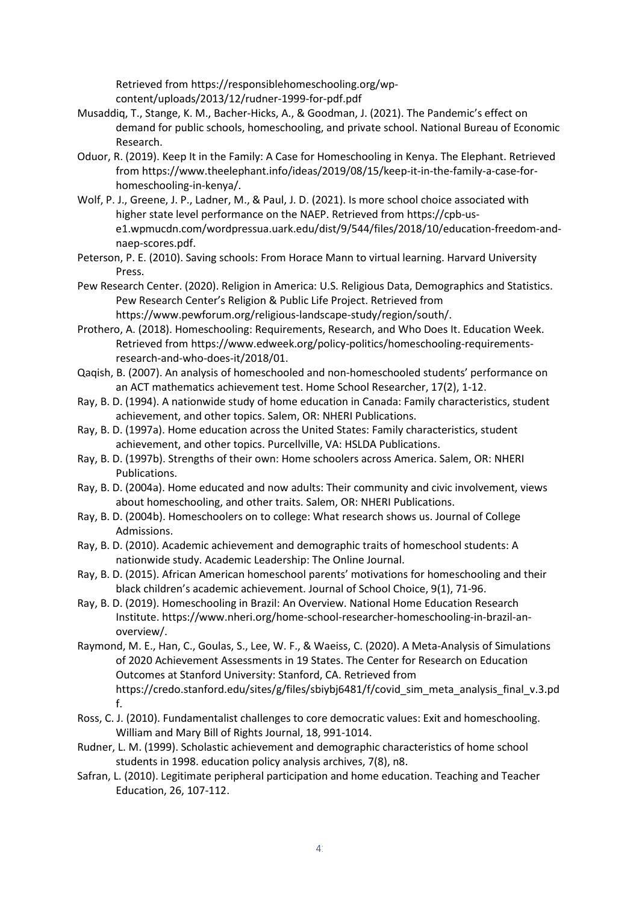Retrieved from https://responsiblehomeschooling.org/wp-content/uploads/2013/12/rudner-1999-for-pdf.pdf

Musaddiq, T., Stange, K. M., Bacher-Hicks, A., & Goodman, J. (2021). The Pandemic's effect on demand for public schools, homeschooling, and private school. National Bureau of Economic Research.

Oduor, R. (2019). Keep It in the Family: A Case for Homeschooling in Kenya. The Elephant. Retrieved from https://www.theelephant.info/ideas/2019/08/15/keep-it-in-the-family-a-case-for-homeschooling-in-kenya/.

Wolf, P. J., Greene, J. P., Ladner, M., & Paul, J. D. (2021). Is more school choice associated with higher state level performance on the NAEP. Retrieved from https://cpb-us-e1.wpmucdn.com/wordpressua.uark.edu/dist/9/544/files/2018/10/education-freedom-and-naep-scores.pdf.

Peterson, P. E. (2010). Saving schools: From Horace Mann to virtual learning. Harvard University Press.

Pew Research Center. (2020). Religion in America: U.S. Religious Data, Demographics and Statistics. Pew Research Center's Religion & Public Life Project. Retrieved from https://www.pewforum.org/religious-landscape-study/region/south/.

Prothero, A. (2018). Homeschooling: Requirements, Research, and Who Does It. Education Week. Retrieved from https://www.edweek.org/policy-politics/homeschooling-requirements-research-and-who-does-it/2018/01.

Qaqish, B. (2007). An analysis of homeschooled and non-homeschooled students' performance on an ACT mathematics achievement test. Home School Researcher, 17(2), 1-12.

Ray, B. D. (1994). A nationwide study of home education in Canada: Family characteristics, student achievement, and other topics. Salem, OR: NHERI Publications.

Ray, B. D. (1997a). Home education across the United States: Family characteristics, student achievement, and other topics. Purcellville, VA: HSLDA Publications.

Ray, B. D. (1997b). Strengths of their own: Home schoolers across America. Salem, OR: NHERI Publications.

Ray, B. D. (2004a). Home educated and now adults: Their community and civic involvement, views about homeschooling, and other traits. Salem, OR: NHERI Publications.

Ray, B. D. (2004b). Homeschoolers on to college: What research shows us. Journal of College Admissions.

Ray, B. D. (2010). Academic achievement and demographic traits of homeschool students: A nationwide study. Academic Leadership: The Online Journal.

Ray, B. D. (2015). African American homeschool parents' motivations for homeschooling and their black children's academic achievement. Journal of School Choice, 9(1), 71-96.

Ray, B. D. (2019). Homeschooling in Brazil: An Overview. National Home Education Research Institute. https://www.nheri.org/home-school-researcher-homeschooling-in-brazil-an-overview/.

Raymond, M. E., Han, C., Goulas, S., Lee, W. F., & Waeiss, C. (2020). A Meta-Analysis of Simulations of 2020 Achievement Assessments in 19 States. The Center for Research on Education Outcomes at Stanford University: Stanford, CA. Retrieved from https://credo.stanford.edu/sites/g/files/sbiybj6481/f/covid_sim_meta_analysis_final_v.3.pdf.

Ross, C. J. (2010). Fundamentalist challenges to core democratic values: Exit and homeschooling. William and Mary Bill of Rights Journal, 18, 991-1014.

Rudner, L. M. (1999). Scholastic achievement and demographic characteristics of home school students in 1998. education policy analysis archives, 7(8), n8.

Safran, L. (2010). Legitimate peripheral participation and home education. Teaching and Teacher Education, 26, 107-112.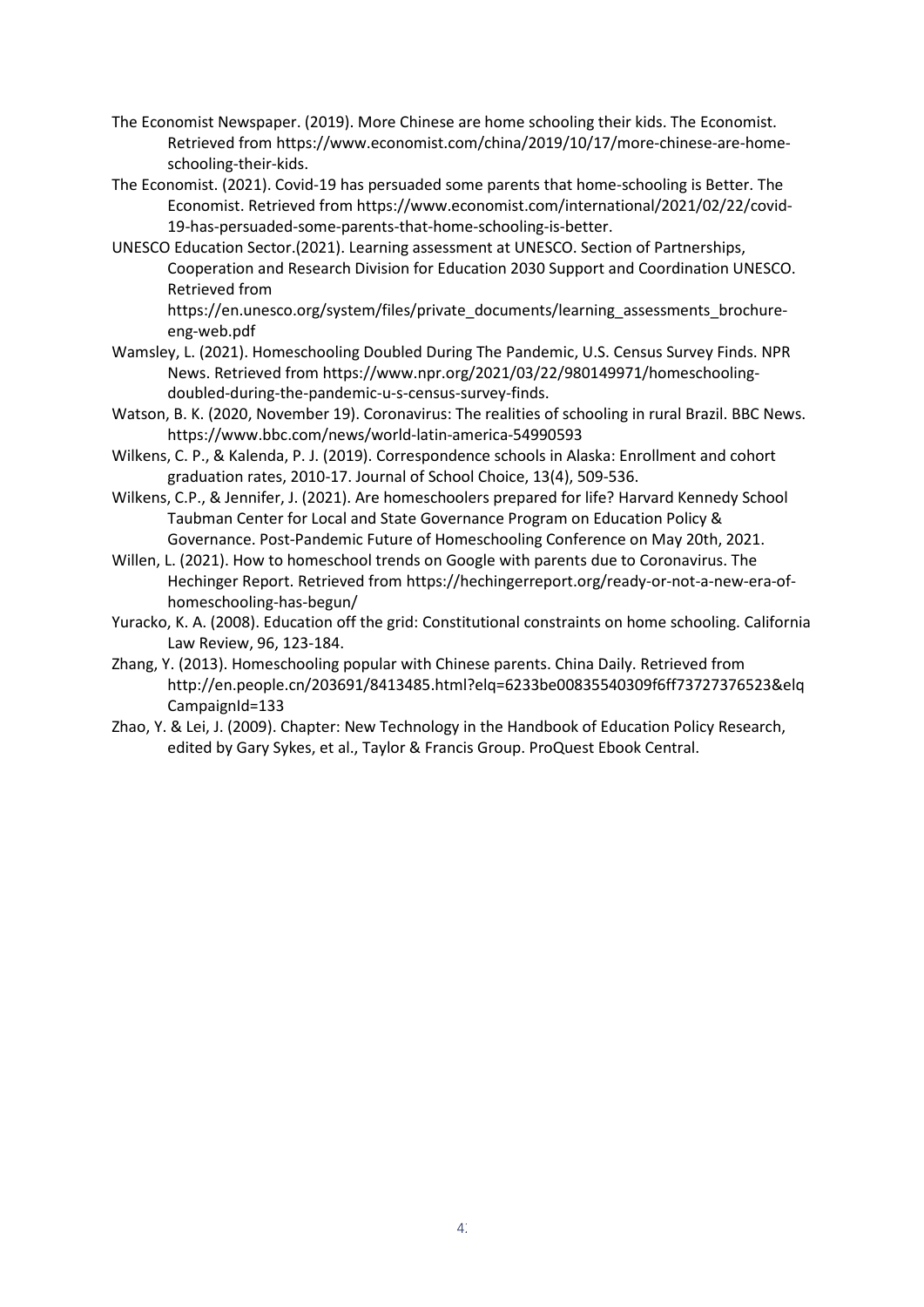The Economist Newspaper. (2019). More Chinese are home schooling their kids. The Economist. Retrieved from https://www.economist.com/china/2019/10/17/more-chinese-are-home-schooling-their-kids.

The Economist. (2021). Covid-19 has persuaded some parents that home-schooling is Better. The Economist. Retrieved from https://www.economist.com/international/2021/02/22/covid-19-has-persuaded-some-parents-that-home-schooling-is-better.

UNESCO Education Sector.(2021). Learning assessment at UNESCO. Section of Partnerships, Cooperation and Research Division for Education 2030 Support and Coordination UNESCO. Retrieved from https://en.unesco.org/system/files/private_documents/learning_assessments_brochure-eng-web.pdf

Wamsley, L. (2021). Homeschooling Doubled During The Pandemic, U.S. Census Survey Finds. NPR News. Retrieved from https://www.npr.org/2021/03/22/980149971/homeschooling-doubled-during-the-pandemic-u-s-census-survey-finds.

Watson, B. K. (2020, November 19). Coronavirus: The realities of schooling in rural Brazil. BBC News. https://www.bbc.com/news/world-latin-america-54990593

Wilkens, C. P., & Kalenda, P. J. (2019). Correspondence schools in Alaska: Enrollment and cohort graduation rates, 2010-17. Journal of School Choice, 13(4), 509-536.

Wilkens, C.P., & Jennifer, J. (2021). Are homeschoolers prepared for life? Harvard Kennedy School Taubman Center for Local and State Governance Program on Education Policy & Governance. Post-Pandemic Future of Homeschooling Conference on May 20th, 2021.

Willen, L. (2021). How to homeschool trends on Google with parents due to Coronavirus. The Hechinger Report. Retrieved from https://hechingerreport.org/ready-or-not-a-new-era-of-homeschooling-has-begun/

Yuracko, K. A. (2008). Education off the grid: Constitutional constraints on home schooling. California Law Review, 96, 123-184.

Zhang, Y. (2013). Homeschooling popular with Chinese parents. China Daily. Retrieved from http://en.people.cn/203691/8413485.html?elq=6233be00835540309f6ff73727376523&elqCampaignId=133

Zhao, Y. & Lei, J. (2009). Chapter: New Technology in the Handbook of Education Policy Research, edited by Gary Sykes, et al., Taylor & Francis Group. ProQuest Ebook Central.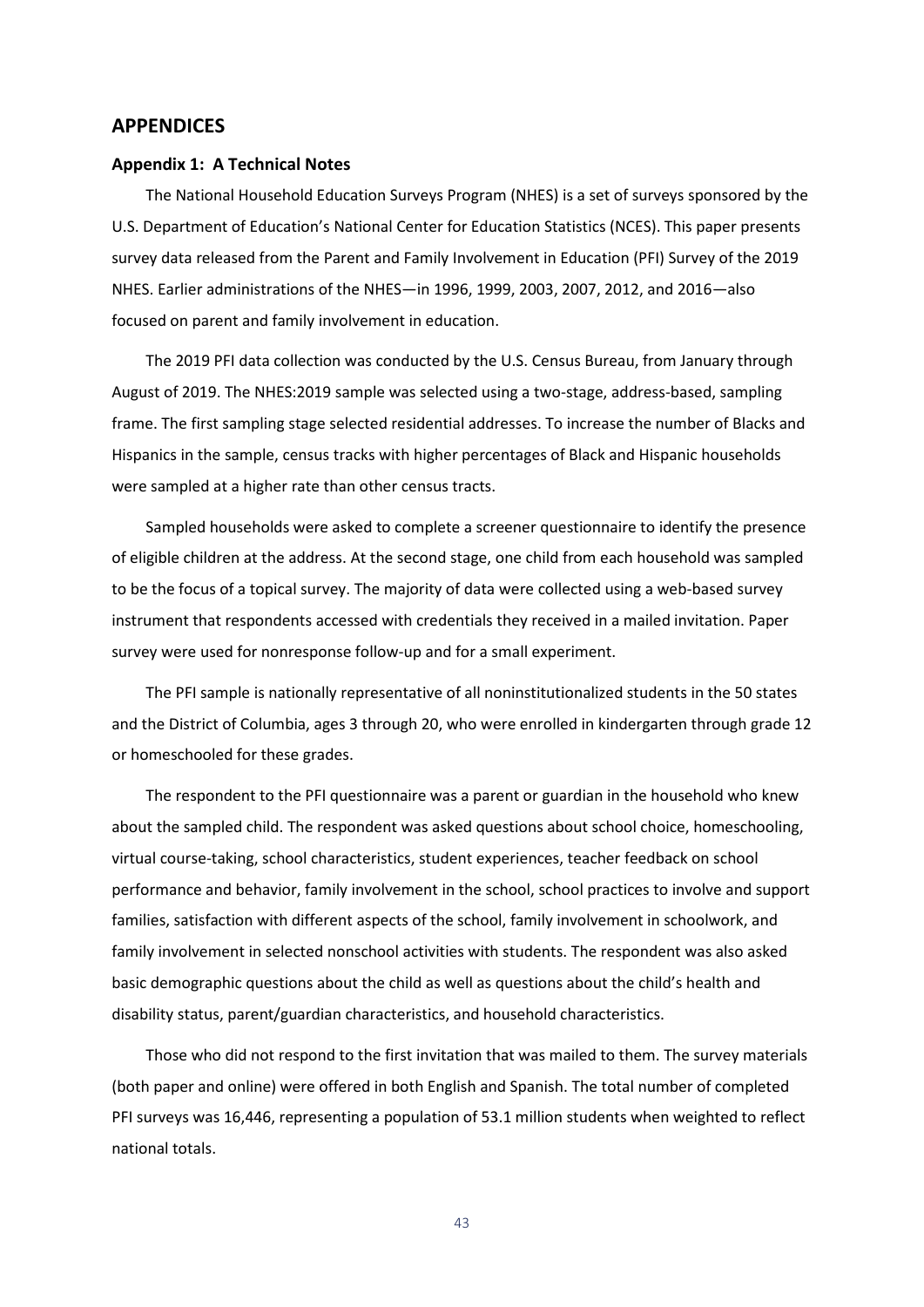## APPENDICES

### Appendix 1: A Technical Notes

The National Household Education Surveys Program (NHES) is a set of surveys sponsored by the U.S. Department of Education's National Center for Education Statistics (NCES). This paper presents survey data released from the Parent and Family Involvement in Education (PFI) Survey of the 2019 NHES. Earlier administrations of the NHES—in 1996, 1999, 2003, 2007, 2012, and 2016—also focused on parent and family involvement in education.

The 2019 PFI data collection was conducted by the U.S. Census Bureau, from January through August of 2019. The NHES:2019 sample was selected using a two-stage, address-based, sampling frame. The first sampling stage selected residential addresses. To increase the number of Blacks and Hispanics in the sample, census tracks with higher percentages of Black and Hispanic households were sampled at a higher rate than other census tracts.

Sampled households were asked to complete a screener questionnaire to identify the presence of eligible children at the address. At the second stage, one child from each household was sampled to be the focus of a topical survey. The majority of data were collected using a web-based survey instrument that respondents accessed with credentials they received in a mailed invitation. Paper survey were used for nonresponse follow-up and for a small experiment.

The PFI sample is nationally representative of all noninstitutionalized students in the 50 states and the District of Columbia, ages 3 through 20, who were enrolled in kindergarten through grade 12 or homeschooled for these grades.

The respondent to the PFI questionnaire was a parent or guardian in the household who knew about the sampled child. The respondent was asked questions about school choice, homeschooling, virtual course-taking, school characteristics, student experiences, teacher feedback on school performance and behavior, family involvement in the school, school practices to involve and support families, satisfaction with different aspects of the school, family involvement in schoolwork, and family involvement in selected nonschool activities with students. The respondent was also asked basic demographic questions about the child as well as questions about the child's health and disability status, parent/guardian characteristics, and household characteristics.

Those who did not respond to the first invitation that was mailed to them. The survey materials (both paper and online) were offered in both English and Spanish. The total number of completed PFI surveys was 16,446, representing a population of 53.1 million students when weighted to reflect national totals.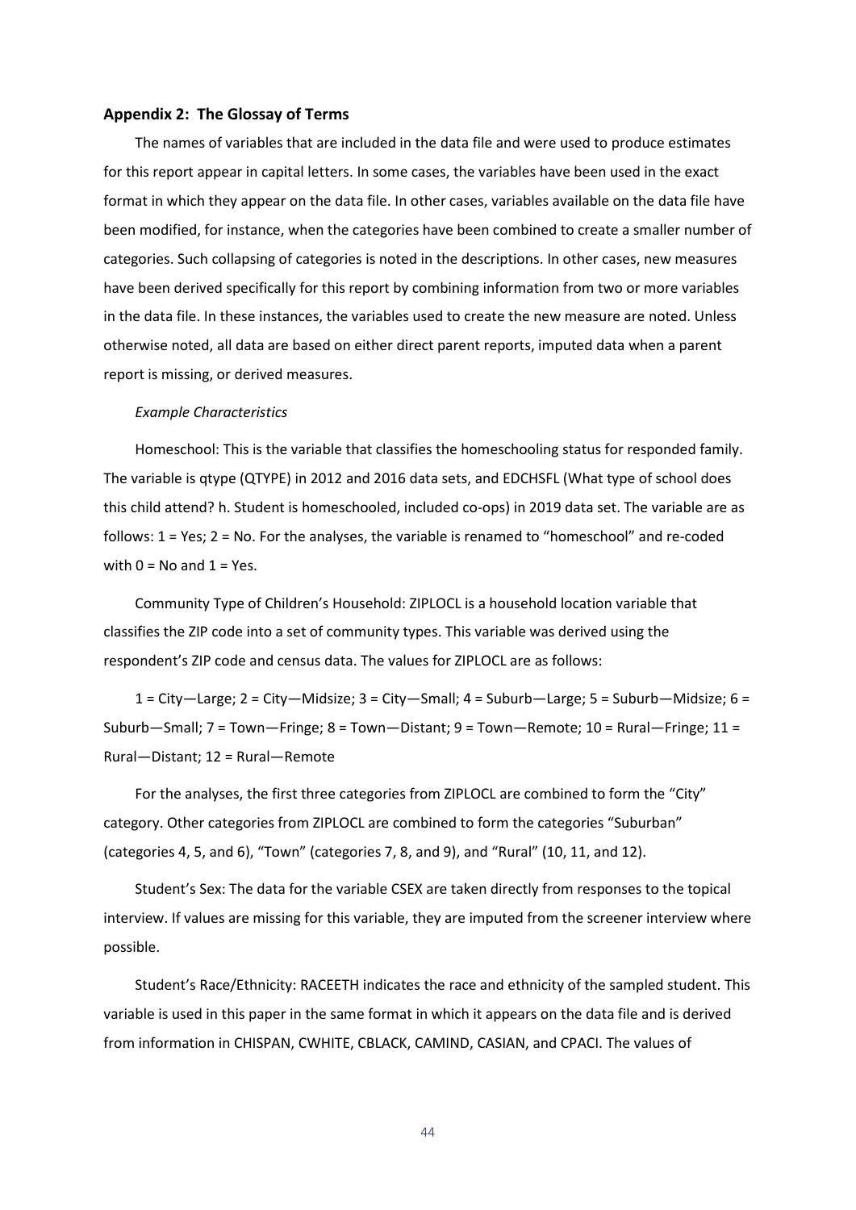### Appendix 2: The Glossay of Terms

The names of variables that are included in the data file and were used to produce estimates for this report appear in capital letters. In some cases, the variables have been used in the exact format in which they appear on the data file. In other cases, variables available on the data file have been modified, for instance, when the categories have been combined to create a smaller number of categories. Such collapsing of categories is noted in the descriptions. In other cases, new measures have been derived specifically for this report by combining information from two or more variables in the data file. In these instances, the variables used to create the new measure are noted. Unless otherwise noted, all data are based on either direct parent reports, imputed data when a parent report is missing, or derived measures.

*Example Characteristics*

Homeschool: This is the variable that classifies the homeschooling status for responded family. The variable is qtype (QTYPE) in 2012 and 2016 data sets, and EDCHSFL (What type of school does this child attend? h. Student is homeschooled, included co-ops) in 2019 data set. The variable are as follows: 1 = Yes; 2 = No. For the analyses, the variable is renamed to "homeschool" and re-coded with 0 = No and 1 = Yes.

Community Type of Children's Household: ZIPLOCL is a household location variable that classifies the ZIP code into a set of community types. This variable was derived using the respondent's ZIP code and census data. The values for ZIPLOCL are as follows:

1 = City—Large; 2 = City—Midsize; 3 = City—Small; 4 = Suburb—Large; 5 = Suburb—Midsize; 6 = Suburb—Small; 7 = Town—Fringe; 8 = Town—Distant; 9 = Town—Remote; 10 = Rural—Fringe; 11 = Rural—Distant; 12 = Rural—Remote

For the analyses, the first three categories from ZIPLOCL are combined to form the "City" category. Other categories from ZIPLOCL are combined to form the categories "Suburban" (categories 4, 5, and 6), "Town" (categories 7, 8, and 9), and "Rural" (10, 11, and 12).

Student's Sex: The data for the variable CSEX are taken directly from responses to the topical interview. If values are missing for this variable, they are imputed from the screener interview where possible.

Student's Race/Ethnicity: RACEETH indicates the race and ethnicity of the sampled student. This variable is used in this paper in the same format in which it appears on the data file and is derived from information in CHISPAN, CWHITE, CBLACK, CAMIND, CASIAN, and CPACI. The values of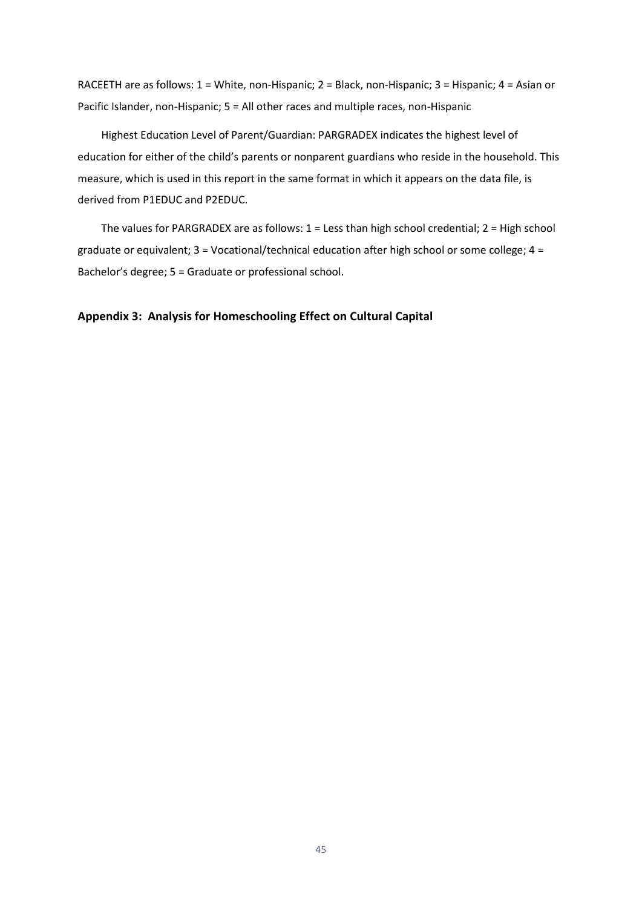RACEETH are as follows: 1 = White, non-Hispanic; 2 = Black, non-Hispanic; 3 = Hispanic; 4 = Asian or Pacific Islander, non-Hispanic; 5 = All other races and multiple races, non-Hispanic

Highest Education Level of Parent/Guardian: PARGRADEX indicates the highest level of education for either of the child's parents or nonparent guardians who reside in the household. This measure, which is used in this report in the same format in which it appears on the data file, is derived from P1EDUC and P2EDUC.

The values for PARGRADEX are as follows: 1 = Less than high school credential; 2 = High school graduate or equivalent; 3 = Vocational/technical education after high school or some college; 4 = Bachelor's degree; 5 = Graduate or professional school.

## Appendix 3: Analysis for Homeschooling Effect on Cultural Capital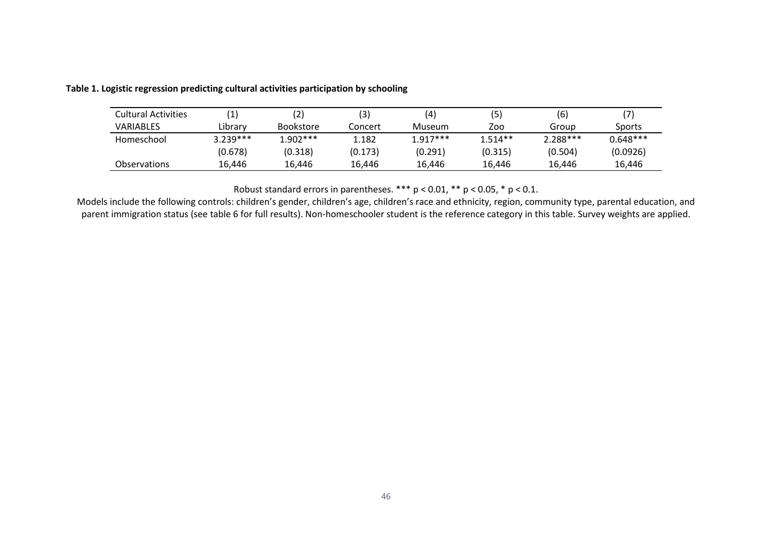**Table 1. Logistic regression predicting cultural activities participation by schooling**

| Cultural Activities | (1) | (2) | (3) | (4) | (5) | (6) | (7) |
|---|---|---|---|---|---|---|---|
| VARIABLES | Library | Bookstore | Concert | Museum | Zoo | Group | Sports |
| Homeschool | 3.239*** | 1.902*** | 1.182 | 1.917*** | 1.514** | 2.288*** | 0.648*** |
| | (0.678) | (0.318) | (0.173) | (0.291) | (0.315) | (0.504) | (0.0926) |
| Observations | 16,446 | 16,446 | 16,446 | 16,446 | 16,446 | 16,446 | 16,446 |

Robust standard errors in parentheses. *** $p < 0.01$, ** $p < 0.05$, * $p < 0.1$.

Models include the following controls: children's gender, children's age, children's race and ethnicity, region, community type, parental education, and parent immigration status (see table 6 for full results). Non-homeschooler student is the reference category in this table. Survey weights are applied.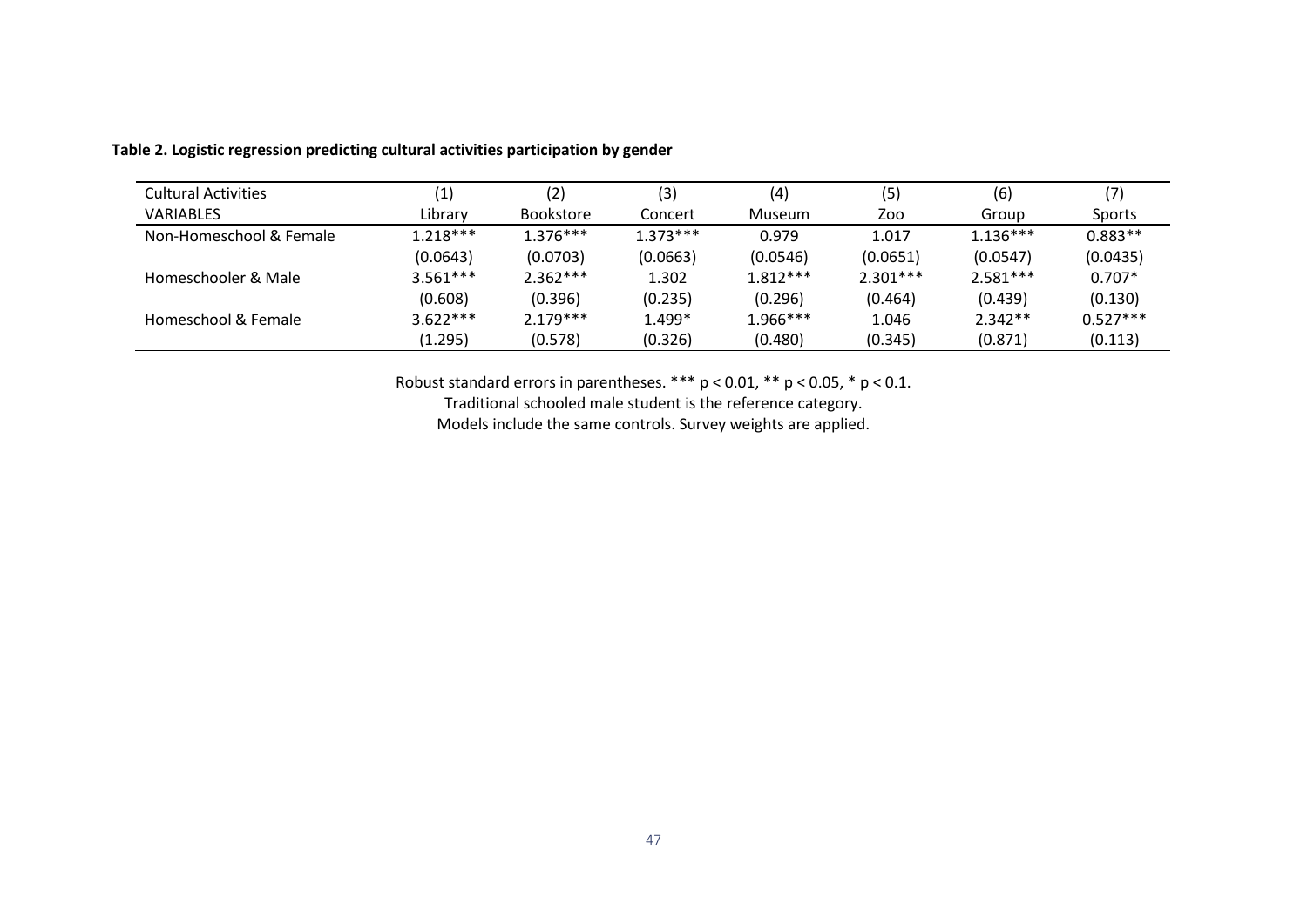**Table 2. Logistic regression predicting cultural activities participation by gender**

| Cultural Activities | (1) | (2) | (3) | (4) | (5) | (6) | (7) |
|---|---|---|---|---|---|---|---|
| VARIABLES | Library | Bookstore | Concert | Museum | Zoo | Group | Sports |
| Non-Homeschool & Female | 1.218*** | 1.376*** | 1.373*** | 0.979 | 1.017 | 1.136*** | 0.883** |
| | (0.0643) | (0.0703) | (0.0663) | (0.0546) | (0.0651) | (0.0547) | (0.0435) |
| Homeschooler & Male | 3.561*** | 2.362*** | 1.302 | 1.812*** | 2.301*** | 2.581*** | 0.707* |
| | (0.608) | (0.396) | (0.235) | (0.296) | (0.464) | (0.439) | (0.130) |
| Homeschool & Female | 3.622*** | 2.179*** | 1.499* | 1.966*** | 1.046 | 2.342** | 0.527*** |
| | (1.295) | (0.578) | (0.326) | (0.480) | (0.345) | (0.871) | (0.113) |

Robust standard errors in parentheses. *** $p < 0.01$, ** $p < 0.05$, * $p < 0.1$.
Traditional schooled male student is the reference category.
Models include the same controls. Survey weights are applied.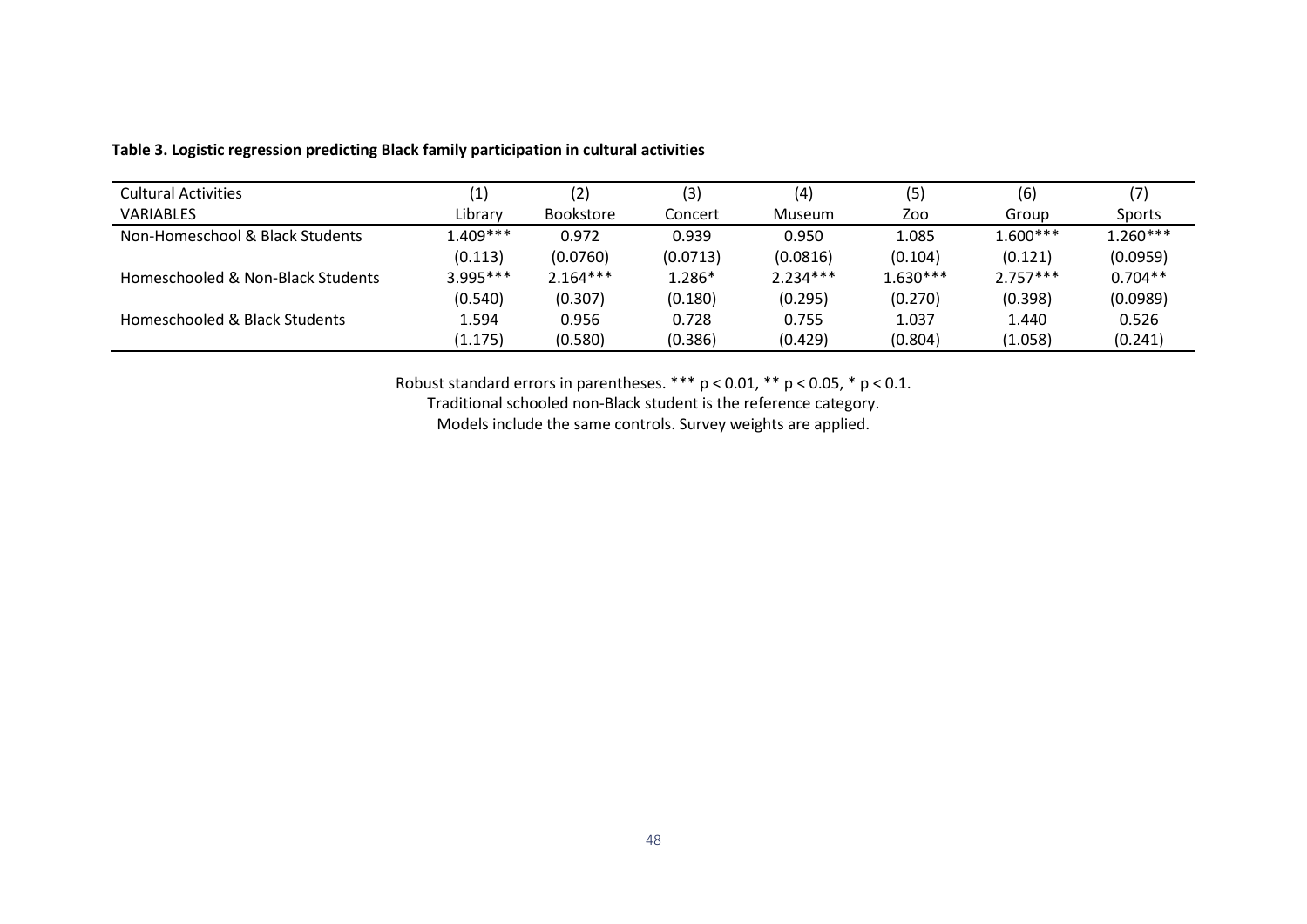**Table 3. Logistic regression predicting Black family participation in cultural activities**

| Cultural Activities | (1) | (2) | (3) | (4) | (5) | (6) | (7) |
|---|---|---|---|---|---|---|---|
| VARIABLES | Library | Bookstore | Concert | Museum | Zoo | Group | Sports |
| Non-Homeschool & Black Students | 1.409*** | 0.972 | 0.939 | 0.950 | 1.085 | 1.600*** | 1.260*** |
| | (0.113) | (0.0760) | (0.0713) | (0.0816) | (0.104) | (0.121) | (0.0959) |
| Homeschooled & Non-Black Students | 3.995*** | 2.164*** | 1.286* | 2.234*** | 1.630*** | 2.757*** | 0.704** |
| | (0.540) | (0.307) | (0.180) | (0.295) | (0.270) | (0.398) | (0.0989) |
| Homeschooled & Black Students | 1.594 | 0.956 | 0.728 | 0.755 | 1.037 | 1.440 | 0.526 |
| | (1.175) | (0.580) | (0.386) | (0.429) | (0.804) | (1.058) | (0.241) |

Robust standard errors in parentheses. *** $p < 0.01$, ** $p < 0.05$, * $p < 0.1$.

Traditional schooled non-Black student is the reference category.

Models include the same controls. Survey weights are applied.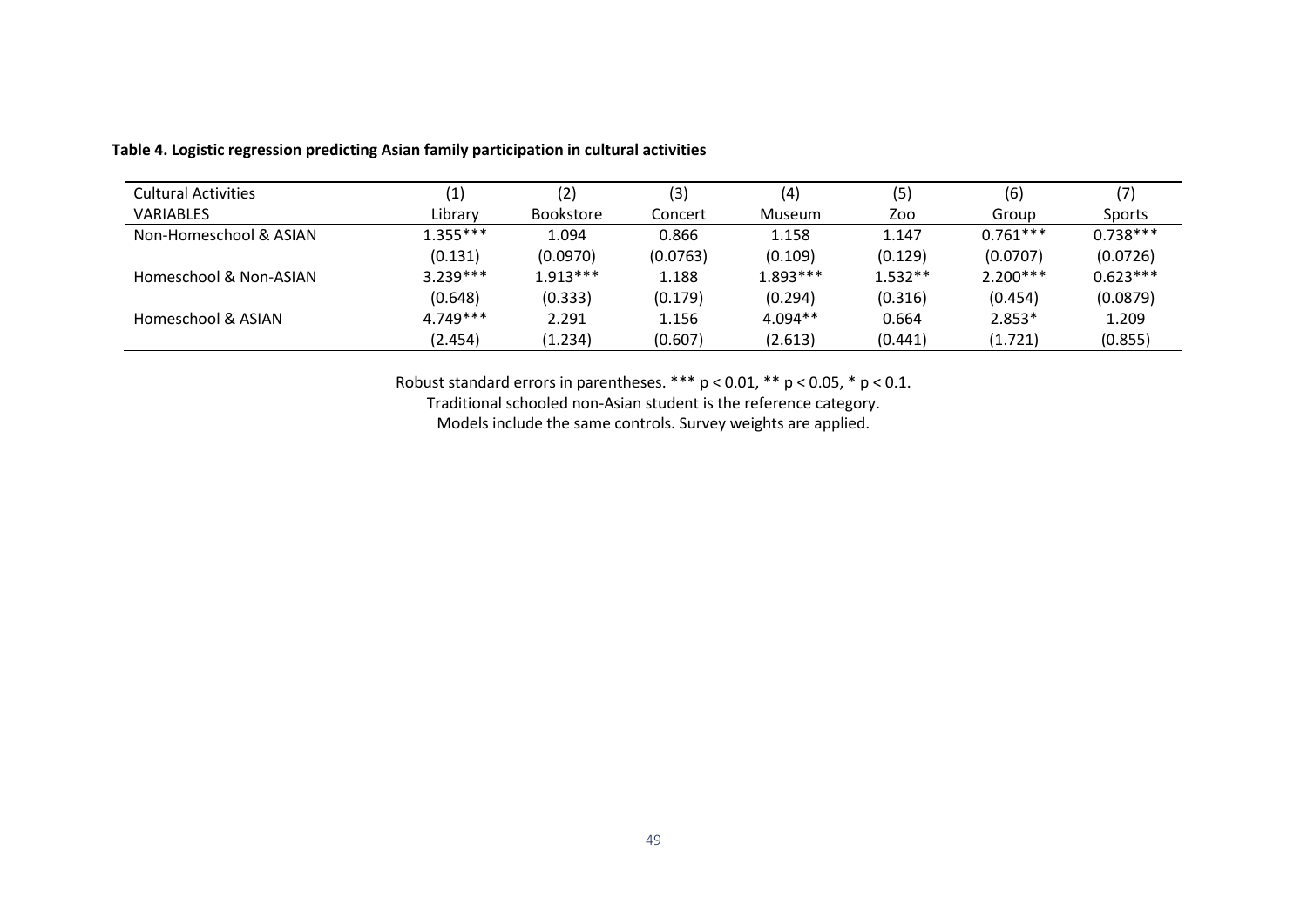**Table 4. Logistic regression predicting Asian family participation in cultural activities**

| Cultural Activities | (1) | (2) | (3) | (4) | (5) | (6) | (7) |
|---|---|---|---|---|---|---|---|
| VARIABLES | Library | Bookstore | Concert | Museum | Zoo | Group | Sports |
| Non-Homeschool & ASIAN | 1.355*** | 1.094 | 0.866 | 1.158 | 1.147 | 0.761*** | 0.738*** |
| | (0.131) | (0.0970) | (0.0763) | (0.109) | (0.129) | (0.0707) | (0.0726) |
| Homeschool & Non-ASIAN | 3.239*** | 1.913*** | 1.188 | 1.893*** | 1.532** | 2.200*** | 0.623*** |
| | (0.648) | (0.333) | (0.179) | (0.294) | (0.316) | (0.454) | (0.0879) |
| Homeschool & ASIAN | 4.749*** | 2.291 | 1.156 | 4.094** | 0.664 | 2.853* | 1.209 |
| | (2.454) | (1.234) | (0.607) | (2.613) | (0.441) | (1.721) | (0.855) |

Robust standard errors in parentheses. *** $p < 0.01$, ** $p < 0.05$, * $p < 0.1$.
Traditional schooled non-Asian student is the reference category.
Models include the same controls. Survey weights are applied.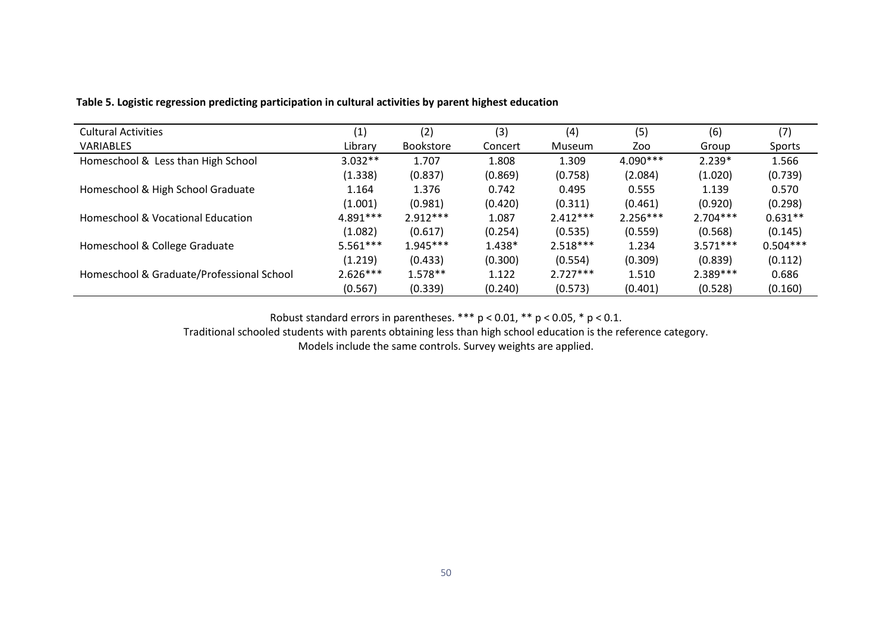**Table 5. Logistic regression predicting participation in cultural activities by parent highest education**

| Cultural Activities | (1) | (2) | (3) | (4) | (5) | (6) | (7) |
|---|---|---|---|---|---|---|---|
| VARIABLES | Library | Bookstore | Concert | Museum | Zoo | Group | Sports |
| Homeschool & Less than High School | 3.032** | 1.707 | 1.808 | 1.309 | 4.090*** | 2.239* | 1.566 |
| | (1.338) | (0.837) | (0.869) | (0.758) | (2.084) | (1.020) | (0.739) |
| Homeschool & High School Graduate | 1.164 | 1.376 | 0.742 | 0.495 | 0.555 | 1.139 | 0.570 |
| | (1.001) | (0.981) | (0.420) | (0.311) | (0.461) | (0.920) | (0.298) |
| Homeschool & Vocational Education | 4.891*** | 2.912*** | 1.087 | 2.412*** | 2.256*** | 2.704*** | 0.631** |
| | (1.082) | (0.617) | (0.254) | (0.535) | (0.559) | (0.568) | (0.145) |
| Homeschool & College Graduate | 5.561*** | 1.945*** | 1.438* | 2.518*** | 1.234 | 3.571*** | 0.504*** |
| | (1.219) | (0.433) | (0.300) | (0.554) | (0.309) | (0.839) | (0.112) |
| Homeschool & Graduate/Professional School | 2.626*** | 1.578** | 1.122 | 2.727*** | 1.510 | 2.389*** | 0.686 |
| | (0.567) | (0.339) | (0.240) | (0.573) | (0.401) | (0.528) | (0.160) |

Robust standard errors in parentheses. *** $p < 0.01$, ** $p < 0.05$, * $p < 0.1$.
Traditional schooled students with parents obtaining less than high school education is the reference category.
Models include the same controls. Survey weights are applied.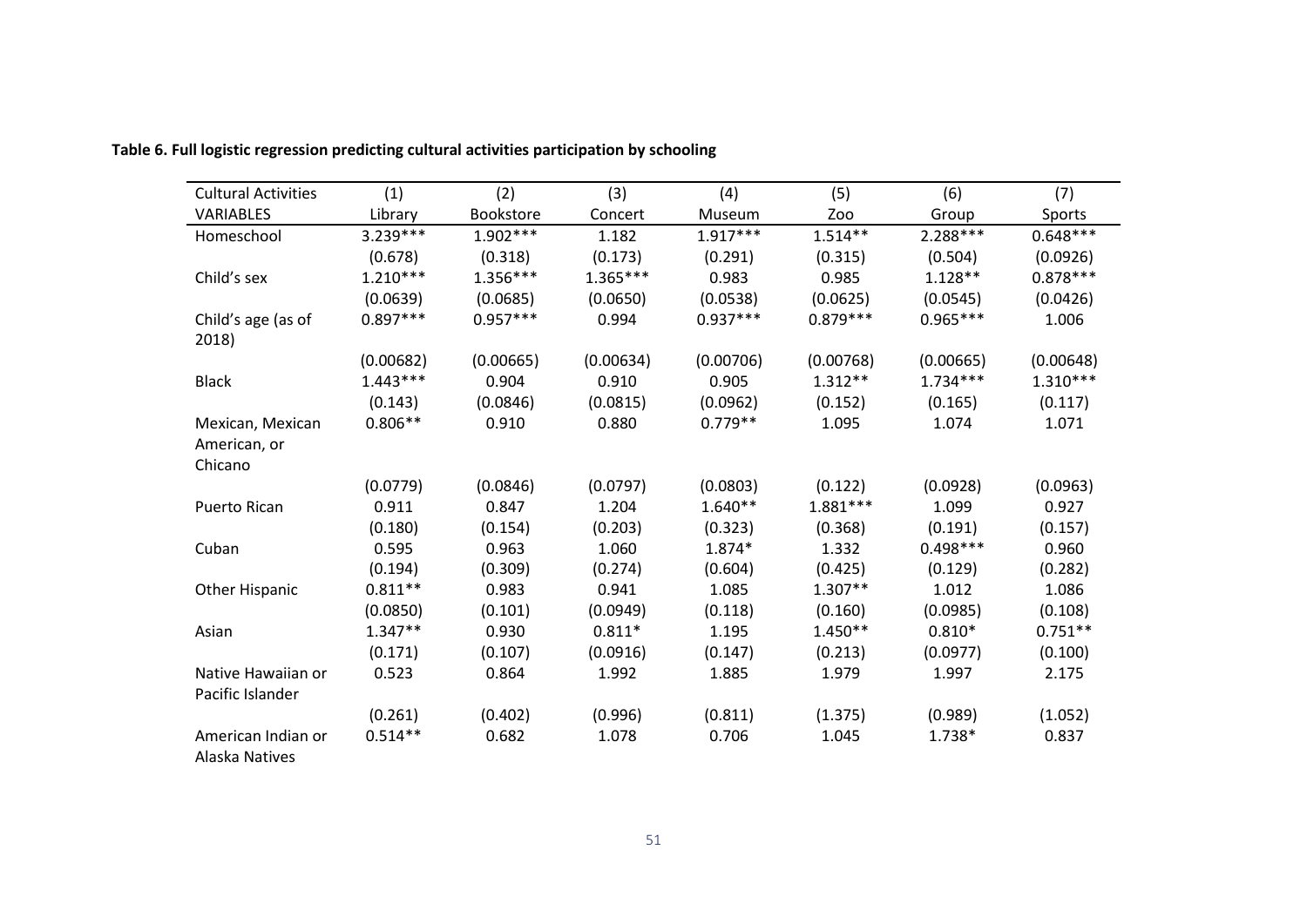**Table 6. Full logistic regression predicting cultural activities participation by schooling**

| Cultural Activities | (1) | (2) | (3) | (4) | (5) | (6) | (7) |
|---|---|---|---|---|---|---|---|
| VARIABLES | Library | Bookstore | Concert | Museum | Zoo | Group | Sports |
| Homeschool | 3.239*** | 1.902*** | 1.182 | 1.917*** | 1.514** | 2.288*** | 0.648*** |
| | (0.678) | (0.318) | (0.173) | (0.291) | (0.315) | (0.504) | (0.0926) |
| Child's sex | 1.210*** | 1.356*** | 1.365*** | 0.983 | 0.985 | 1.128** | 0.878*** |
| | (0.0639) | (0.0685) | (0.0650) | (0.0538) | (0.0625) | (0.0545) | (0.0426) |
| Child's age (as of 2018) | 0.897*** | 0.957*** | 0.994 | 0.937*** | 0.879*** | 0.965*** | 1.006 |
| | (0.00682) | (0.00665) | (0.00634) | (0.00706) | (0.00768) | (0.00665) | (0.00648) |
| Black | 1.443*** | 0.904 | 0.910 | 0.905 | 1.312** | 1.734*** | 1.310*** |
| | (0.143) | (0.0846) | (0.0815) | (0.0962) | (0.152) | (0.165) | (0.117) |
| Mexican, Mexican American, or Chicano | 0.806** | 0.910 | 0.880 | 0.779** | 1.095 | 1.074 | 1.071 |
| | (0.0779) | (0.0846) | (0.0797) | (0.0803) | (0.122) | (0.0928) | (0.0963) |
| Puerto Rican | 0.911 | 0.847 | 1.204 | 1.640** | 1.881*** | 1.099 | 0.927 |
| | (0.180) | (0.154) | (0.203) | (0.323) | (0.368) | (0.191) | (0.157) |
| Cuban | 0.595 | 0.963 | 1.060 | 1.874* | 1.332 | 0.498*** | 0.960 |
| | (0.194) | (0.309) | (0.274) | (0.604) | (0.425) | (0.129) | (0.282) |
| Other Hispanic | 0.811** | 0.983 | 0.941 | 1.085 | 1.307** | 1.012 | 1.086 |
| | (0.0850) | (0.101) | (0.0949) | (0.118) | (0.160) | (0.0985) | (0.108) |
| Asian | 1.347** | 0.930 | 0.811* | 1.195 | 1.450** | 0.810* | 0.751** |
| | (0.171) | (0.107) | (0.0916) | (0.147) | (0.213) | (0.0977) | (0.100) |
| Native Hawaiian or Pacific Islander | 0.523 | 0.864 | 1.992 | 1.885 | 1.979 | 1.997 | 2.175 |
| | (0.261) | (0.402) | (0.996) | (0.811) | (1.375) | (0.989) | (1.052) |
| American Indian or Alaska Natives | 0.514** | 0.682 | 1.078 | 0.706 | 1.045 | 1.738* | 0.837 |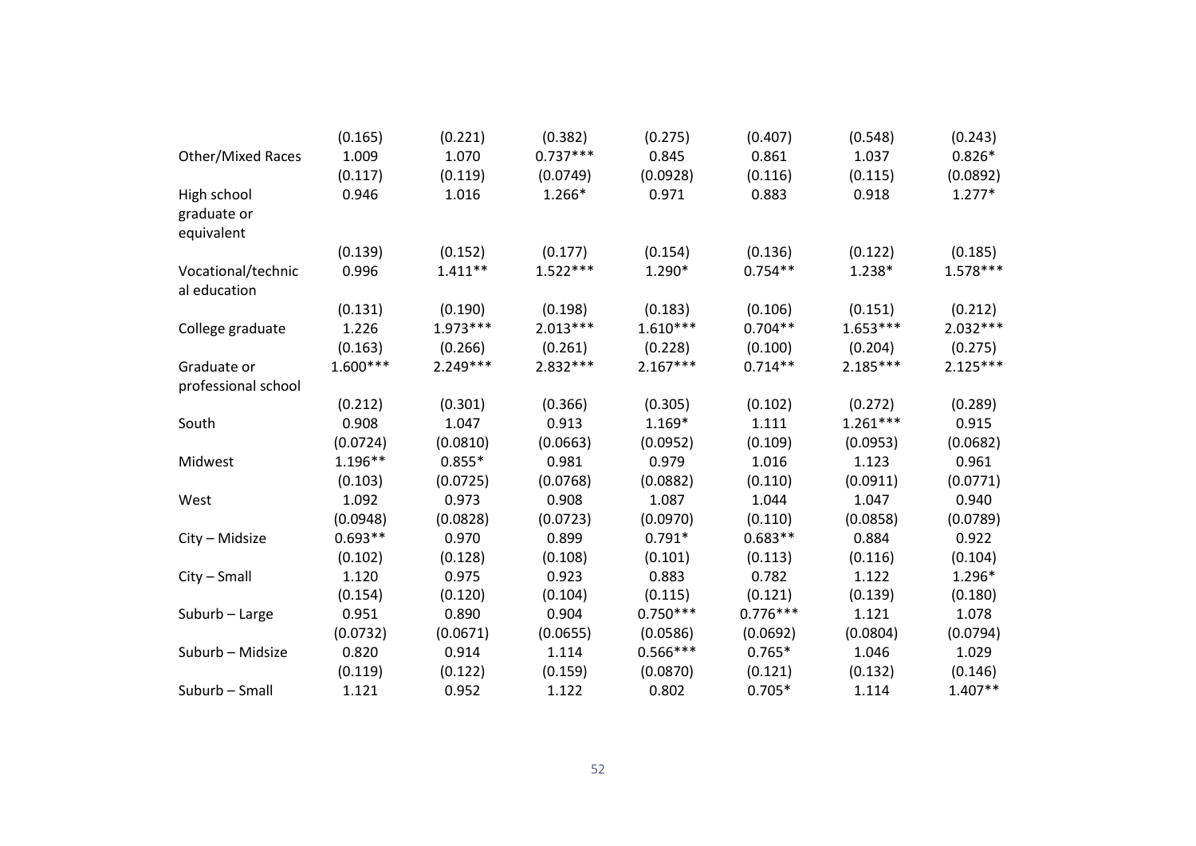| | | | | | | | |
|---|---|---|---|---|---|---|---|
| | (0.165) | (0.221) | (0.382) | (0.275) | (0.407) | (0.548) | (0.243) |
| Other/Mixed Races | 1.009 | 1.070 | 0.737*** | 0.845 | 0.861 | 1.037 | 0.826* |
| | (0.117) | (0.119) | (0.0749) | (0.0928) | (0.116) | (0.115) | (0.0892) |
| High school graduate or equivalent | 0.946 | 1.016 | 1.266* | 0.971 | 0.883 | 0.918 | 1.277* |
| | (0.139) | (0.152) | (0.177) | (0.154) | (0.136) | (0.122) | (0.185) |
| Vocational/technical education | 0.996 | 1.411** | 1.522*** | 1.290* | 0.754** | 1.238* | 1.578*** |
| | (0.131) | (0.190) | (0.198) | (0.183) | (0.106) | (0.151) | (0.212) |
| College graduate | 1.226 | 1.973*** | 2.013*** | 1.610*** | 0.704** | 1.653*** | 2.032*** |
| | (0.163) | (0.266) | (0.261) | (0.228) | (0.100) | (0.204) | (0.275) |
| Graduate or professional school | 1.600*** | 2.249*** | 2.832*** | 2.167*** | 0.714** | 2.185*** | 2.125*** |
| | (0.212) | (0.301) | (0.366) | (0.305) | (0.102) | (0.272) | (0.289) |
| South | 0.908 | 1.047 | 0.913 | 1.169* | 1.111 | 1.261*** | 0.915 |
| | (0.0724) | (0.0810) | (0.0663) | (0.0952) | (0.109) | (0.0953) | (0.0682) |
| Midwest | 1.196** | 0.855* | 0.981 | 0.979 | 1.016 | 1.123 | 0.961 |
| | (0.103) | (0.0725) | (0.0768) | (0.0882) | (0.110) | (0.0911) | (0.0771) |
| West | 1.092 | 0.973 | 0.908 | 1.087 | 1.044 | 1.047 | 0.940 |
| | (0.0948) | (0.0828) | (0.0723) | (0.0970) | (0.110) | (0.0858) | (0.0789) |
| City – Midsize | 0.693** | 0.970 | 0.899 | 0.791* | 0.683** | 0.884 | 0.922 |
| | (0.102) | (0.128) | (0.108) | (0.101) | (0.113) | (0.116) | (0.104) |
| City – Small | 1.120 | 0.975 | 0.923 | 0.883 | 0.782 | 1.122 | 1.296* |
| | (0.154) | (0.120) | (0.104) | (0.115) | (0.121) | (0.139) | (0.180) |
| Suburb – Large | 0.951 | 0.890 | 0.904 | 0.750*** | 0.776*** | 1.121 | 1.078 |
| | (0.0732) | (0.0671) | (0.0655) | (0.0586) | (0.0692) | (0.0804) | (0.0794) |
| Suburb – Midsize | 0.820 | 0.914 | 1.114 | 0.566*** | 0.765* | 1.046 | 1.029 |
| | (0.119) | (0.122) | (0.159) | (0.0870) | (0.121) | (0.132) | (0.146) |
| Suburb – Small | 1.121 | 0.952 | 1.122 | 0.802 | 0.705* | 1.114 | 1.407** |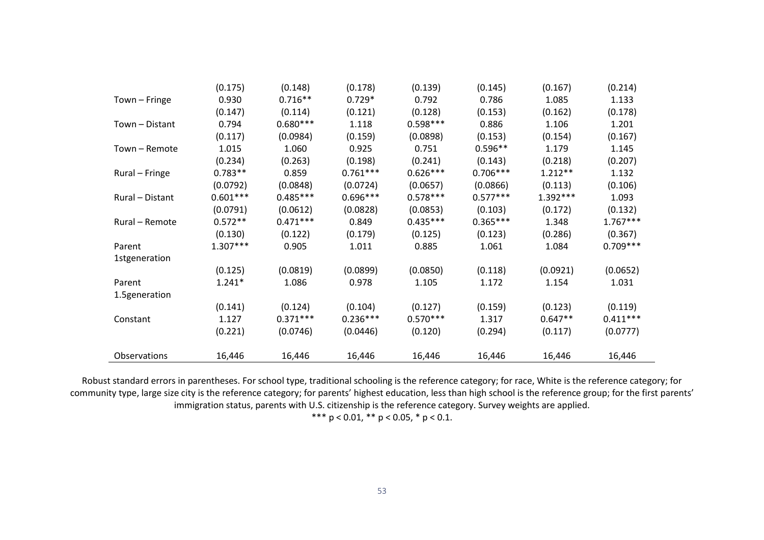| | | | | | | | |
|---|---|---|---|---|---|---|---|
| | (0.175) | (0.148) | (0.178) | (0.139) | (0.145) | (0.167) | (0.214) |
| Town – Fringe | 0.930 | 0.716** | 0.729* | 0.792 | 0.786 | 1.085 | 1.133 |
| | (0.147) | (0.114) | (0.121) | (0.128) | (0.153) | (0.162) | (0.178) |
| Town – Distant | 0.794 | 0.680*** | 1.118 | 0.598*** | 0.886 | 1.106 | 1.201 |
| | (0.117) | (0.0984) | (0.159) | (0.0898) | (0.153) | (0.154) | (0.167) |
| Town – Remote | 1.015 | 1.060 | 0.925 | 0.751 | 0.596** | 1.179 | 1.145 |
| | (0.234) | (0.263) | (0.198) | (0.241) | (0.143) | (0.218) | (0.207) |
| Rural – Fringe | 0.783** | 0.859 | 0.761*** | 0.626*** | 0.706*** | 1.212** | 1.132 |
| | (0.0792) | (0.0848) | (0.0724) | (0.0657) | (0.0866) | (0.113) | (0.106) |
| Rural – Distant | 0.601*** | 0.485*** | 0.696*** | 0.578*** | 0.577*** | 1.392*** | 1.093 |
| | (0.0791) | (0.0612) | (0.0828) | (0.0853) | (0.103) | (0.172) | (0.132) |
| Rural – Remote | 0.572** | 0.471*** | 0.849 | 0.435*** | 0.365*** | 1.348 | 1.767*** |
| | (0.130) | (0.122) | (0.179) | (0.125) | (0.123) | (0.286) | (0.367) |
| Parent 1stgeneration | 1.307*** | 0.905 | 1.011 | 0.885 | 1.061 | 1.084 | 0.709*** |
| | (0.125) | (0.0819) | (0.0899) | (0.0850) | (0.118) | (0.0921) | (0.0652) |
| Parent 1.5generation | 1.241* | 1.086 | 0.978 | 1.105 | 1.172 | 1.154 | 1.031 |
| | (0.141) | (0.124) | (0.104) | (0.127) | (0.159) | (0.123) | (0.119) |
| Constant | 1.127 | 0.371*** | 0.236*** | 0.570*** | 1.317 | 0.647** | 0.411*** |
| | (0.221) | (0.0746) | (0.0446) | (0.120) | (0.294) | (0.117) | (0.0777) |
| Observations | 16,446 | 16,446 | 16,446 | 16,446 | 16,446 | 16,446 | 16,446 |

Robust standard errors in parentheses. For school type, traditional schooling is the reference category; for race, White is the reference category; for community type, large size city is the reference category; for parents' highest education, less than high school is the reference group; for the first parents' immigration status, parents with U.S. citizenship is the reference category. Survey weights are applied.

*** $p < 0.01$, ** $p < 0.05$, * $p < 0.1$.